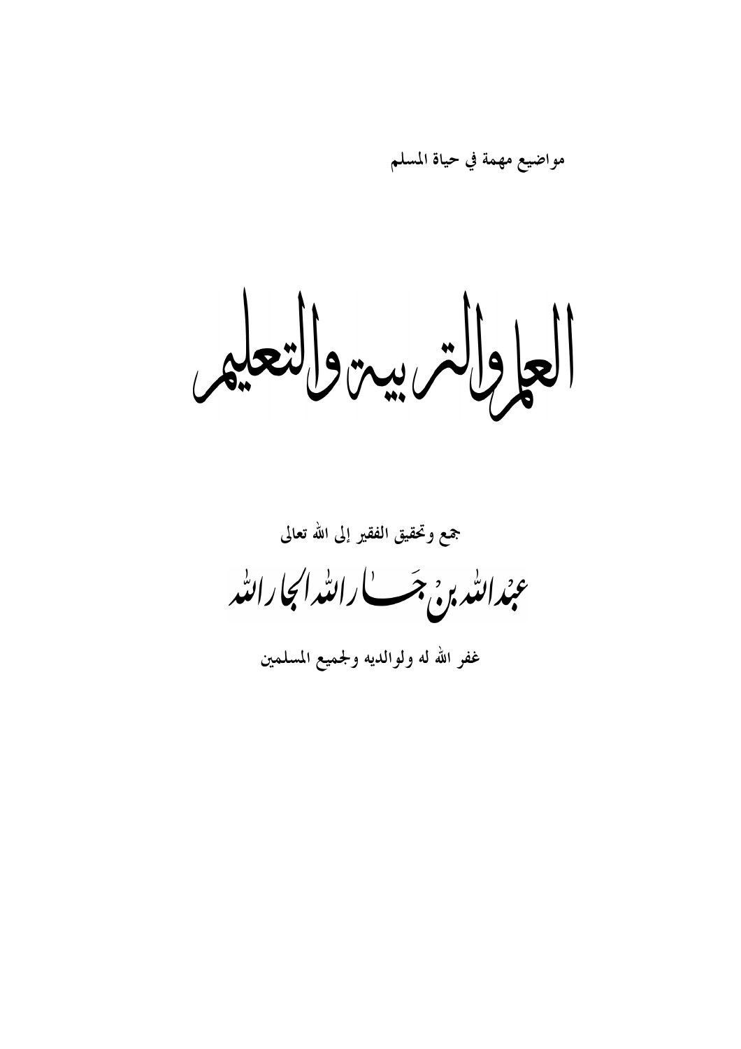مواضيع مهمة في حياة المسلم

# العلم والتربية والتعليم

جمع وتحقيق الفقير إلى الله تعالى

## عبد الله بن جار الله الجار الله

غفر الله له ولوالديه ولجميع المسلمين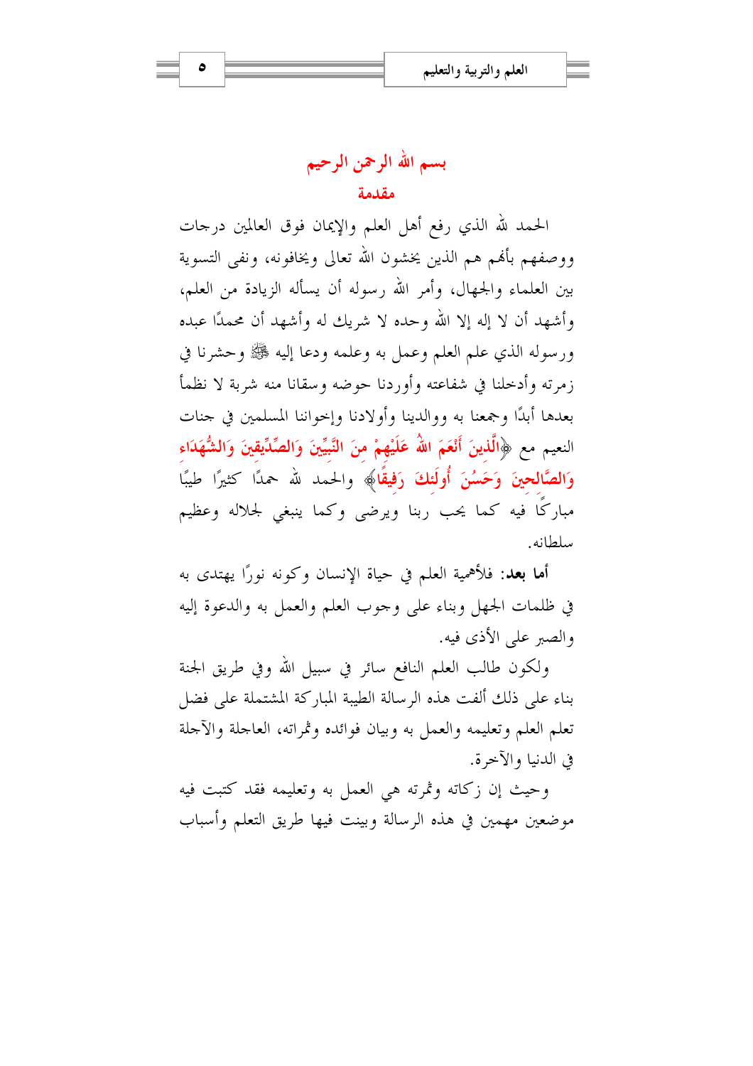## بسم الله الرحمن الرحيم

### مقدمة

الحمد لله الذي رفع أهل العلم والإيمان فوق العالمين درجات ووصفهم بأنهم هم الذين يخشون الله تعالى ويخافونه، ونفى التسوية بين العلماء والجهال، وأمر الله رسوله أن يسأله الزيادة من العلم، وأشهد أن لا إله إلا الله وحده لا شريك له وأشهد أن محمدًا عبده ورسوله الذي علم العلم وعمل به وعلمه ودعا إليه ﷺ وحشرنا في زمرته وأدخلنا في شفاعته وأوردنا حوضه وسقانا منه شربة لا نظمأ بعدها أبدًا وجمعنا به ووالدينا وأولادنا وإخواننا المسلمين في جنات النعيم مع ﴿الَّذِينَ أَنْعَمَ اللهُ عَلَيْهِمْ مِنَ النَّبِيِّينَ وَالصِّدِّيقِينَ وَالشُّهَدَاءِ وَالصَّالِحِينَ وَحَسُنَ أُولَئِكَ رَفِيقًا﴾ والحمد لله حمدًا كثيرًا طيبًا مباركًا فيه كما يحب ربنا ويرضى وكما ينبغي لجلاله وعظيم سلطانه.

**أما بعد**: فلأهمية العلم في حياة الإنسان وكونه نورًا يهتدى به في ظلمات الجهل وبناء على وجوب العلم والعمل به والدعوة إليه والصبر على الأذى فيه.

ولكون طالب العلم النافع سائر في سبيل الله وفي طريق الجنة بناء على ذلك ألفت هذه الرسالة الطيبة المباركة المشتملة على فضل تعلم العلم وتعليمه والعمل به وبيان فوائده وثمراته، العاجلة والآجلة في الدنيا والآخرة.

وحيث إن زكاته وثمرته هي العمل به وتعليمه فقد كتبت فيه موضعين مهمين في هذه الرسالة وبينت فيها طريق التعلم وأسباب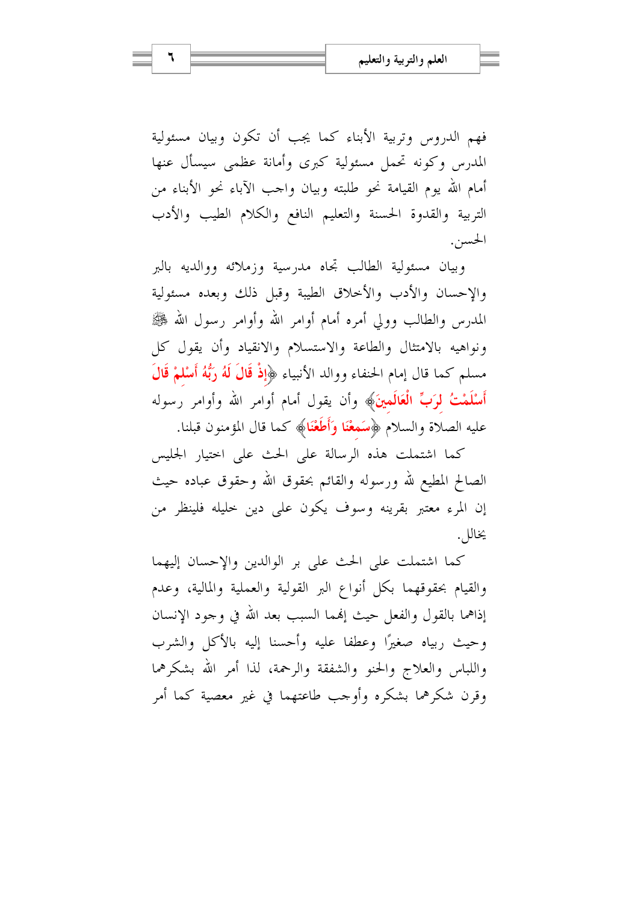فهم الدروس وتربية الأبناء كما يجب أن تكون وبيان مسئولية المدرس وكونه تحمل مسئولية كبرى وأمانة عظمى سيسأل عنها أمام الله يوم القيامة نحو طلبته وبيان واجب الآباء نحو الأبناء من التربية والقدوة الحسنة والتعليم النافع والكلام الطيب والأدب الحسن.

وبيان مسئولية الطالب تجاه مدرسية وزملائه ووالديه بالبر والإحسان والأدب والأخلاق الطيبة وقبل ذلك وبعده مسئولية المدرس والطالب وولي أمره أمام أوامر الله وأوامر رسول الله ﷺ ونواهيه بالامتثال والطاعة والاستسلام والانقياد وأن يقول كل مسلم كما قال إمام الحنفاء ووالد الأنبياء ﴿إِذْ قَالَ لَهُ رَبُّهُ أَسْلِمْ قَالَ أَسْلَمْتُ لِرَبِّ الْعَالَمِينَ﴾ وأن يقول أمام أوامر الله وأوامر رسوله عليه الصلاة والسلام ﴿سَمِعْنَا وَأَطَعْنَا﴾ كما قال المؤمنون قبلنا.

كما اشتملت هذه الرسالة على الحث على اختيار الجليس الصالح المطيع لله ورسوله والقائم بحقوق الله وحقوق عباده حيث إن المرء معتبر بقرينه وسوف يكون على دين خليله فلينظر من يخالل.

كما اشتملت على الحث على بر الوالدين والإحسان إليهما والقيام بحقوقهما بكل أنواع البر القولية والعملية والمالية، وعدم إذاهما بالقول والفعل حيث إنهما السبب بعد الله في وجود الإنسان وحيث ربياه صغيرًا وعطفا عليه وأحسنا إليه بالأكل والشرب واللباس والعلاج والحنو والشفقة والرحمة، لذا أمر الله بشكرهما وقرن شكرهما بشكره وأوجب طاعتهما في غير معصية كما أمر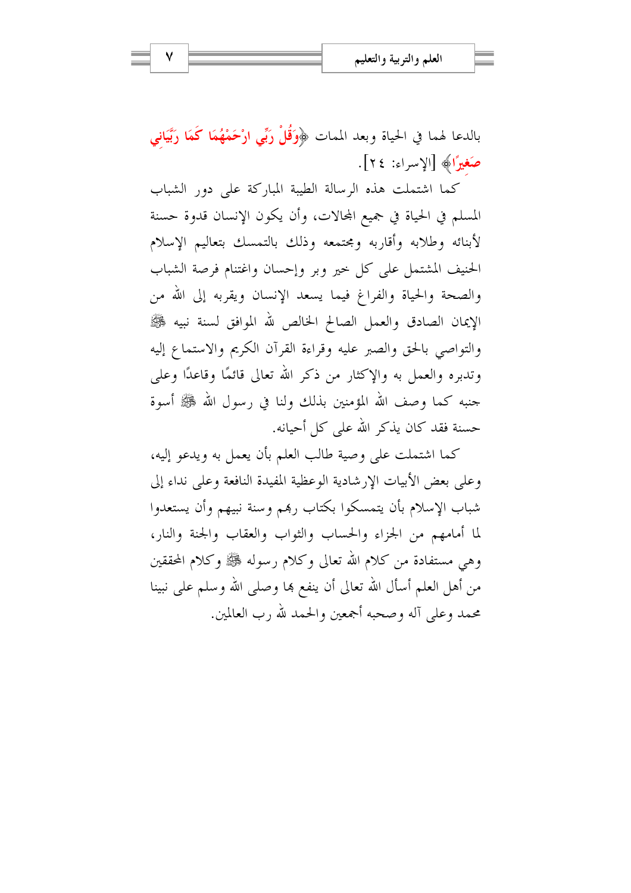بالدعا لهما في الحياة وبعد الممات ﴿وَقُلْ رَبِّي ارْحَمْهُمَا كَمَا رَبَّيَانِي صَغِيرًا﴾ [الإسراء: ٢٤].

كما اشتملت هذه الرسالة الطيبة المباركة على دور الشباب المسلم في الحياة في جميع المجالات، وأن يكون الإنسان قدوة حسنة لأبنائه وطلابه وأقاربه ومجتمعه وذلك بالتمسك بتعاليم الإسلام الحنيف المشتمل على كل خير وبر وإحسان واغتنام فرصة الشباب والصحة والحياة والفراغ فيما يسعد الإنسان ويقربه إلى الله من الإيمان الصادق والعمل الصالح الخالص لله الموافق لسنة نبيه ﷺ والتواصي بالحق والصبر عليه وقراءة القرآن الكريم والاستماع إليه وتدبره والعمل به والإكثار من ذكر الله تعالى قائمًا وقاعدًا وعلى جنبه كما وصف الله المؤمنين بذلك ولنا في رسول الله ﷺ أسوة حسنة فقد كان يذكر الله على كل أحيانه.

كما اشتملت على وصية طالب العلم بأن يعمل به ويدعو إليه، وعلى بعض الأبيات الإرشادية الوعظية المفيدة النافعة وعلى نداء إلى شباب الإسلام بأن يتمسكوا بكتاب ربهم وسنة نبيهم وأن يستعدوا لما أمامهم من الجزاء والحساب والثواب والعقاب والجنة والنار، وهي مستفادة من كلام الله تعالى وكلام رسوله ﷺ وكلام المحققين من أهل العلم أسأل الله تعالى أن ينفع بها وصلى الله وسلم على نبينا محمد وعلى آله وصحبه أجمعين والحمد لله رب العالمين.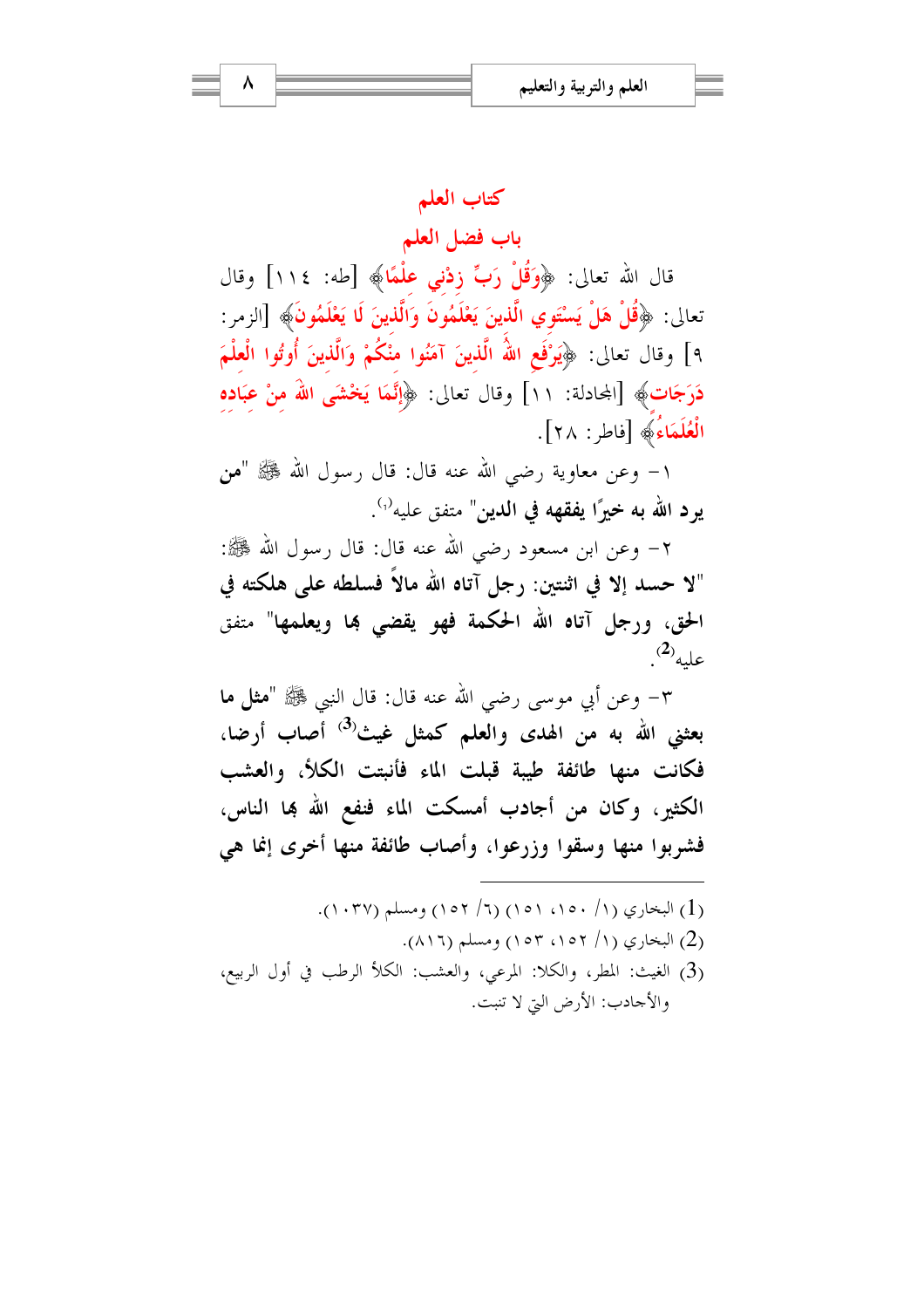# كتاب العلم

## باب فضل العلم

قال الله تعالى: ﴿وَقُلْ رَبِّ زِدْنِي عِلْمًا﴾ [طه: ١١٤] وقال تعالى: ﴿قُلْ هَلْ يَسْتَوِي الَّذِينَ يَعْلَمُونَ وَالَّذِينَ لَا يَعْلَمُونَ﴾ [الزمر: ٩] وقال تعالى: ﴿يَرْفَعِ اللَّهُ الَّذِينَ آمَنُوا مِنْكُمْ وَالَّذِينَ أُوتُوا الْعِلْمَ دَرَجَاتٍ﴾ [المجادلة: ١١] وقال تعالى: ﴿إِنَّمَا يَخْشَى اللَّهَ مِنْ عِبَادِهِ الْعُلَمَاءُ﴾ [فاطر: ٢٨].

١- وعن معاوية رضي الله عنه قال: قال رسول الله ﷺ "**من يرد الله به خيرًا يفقهه في الدين**" متفق عليه[1].

٢- وعن ابن مسعود رضي الله عنه قال: قال رسول الله ﷺ: "**لا حسد إلا في اثنتين: رجل آتاه الله مالاً فسلطه على هلكته في الحق، ورجل آتاه الله الحكمة فهو يقضي بها ويعلمها**" متفق عليه[2].

٣- وعن أبي موسى رضي الله عنه قال: قال النبي ﷺ "**مثل ما بعثني الله به من الهدى والعلم كمثل غيث[3] أصاب أرضا، فكانت منها طائفة طيبة قبلت الماء فأنبتت الكلأ، والعشب الكثير، وكان من أجادب أمسكت الماء فنفع الله بها الناس، فشربوا منها وسقوا وزرعوا، وأصاب طائفة منها أخرى إنما هي**

---

(1) البخاري (١/ ١٥٠، ١٥١) (٦/ ١٥٢) ومسلم (١٠٣٧).

(2) البخاري (١/ ١٥٢، ١٥٣) ومسلم (٨١٦).

(3) الغيث: المطر، والكلا: المرعي، والعشب: الكلأ الرطب في أول الربيع، والأجادب: الأرض التي لا تنبت.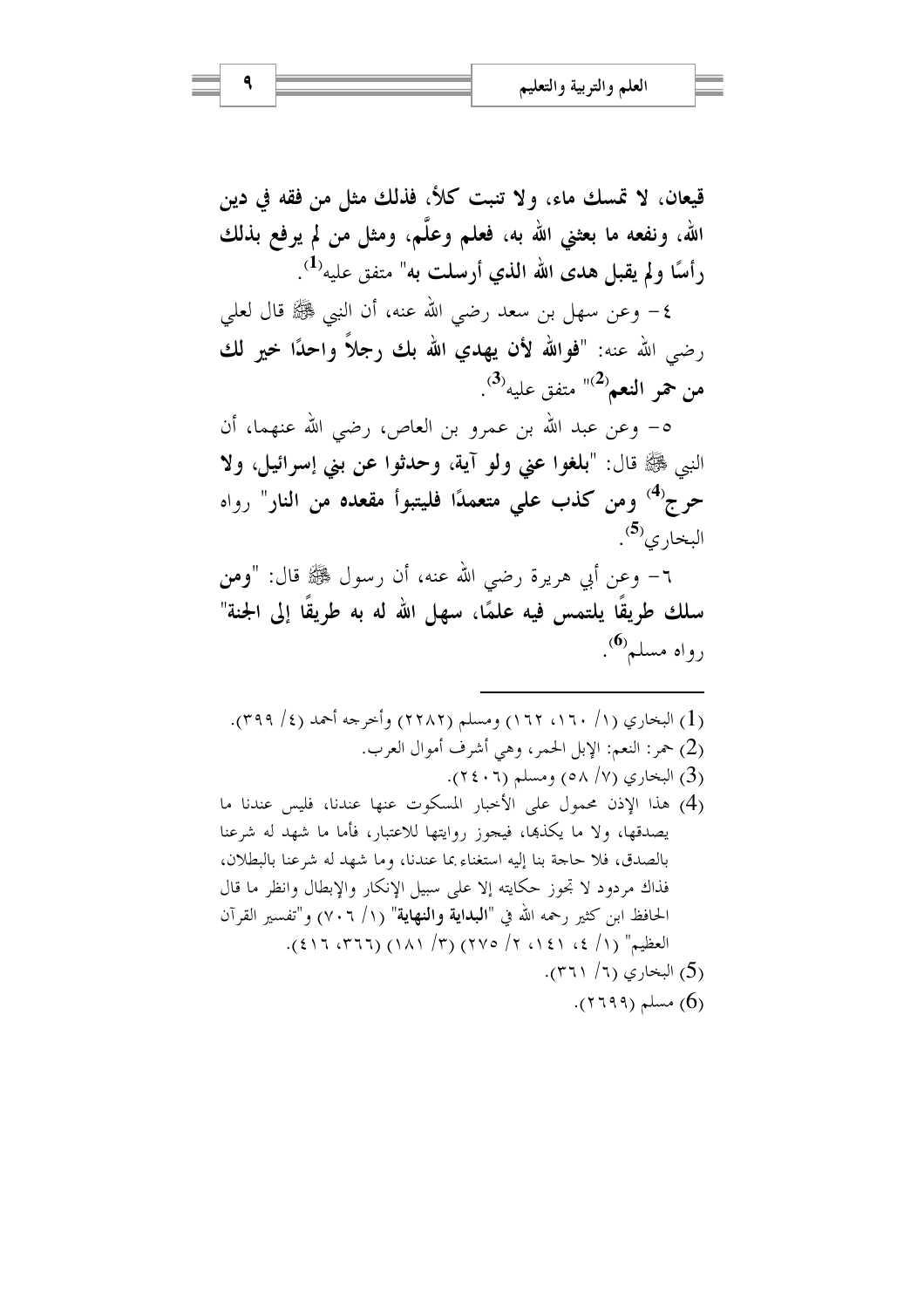**قيعان، لا تمسك ماء، ولا تنبت كلأ، فذلك مثل من فقه في دين الله، ونفعه ما بعثني الله به، فعلم وعلَّم، ومثل من لم يرفع بذلك رأسًا ولم يقبل هدى الله الذي أرسلت به"** متفق عليه[1].

٤- وعن سهل بن سعد رضي الله عنه، أن النبي ﷺ قال لعلي رضي الله عنه: **"فوالله لأن يهدي الله بك رجلاً واحدًا خير لك من حمر النعم[2]"** متفق عليه[3].

٥- وعن عبد الله بن عمرو بن العاص، رضي الله عنهما، أن النبي ﷺ قال: **"بلغوا عني ولو آية، وحدثوا عن بني إسرائيل، ولا حرج[4] ومن كذب علي متعمدًا فليتبوأ مقعده من النار"** رواه البخاري[5].

٦- وعن أبي هريرة رضي الله عنه، أن رسول ﷺ قال: **"ومن سلك طريقًا يلتمس فيه علمًا، سهل الله له به طريقًا إلى الجنة"** رواه مسلم[6].

---

(1) البخاري (١/ ١٦٠، ١٦٢) ومسلم (٢٢٨٢) وأخرجه أحمد (٤/ ٣٩٩).

(2) حمر: النعم: الإبل الحمر، وهي أشرف أموال العرب.

(3) البخاري (٧/ ٥٨) ومسلم (٢٤٠٦).

(4) هذا الإذن محمول على الأخبار المسكوت عنها عندنا، فليس عندنا ما يصدقها، ولا ما يكذبها، فيجوز روايتها للاعتبار، فأما ما شهد له شرعنا بالصدق، فلا حاجة بنا إليه استغناء بما عندنا، وما شهد له شرعنا بالبطلان، فذاك مردود لا تجوز حكايته إلا على سبيل الإنكار والإبطال وانظر ما قال الحافظ ابن كثير رحمه الله في **"البداية والنهاية"** (١/ ٧٠٦) و"تفسير القرآن العظيم" (١/ ٤، ١٤١، ٢/ ٢٧٥) (٣/ ١٨١) (٣٦٦، ٤١٦).

(5) البخاري (٦/ ٣٦١).

(6) مسلم (٢٦٩٩).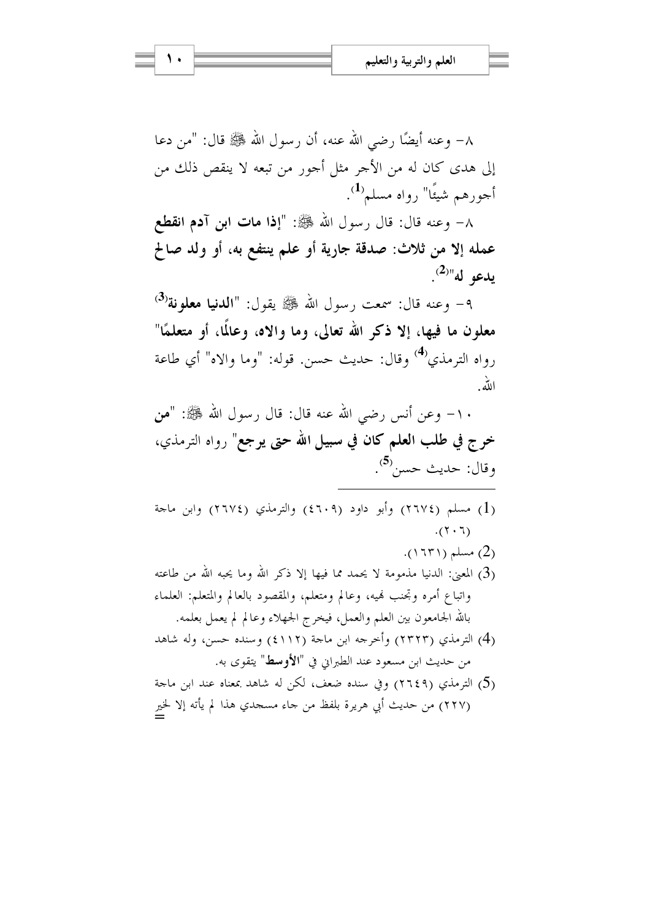٨- وعنه أيضًا رضي الله عنه، أن رسول الله ﷺ قال: "من دعا إلى هدى كان له من الأجر مثل أجور من تبعه لا ينقص ذلك من أجورهم شيئًا" رواه مسلم[1].

٨- وعنه قال: قال رسول الله ﷺ: "**إذا مات ابن آدم انقطع عمله إلا من ثلاث: صدقة جارية أو علم ينتفع به، أو ولد صالح يدعو له**"[2].

٩- وعنه قال: سمعت رسول الله ﷺ يقول: "**الدنيا معلونة**[3] **معلون ما فيها، إلا ذكر الله تعالى، وما والاه، وعالمًا، أو متعلمًا**" رواه الترمذي[4] وقال: حديث حسن. قوله: "وما والاه" أي طاعة الله.

١٠- وعن أنس رضي الله عنه قال: قال رسول الله ﷺ: "**من خرج في طلب العلم كان في سبيل الله حتى يرجع**" رواه الترمذي، وقال: حديث حسن[5].

---

(1) مسلم (٢٦٧٤) وأبو داود (٤٦٠٩) والترمذي (٢٦٧٤) وابن ماجة (٢٠٦).

(2) مسلم (١٦٣١).

(3) المعنى: الدنيا مذمومة لا يحمد مما فيها إلا ذكر الله وما يحبه الله من طاعته واتباع أمره وتجنب نهيه، وعالم ومتعلم، والمقصود بالعالم والمتعلم: العلماء بالله الجامعون بين العلم والعمل، فيخرج الجهلاء وعالم لم يعمل بعلمه.

(4) الترمذي (٢٣٢٣) وأخرجه ابن ماجة (٤١١٢) وسنده حسن، وله شاهد من حديث ابن مسعود عند الطبراني في "**الأوسط**" يتقوى به.

(5) الترمذي (٢٦٤٩) وفي سنده ضعف، لكن له شاهد بمعناه عند ابن ماجة (٢٢٧) من حديث أبي هريرة بلفظ من جاء مسجدي هذا لم يأته إلا لخير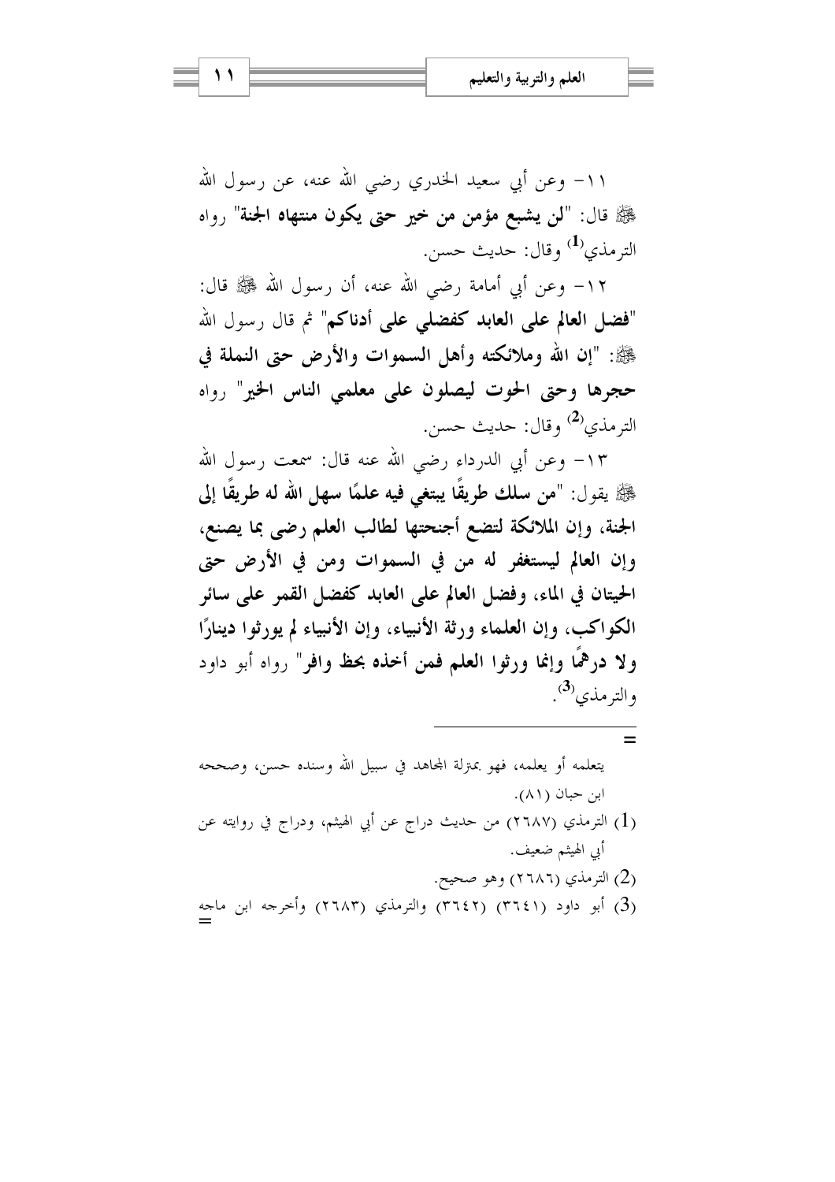١١- وعن أبي سعيد الخدري رضي الله عنه، عن رسول الله ﷺ قال: "**لن يشبع مؤمن من خير حتى يكون منتهاه الجنة**" رواه الترمذي[1] وقال: حديث حسن.

١٢- وعن أبي أمامة رضي الله عنه، أن رسول الله ﷺ قال: "**فضل العالم على العابد كفضلي على أدناكم**" ثم قال رسول الله ﷺ: "**إن الله وملائكته وأهل السموات والأرض حتى النملة في جحرها وحتى الحوت ليصلون على معلمي الناس الخير**" رواه الترمذي[2] وقال: حديث حسن.

١٣- وعن أبي الدرداء رضي الله عنه قال: سمعت رسول الله ﷺ يقول: "**من سلك طريقًا يبتغي فيه علمًا سهل الله له طريقًا إلى الجنة، وإن الملائكة لتضع أجنحتها لطالب العلم رضى بما يصنع، وإن العالم ليستغفر له من في السموات ومن في الأرض حتى الحيتان في الماء، وفضل العالم على العابد كفضل القمر على سائر الكواكب، وإن العلماء ورثة الأنبياء، وإن الأنبياء لم يورثوا دينارًا ولا درهمًا وإنما ورثوا العلم فمن أخذه بحظ وافر**" رواه أبو داود والترمذي[3].

---

يتعلمه أو يعلمه، فهو بمنزلة المجاهد في سبيل الله وسنده حسن، وصححه ابن حبان (٨١).

(1) الترمذي (٢٦٨٧) من حديث دراج عن أبي الهيثم، ودراج في روايته عن أبي الهيثم ضعيف.

(2) الترمذي (٢٦٨٦) وهو صحيح.

(3) أبو داود (٣٦٤١) (٣٦٤٢) والترمذي (٢٦٨٣) وأخرجه ابن ماجه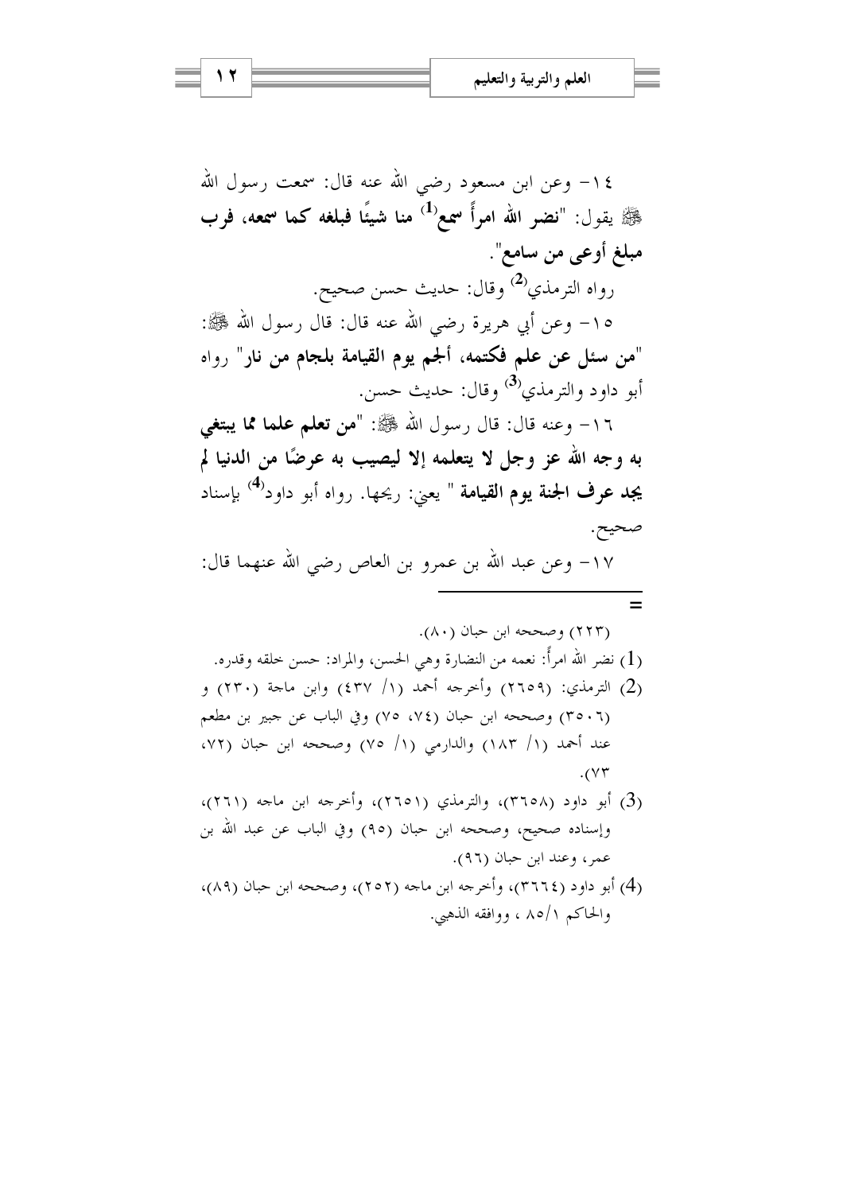١٤- وعن ابن مسعود رضي الله عنه قال: سمعت رسول الله ﷺ يقول: "**نضر الله امرأً سمع**[1] **منا شيئًا فبلغه كما سمعه، فرب مبلغ أوعى من سامع**".

رواه الترمذي[2] وقال: حديث حسن صحيح.

١٥- وعن أبي هريرة رضي الله عنه قال: قال رسول الله ﷺ: "**من سئل عن علم فكتمه، ألجم يوم القيامة بلجام من نار**" رواه أبو داود والترمذي[3] وقال: حديث حسن.

١٦- وعنه قال: قال رسول الله ﷺ: "**من تعلم علما مما يبتغي به وجه الله عز وجل لا يتعلمه إلا ليصيب به عرضًا من الدنيا لم يجد عرف الجنة يوم القيامة** " يعني: ريحها. رواه أبو داود[4] بإسناد صحيح.

١٧- وعن عبد الله بن عمرو بن العاص رضي الله عنهما قال:

---

=

(٢٢٣) وصححه ابن حبان (٨٠).

(1) نضر الله امرأً: نعمه من النضارة وهي الحسن، والمراد: حسن خلقه وقدره.

(2) الترمذي: (٢٦٥٩) وأخرجه أحمد (١/ ٤٣٧) وابن ماجة (٢٣٠) و (٣٥٠٦) وصححه ابن حبان (٧٤، ٧٥) وفي الباب عن جبير بن مطعم عند أحمد (١/ ١٨٣) والدارمي (١/ ٧٥) وصححه ابن حبان (٧٢، ٧٣).

(3) أبو داود (٣٦٥٨)، والترمذي (٢٦٥١)، وأخرجه ابن ماجه (٢٦١)، وإسناده صحيح، وصححه ابن حبان (٩٥) وفي الباب عن عبد الله بن عمر، وعند ابن حبان (٩٦).

(4) أبو داود (٣٦٦٤)، وأخرجه ابن ماجه (٢٥٢)، وصححه ابن حبان (٨٩)، والحاكم ٨٥/١ ، ووافقه الذهبي.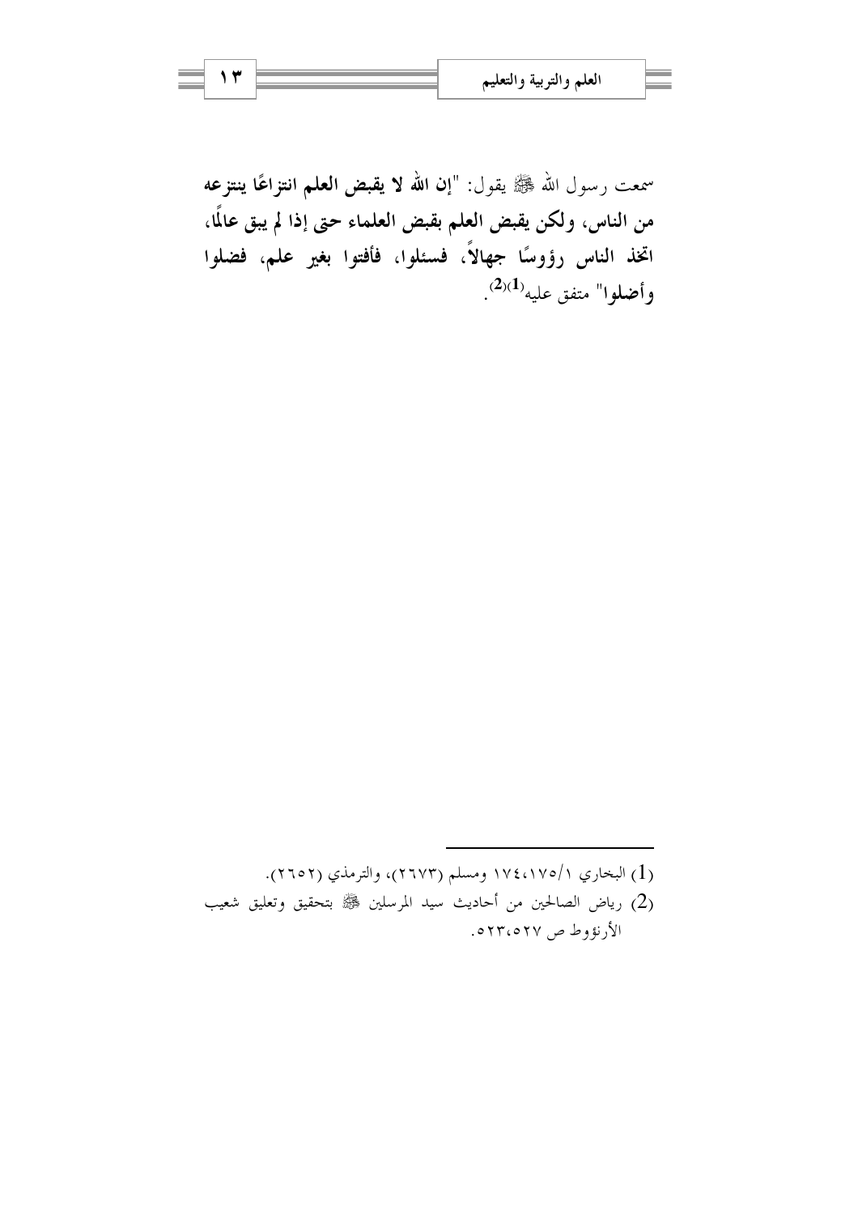سمعت رسول الله ﷺ يقول: "**إن الله لا يقبض العلم انتزاعًا ينتزعه من الناس، ولكن يقبض العلم بقبض العلماء حتى إذا لم يبق عالمًا، اتخذ الناس رؤوسًا جهالاً، فسئلوا، فأفتوا بغير علم، فضلوا وأضلوا**" متفق عليه[1][2].

---

(1) البخاري ١/١٧٥،١٧٤ ومسلم (٢٦٧٣)، والترمذي (٢٦٥٢).

(2) رياض الصالحين من أحاديث سيد المرسلين ﷺ بتحقيق وتعليق شعيب الأرنؤوط ص ٥٢٣،٥٢٧.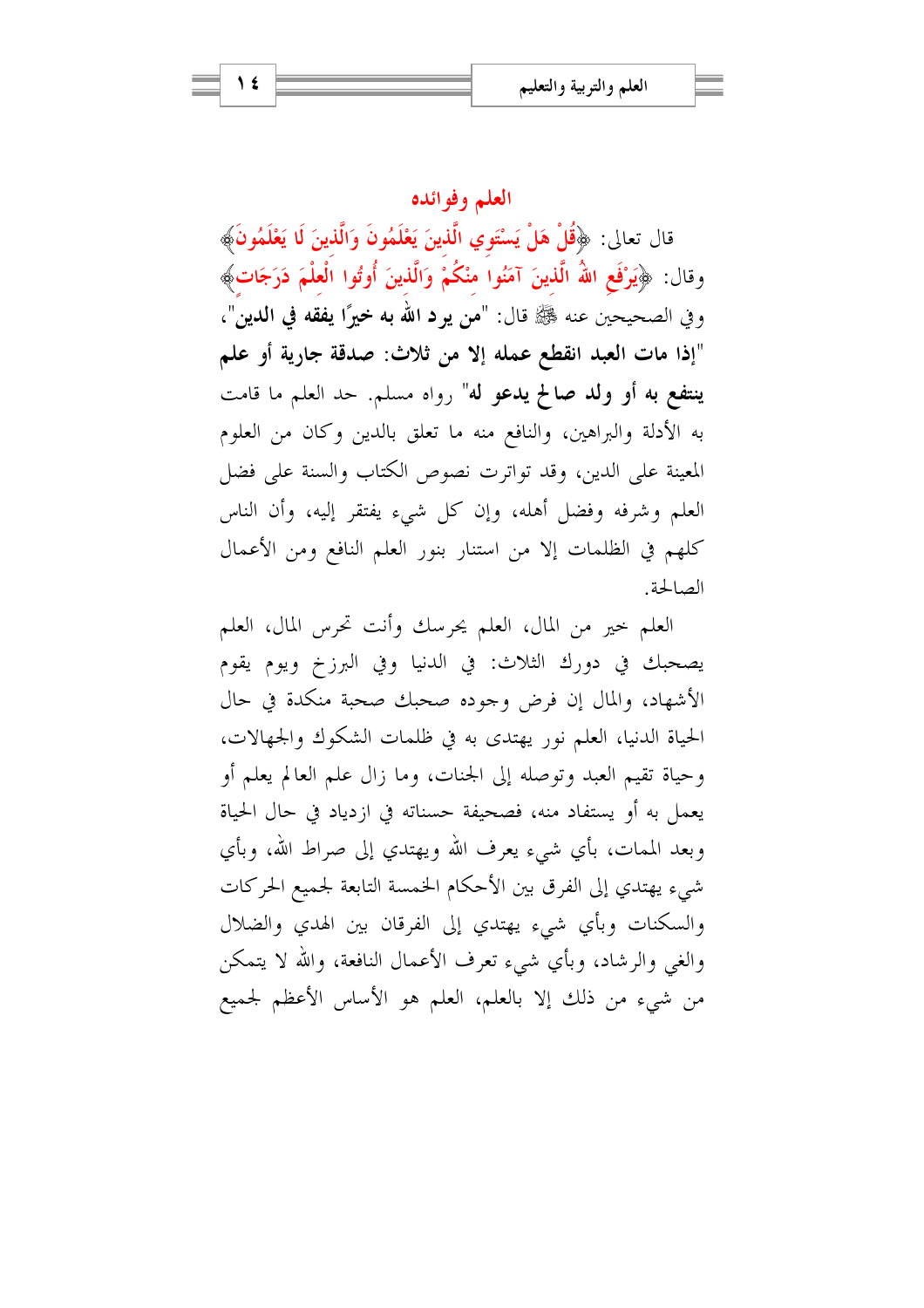## العلم وفوائده

قال تعالى: ﴿قُلْ هَلْ يَسْتَوِي الَّذِينَ يَعْلَمُونَ وَالَّذِينَ لَا يَعْلَمُونَ﴾ وقال: ﴿يَرْفَعِ اللهُ الَّذِينَ آمَنُوا مِنْكُمْ وَالَّذِينَ أُوتُوا الْعِلْمَ دَرَجَاتٍ﴾ وفي الصحيحين عنه ﷺ قال: "**من يرد الله به خيرًا يفقه في الدين**"، "**إذا مات العبد انقطع عمله إلا من ثلاث: صدقة جارية أو علم ينتفع به أو ولد صالح يدعو له**" رواه مسلم. حد العلم ما قامت به الأدلة والبراهين، والنافع منه ما تعلق بالدين وكان من العلوم المعينة على الدين، وقد تواترت نصوص الكتاب والسنة على فضل العلم وشرفه وفضل أهله، وإن كل شيء يفتقر إليه، وأن الناس كلهم في الظلمات إلا من استنار بنور العلم النافع ومن الأعمال الصالحة.

العلم خير من المال، العلم يحرسك وأنت تحرس المال، العلم يصحبك في دورك الثلاث: في الدنيا وفي البرزخ ويوم يقوم الأشهاد، والمال إن فرض وجوده صحبك صحبة منكدة في حال الحياة الدنيا، العلم نور يهتدى به في ظلمات الشكوك والجهالات، وحياة تقيم العبد وتوصله إلى الجنات، وما زال علم العالم يعلم أو يعمل به أو يستفاد منه، فصحيفة حسناته في ازدياد في حال الحياة وبعد الممات، بأي شيء يعرف الله ويهتدي إلى صراط الله، وبأي شيء يهتدي إلى الفرق بين الأحكام الخمسة التابعة لجميع الحركات والسكنات وبأي شيء يهتدي إلى الفرقان بين الهدي والضلال والغي والرشاد، وبأي شيء تعرف الأعمال النافعة، والله لا يتمكن من شيء من ذلك إلا بالعلم، العلم هو الأساس الأعظم لجميع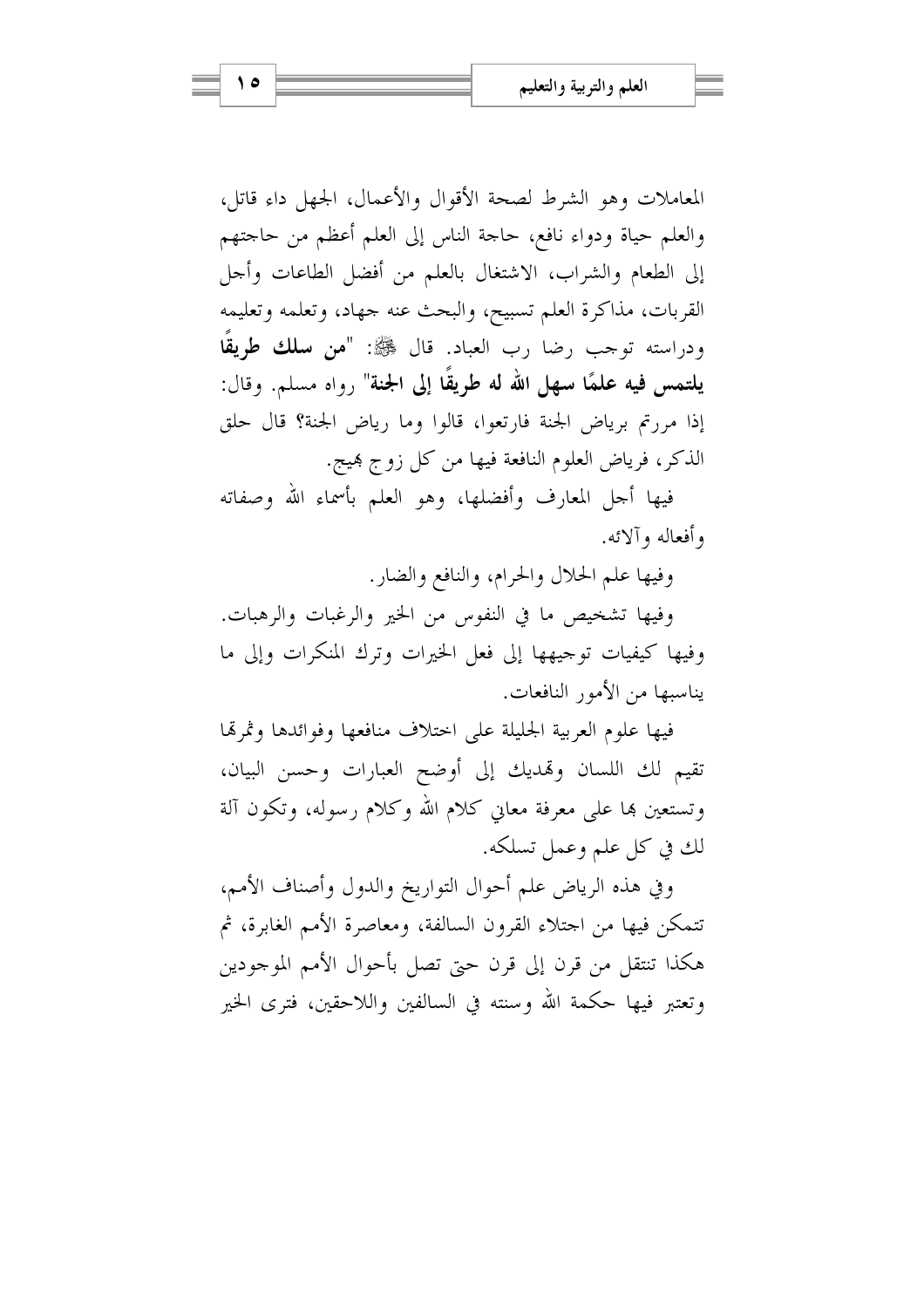المعاملات وهو الشرط لصحة الأقوال والأعمال، الجهل داء قاتل، والعلم حياة ودواء نافع، حاجة الناس إلى العلم أعظم من حاجتهم إلى الطعام والشراب، الاشتغال بالعلم من أفضل الطاعات وأجل القربات، مذاكرة العلم تسبيح، والبحث عنه جهاد، وتعلمه وتعليمه ودراسته توجب رضا رب العباد. قال ﷺ: "**من سلك طريقًا يلتمس فيه علمًا سهل الله له طريقًا إلى الجنة**" رواه مسلم. وقال: إذا مررتم برياض الجنة فارتعوا، قالوا وما رياض الجنة؟ قال حلق الذكر، فرياض العلوم النافعة فيها من كل زوج بهيج.

فيها أجل المعارف وأفضلها، وهو العلم بأسماء الله وصفاته وأفعاله وآلائه.

وفيها علم الحلال والحرام، والنافع والضار.

وفيها تشخيص ما في النفوس من الخير والرغبات والرهبات. وفيها كيفيات توجيهها إلى فعل الخيرات وترك المنكرات وإلى ما يناسبها من الأمور النافعات.

فيها علوم العربية الجليلة على اختلاف منافعها وفوائدها وثمرتها تقيم لك اللسان وتهديك إلى أوضح العبارات وحسن البيان، وتستعين بها على معرفة معاني كلام الله وكلام رسوله، وتكون آلة لك في كل علم وعمل تسلكه.

وفي هذه الرياض علم أحوال التواريخ والدول وأصناف الأمم، تتمكن فيها من اجتلاء القرون السالفة، ومعاصرة الأمم الغابرة، ثم هكذا تنتقل من قرن إلى قرن حتى تصل بأحوال الأمم الموجودين وتعتبر فيها حكمة الله وسننه في السالفين واللاحقين، فترى الخير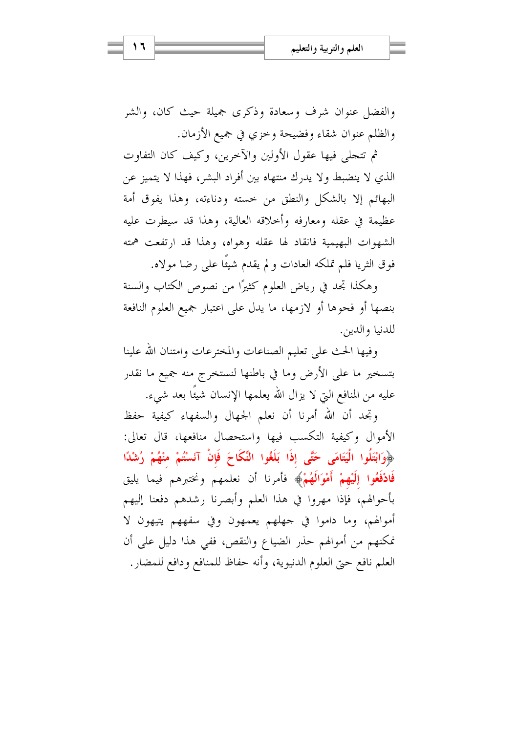والفضل عنوان شرف وسعادة وذكرى جميلة حيث كان، والشر والظلم عنوان شقاء وفضيحة وخزي في جميع الأزمان.

ثم تتجلى فيها عقول الأولين والآخرين، وكيف كان التفاوت الذي لا ينضبط ولا يدرك منتهاه بين أفراد البشر، فهذا لا يتميز عن البهائم إلا بالشكل والنطق من خسته ودناءته، وهذا يفوق أمة عظيمة في عقله ومعارفه وأخلاقه العالية، وهذا قد سيطرت عليه الشهوات البهيمية فانقاد لها عقله وهواه، وهذا قد ارتفعت همته فوق الثريا فلم تملكه العادات و لم يقدم شيئًا على رضا مولاه.

وهكذا تجد في رياض العلوم كثيرًا من نصوص الكتاب والسنة بنصها أو فحوها أو لازمها، ما يدل على اعتبار جميع العلوم النافعة للدنيا والدين.

وفيها الحث على تعليم الصناعات والمخترعات وامتنان الله علينا بتسخير ما على الأرض وما في باطنها لنستخرج منه جميع ما نقدر عليه من المنافع التي لا يزال الله يعلمها الإنسان شيئًا بعد شيء.

وتجد أن الله أمرنا أن نعلم الجهال والسفهاء كيفية حفظ الأموال وكيفية التكسب فيها واستحصال منافعها، قال تعالى: ﴿وَابْتَلُوا الْيَتَامَى حَتَّى إِذَا بَلَغُوا النِّكَاحَ فَإِنْ آنَسْتُمْ مِنْهُمْ رُشْدًا فَادْفَعُوا إِلَيْهِمْ أَمْوَالَهُمْ﴾ فأمرنا أن نعلمهم ونختبرهم فيما يليق بأحوالهم، فإذا مهروا في هذا العلم وأبصرنا رشدهم دفعنا إليهم أموالهم، وما داموا في جهلهم يعمهون وفي سفههم يتيهون لا نمكنهم من أموالهم حذر الضياع والنقص، ففي هذا دليل على أن العلم نافع حتى العلوم الدنيوية، وأنه حفاظ للمنافع ودافع للمضار.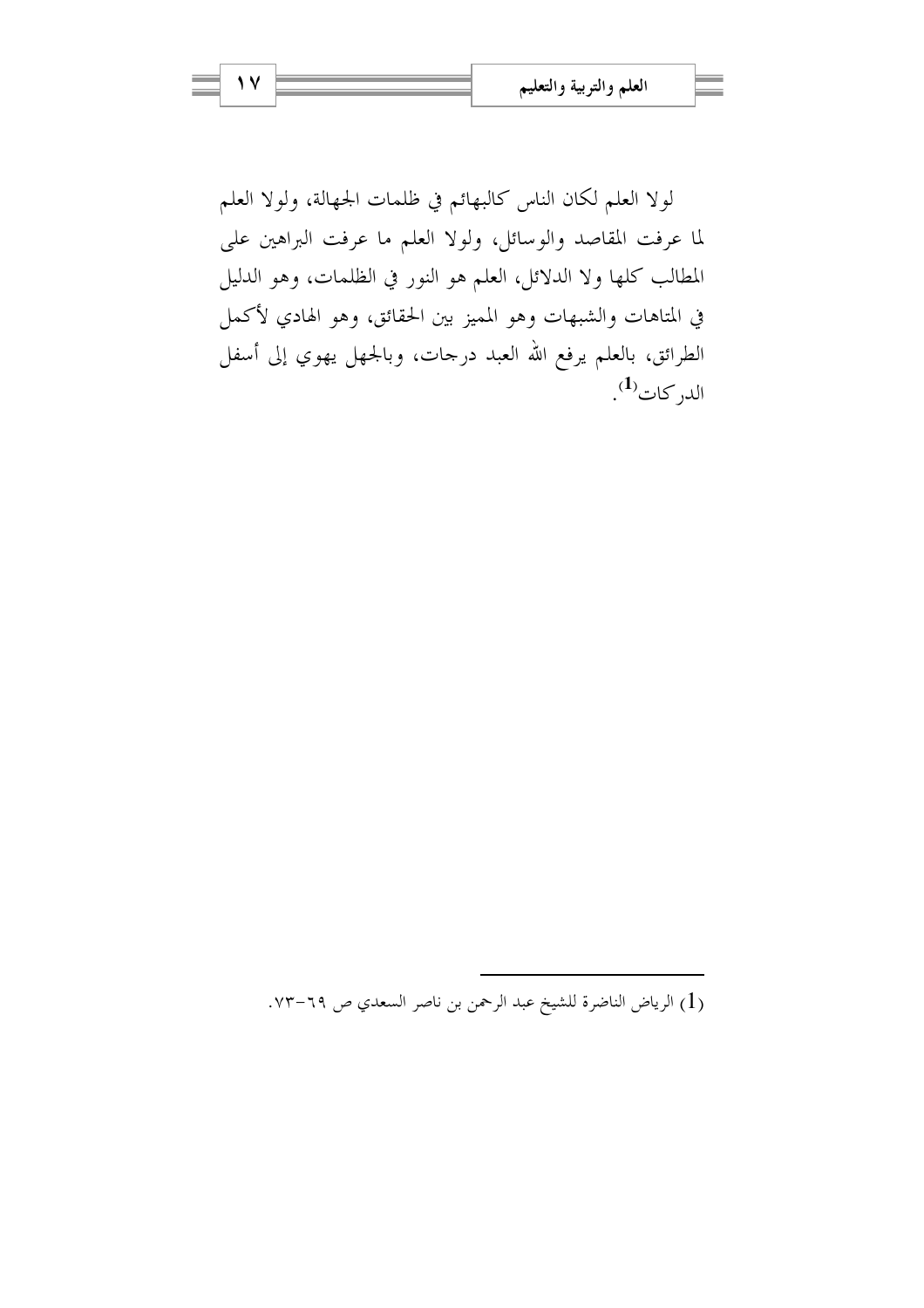لولا العلم لكان الناس كالبهائم في ظلمات الجهالة، ولولا العلم لما عرفت المقاصد والوسائل، ولولا العلم ما عرفت البراهين على المطالب كلها ولا الدلائل، العلم هو النور في الظلمات، وهو الدليل في المتاهات والشبهات وهو المميز بين الحقائق، وهو الهادي لأكمل الطرائق، بالعلم يرفع الله العبد درجات، وبالجهل يهوي إلى أسفل الدركات[1].

---

(1) الرياض الناضرة للشيخ عبد الرحمن بن ناصر السعدي ص ٦٩-٧٣.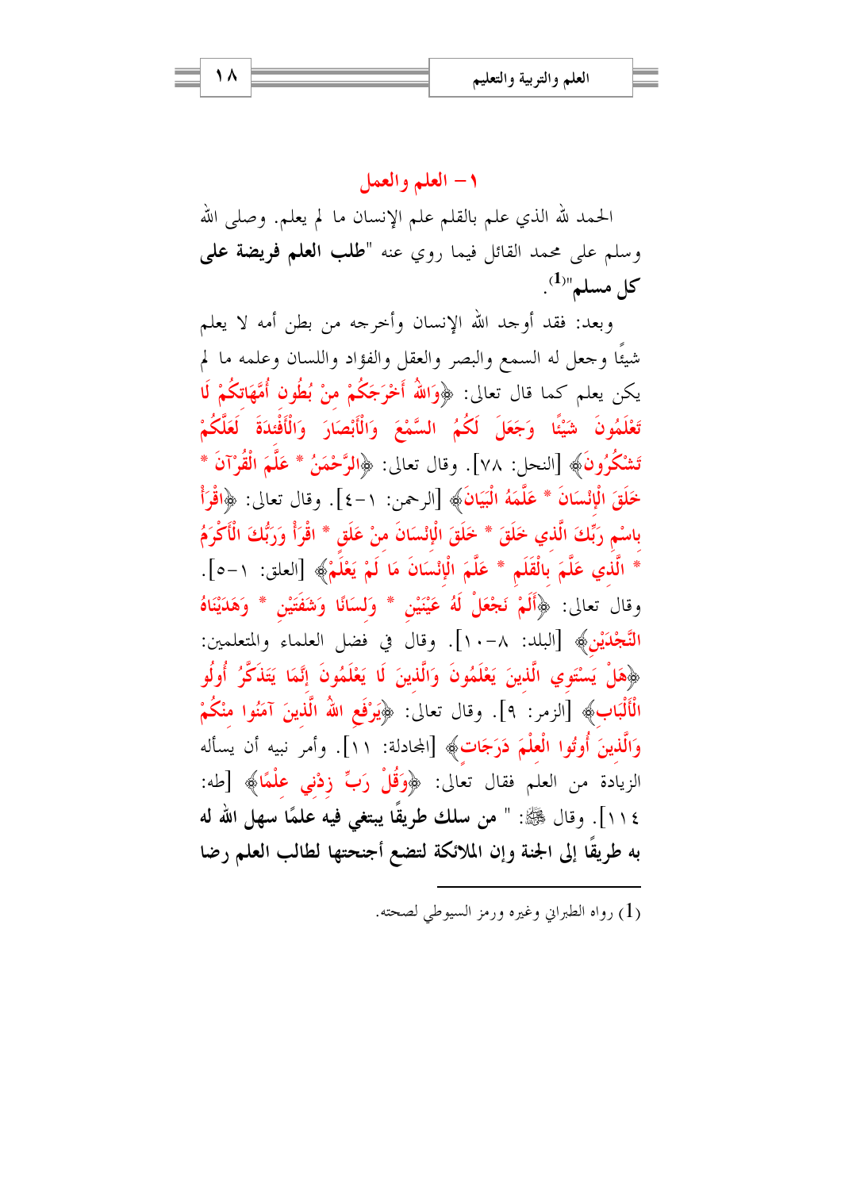## ١ – العلم والعمل

الحمد لله الذي علم بالقلم علم الإنسان ما لم يعلم. وصلى الله وسلم على محمد القائل فيما روي عنه "**طلب العلم فريضة على كل مسلم**"(1).

وبعد: فقد أوجد الله الإنسان وأخرجه من بطن أمه لا يعلم شيئًا وجعل له السمع والبصر والعقل والفؤاد واللسان وعلمه ما لم يكن يعلم كما قال تعالى: ﴿وَاللهُ أَخْرَجَكُمْ مِنْ بُطُونِ أُمَّهَاتِكُمْ لَا تَعْلَمُونَ شَيْئًا وَجَعَلَ لَكُمُ السَّمْعَ وَالْأَبْصَارَ وَالْأَفْئِدَةَ لَعَلَّكُمْ تَشْكُرُونَ﴾ [النحل: ٧٨]. وقال تعالى: ﴿الرَّحْمَنُ * عَلَّمَ الْقُرْآنَ * خَلَقَ الْإِنْسَانَ * عَلَّمَهُ الْبَيَانَ﴾ [الرحمن: ١-٤]. وقال تعالى: ﴿اقْرَأْ بِاسْمِ رَبِّكَ الَّذِي خَلَقَ * خَلَقَ الْإِنْسَانَ مِنْ عَلَقٍ * اقْرَأْ وَرَبُّكَ الْأَكْرَمُ * الَّذِي عَلَّمَ بِالْقَلَمِ * عَلَّمَ الْإِنْسَانَ مَا لَمْ يَعْلَمْ﴾ [العلق: ١-٥]. وقال تعالى: ﴿أَلَمْ نَجْعَلْ لَهُ عَيْنَيْنِ * وَلِسَانًا وَشَفَتَيْنِ * وَهَدَيْنَاهُ النَّجْدَيْنِ﴾ [البلد: ٨-١٠]. وقال في فضل العلماء والمتعلمين: ﴿هَلْ يَسْتَوِي الَّذِينَ يَعْلَمُونَ وَالَّذِينَ لَا يَعْلَمُونَ إِنَّمَا يَتَذَكَّرُ أُولُو الْأَلْبَابِ﴾ [الزمر: ٩]. وقال تعالى: ﴿يَرْفَعِ اللهُ الَّذِينَ آمَنُوا مِنْكُمْ وَالَّذِينَ أُوتُوا الْعِلْمَ دَرَجَاتٍ﴾ [المجادلة: ١١]. وأمر نبيه أن يسأله الزيادة من العلم فقال تعالى: ﴿وَقُلْ رَبِّ زِدْنِي عِلْمًا﴾ [طه: ١١٤]. وقال ﷺ: "**من سلك طريقًا يبتغي فيه علمًا سهل الله له به طريقًا إلى الجنة وإن الملائكة لتضع أجنحتها لطالب العلم رضا**

---

(1) رواه الطبراني وغيره ورمز السيوطي لصحته.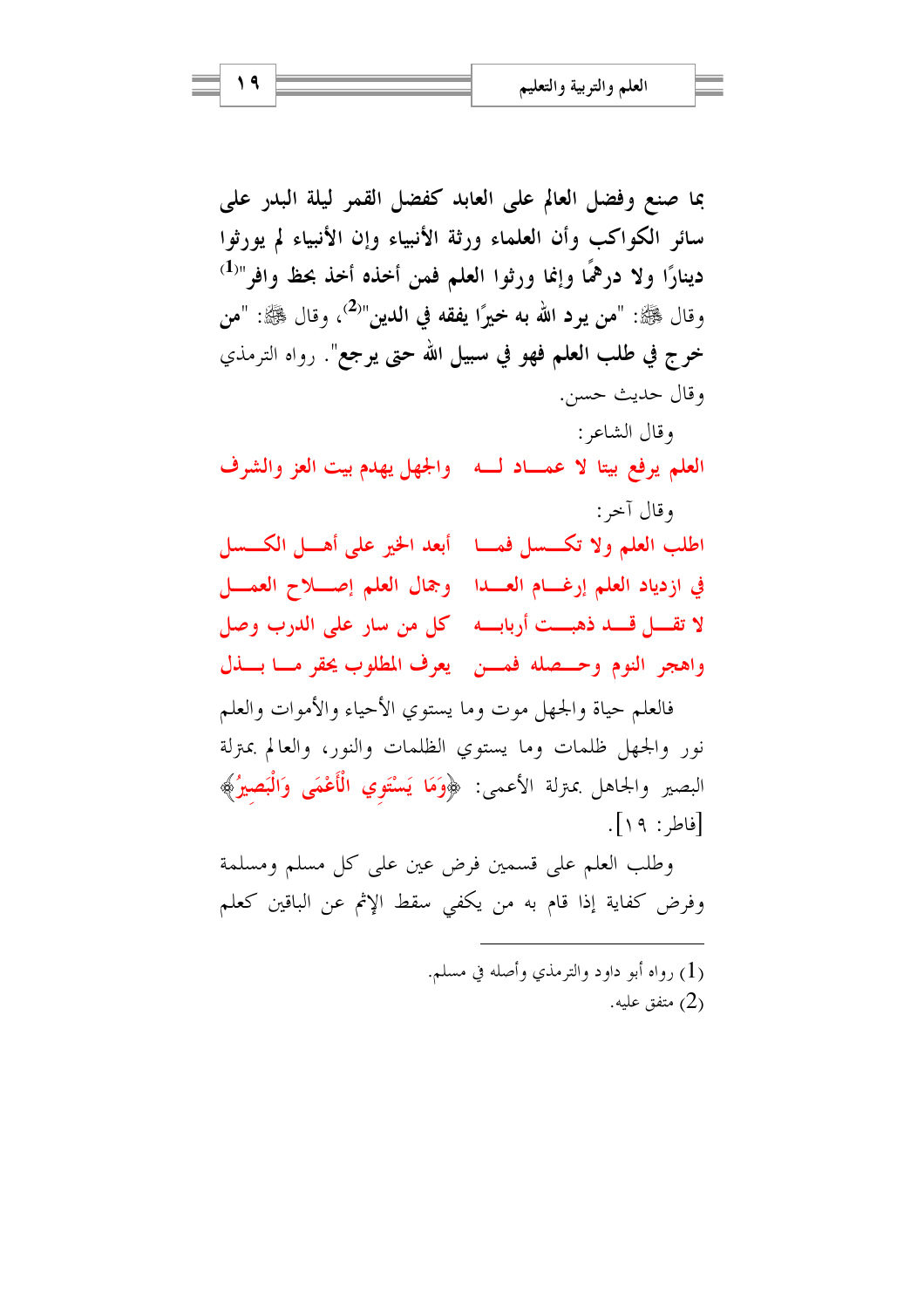بما صنع وفضل العالم على العابد كفضل القمر ليلة البدر على سائر الكواكب وأن العلماء ورثة الأنبياء وإن الأنبياء لم يورثوا دينارًا ولا درهمًا وإنما ورثوا العلم فمن أخذه أخذ بحظ وافر"[1] وقال ﷺ: "من يرد الله به خيرًا يفقه في الدين"[2]، وقال ﷺ: "من خرج في طلب العلم فهو في سبيل الله حتى يرجع". رواه الترمذي وقال حديث حسن.

وقال الشاعر:

العلم يرفع بيتا لا عمـــاد لـــه   واجهل يهدم بيت العز والشرف

وقال آخر:

اطلب العلم ولا تكـــسل فمـــا   أبعد الخير على أهـــل الكـــسل

في ازدياد العلم إرغـــام العـــدا   وجمال العلم إصـــلاح العمـــل

لا تقـــل قـــد ذهبـــت أربابـــه   كل من سار على الدرب وصل

واهجر النوم وحـــصله فمـــن   يعرف المطلوب يحقر مـــا بـــذل

فالعلم حياة والجهل موت وما يستوي الأحياء والأموات والعلم نور والجهل ظلمات وما يستوي الظلمات والنور، والعالم بمنزلة البصير والجاهل بمنزلة الأعمى: ﴿وَمَا يَسْتَوِي الْأَعْمَى وَالْبَصِيرُ﴾ [فاطر: ١٩].

وطلب العلم على قسمين فرض عين على كل مسلم ومسلمة وفرض كفاية إذا قام به من يكفي سقط الإثم عن الباقين كعلم

---

(1) رواه أبو داود والترمذي وأصله في مسلم.

(2) متفق عليه.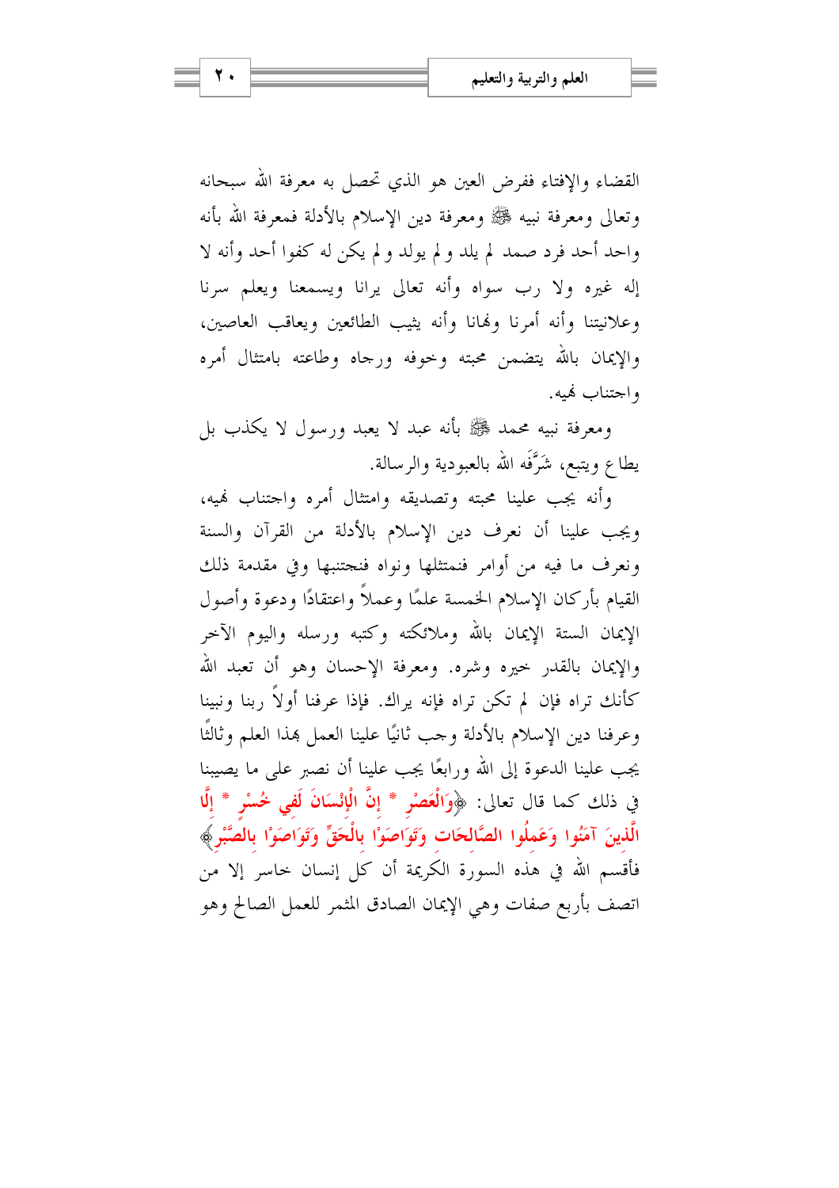القضاء والإفتاء ففرض العين هو الذي تحصل به معرفة الله سبحانه وتعالى ومعرفة نبيه ﷺ ومعرفة دين الإسلام بالأدلة فمعرفة الله بأنه واحد أحد فرد صمد لم يلد ولم يولد ولم يكن له كفوا أحد وأنه لا إله غيره ولا رب سواه وأنه تعالى يرانا ويسمعنا ويعلم سرنا وعلانيتنا وأنه أمرنا ونهانا وأنه يثيب الطائعين ويعاقب العاصين، والإيمان بالله يتضمن محبته وخوفه ورجاه وطاعته بامتثال أمره واجتناب نهيه.

ومعرفة نبيه محمد ﷺ بأنه عبد لا يعبد ورسول لا يكذب بل يطاع ويتبع، شَرَّفَه الله بالعبودية والرسالة.

وأنه يجب علينا محبته وتصديقه وامتثال أمره واجتناب نهيه، ويجب علينا أن نعرف دين الإسلام بالأدلة من القرآن والسنة ونعرف ما فيه من أوامر فنمتثلها ونواه فنجتنبها وفي مقدمة ذلك القيام بأركان الإسلام الخمسة علمًا وعملاً واعتقادًا ودعوة وأصول الإيمان الستة الإيمان بالله وملائكته وكتبه ورسله واليوم الآخر والإيمان بالقدر خيره وشره. ومعرفة الإحسان وهو أن تعبد الله كأنك تراه فإن لم تكن تراه فإنه يراك. فإذا عرفنا أولاً ربنا ونبينا وعرفنا دين الإسلام بالأدلة وجب ثانيًا علينا العمل بهذا العلم وثالثًا يجب علينا الدعوة إلى الله ورابعًا يجب علينا أن نصبر على ما يصيبنا في ذلك كما قال تعالى: ﴿وَالْعَصْرِ * إِنَّ الْإِنْسَانَ لَفِي خُسْرٍ * إِلَّا الَّذِينَ آمَنُوا وَعَمِلُوا الصَّالِحَاتِ وَتَوَاصَوْا بِالْحَقِّ وَتَوَاصَوْا بِالصَّبْرِ﴾ فأقسم الله في هذه السورة الكريمة أن كل إنسان خاسر إلا من اتصف بأربع صفات وهي الإيمان الصادق المثمر للعمل الصالح وهو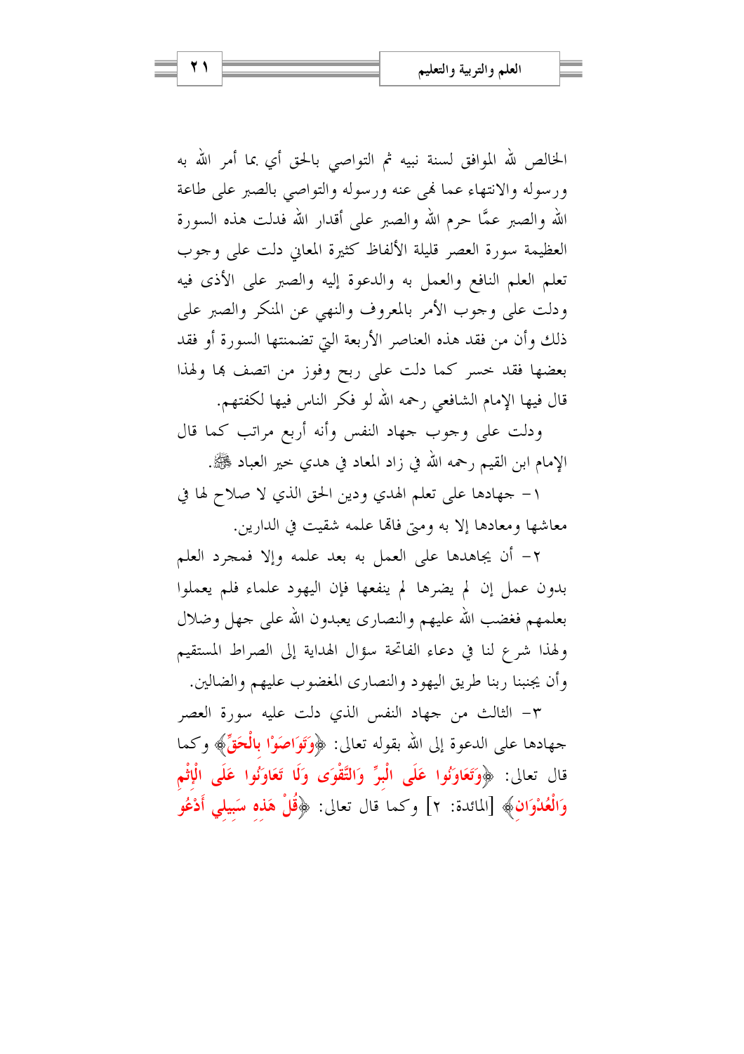الخالص لله الموافق لسنة نبيه ثم التواصي بالحق أي بما أمر الله به ورسوله والانتهاء عما نهى عنه ورسوله والتواصي بالصبر على طاعة الله والصبر عمَّا حرم الله والصبر على أقدار الله فدلت هذه السورة العظيمة سورة العصر قليلة الألفاظ كثيرة المعاني دلت على وجوب تعلم العلم النافع والعمل به والدعوة إليه والصبر على الأذى فيه ودلت على وجوب الأمر بالمعروف والنهي عن المنكر والصبر على ذلك وأن من فقد هذه العناصر الأربعة التي تضمنتها السورة أو فقد بعضها فقد خسر كما دلت على ربح وفوز من اتصف بها ولهذا قال فيها الإمام الشافعي رحمه الله لو فكر الناس فيها لكفتهم.

ودلت على وجوب جهاد النفس وأنه أربع مراتب كما قال الإمام ابن القيم رحمه الله في زاد المعاد في هدي خير العباد ﷺ.

١- جهادها على تعلم الهدي ودين الحق الذي لا صلاح لها في معاشها ومعادها إلا به ومتى فاتها علمه شقيت في الدارين.

٢- أن يجاهدها على العمل به بعد علمه وإلا فمجرد العلم بدون عمل إن لم يضرها لم ينفعها فإن اليهود علماء فلم يعملوا بعلمهم فغضب الله عليهم والنصارى يعبدون الله على جهل وضلال ولهذا شرع لنا في دعاء الفاتحة سؤال الهداية إلى الصراط المستقيم وأن يجنبنا ربنا طريق اليهود والنصارى المغضوب عليهم والضالين.

٣- الثالث من جهاد النفس الذي دلت عليه سورة العصر جهادها على الدعوة إلى الله بقوله تعالى: ﴿وَتَوَاصَوْا بِالْحَقِّ﴾ وكما قال تعالى: ﴿وَتَعَاوَنُوا عَلَى الْبِرِّ وَالتَّقْوَى وَلَا تَعَاوَنُوا عَلَى الْإِثْمِ وَالْعُدْوَانِ﴾ [المائدة: ٢] وكما قال تعالى: ﴿قُلْ هَذِهِ سَبِيلِي أَدْعُو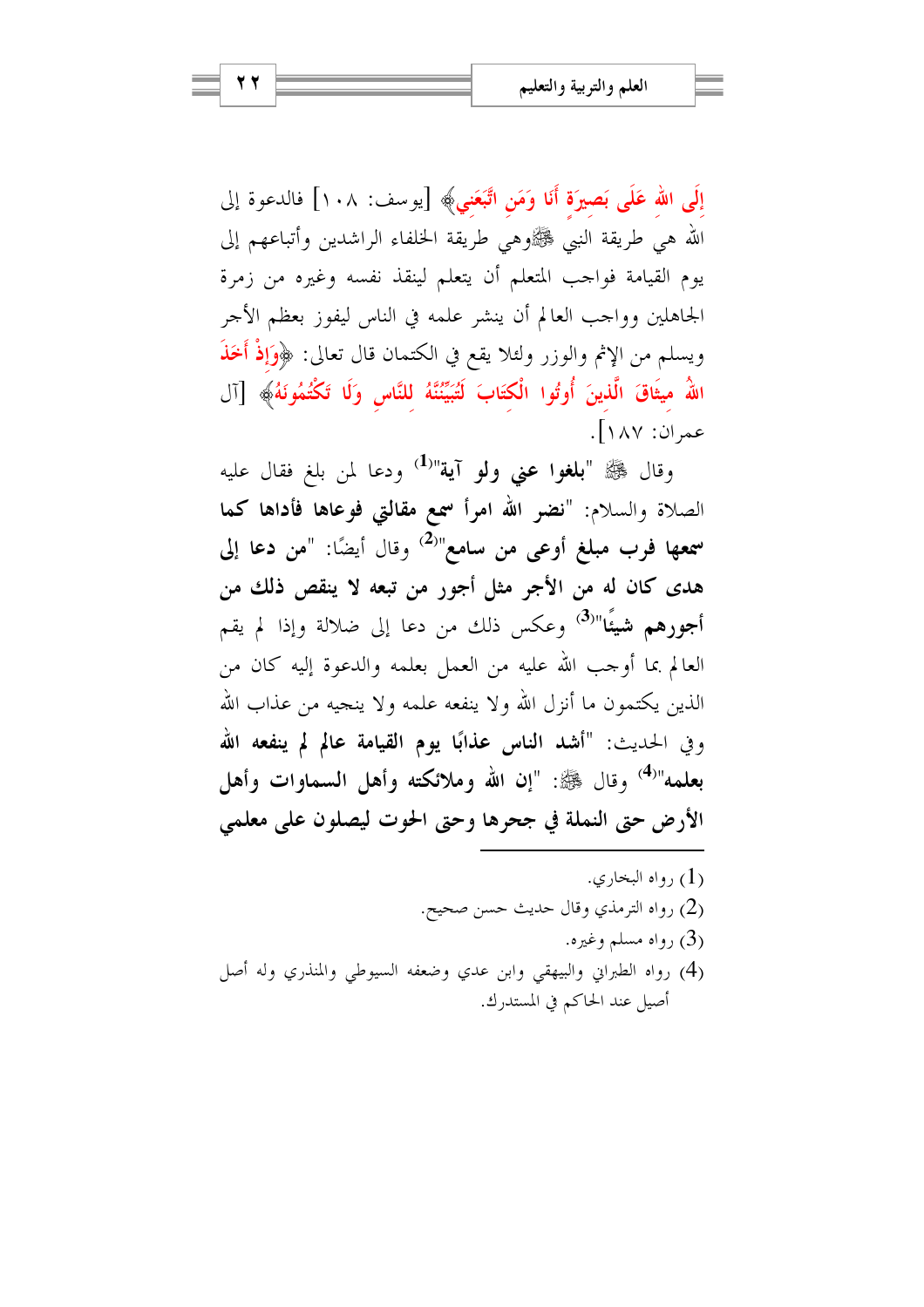﴿إِلَى اللهِ عَلَى بَصِيرَةٍ أَنَا وَمَنِ اتَّبَعَنِي﴾ [يوسف: ١٠٨] فالدعوة إلى الله هي طريقة النبي ﷺوهي طريقة الخلفاء الراشدين وأتباعهم إلى يوم القيامة فواجب المتعلم أن يتعلم لينقذ نفسه وغيره من زمرة الجاهلين وواجب العالم أن ينشر علمه في الناس ليفوز بعظم الأجر ويسلم من الإثم والوزر ولئلا يقع في الكتمان قال تعالى: ﴿وَإِذْ أَخَذَ اللهُ مِيثَاقَ الَّذِينَ أُوتُوا الْكِتَابَ لَتُبَيِّنُنَّهُ لِلنَّاسِ وَلَا تَكْتُمُونَهُ﴾ [آل عمران: ١٨٧].

وقال ﷺ "**بلغوا عني ولو آية**"[1] ودعا لمن بلغ فقال عليه الصلاة والسلام: "**نضر الله امرأ سمع مقالتي فوعاها فأداها كما سمعها فرب مبلغ أوعى من سامع**"[2] وقال أيضًا: "**من دعا إلى هدى كان له من الأجر مثل أجور من تبعه لا ينقص ذلك من أجورهم شيئًا**"[3] وعكس ذلك من دعا إلى ضلالة وإذا لم يقم العالم بما أوجب الله عليه من العمل بعلمه والدعوة إليه كان من الذين يكتمون ما أنزل الله ولا ينفعه علمه ولا ينجيه من عذاب الله وفي الحديث: "**أشد الناس عذابًا يوم القيامة عالم لم ينفعه الله بعلمه**"[4] وقال ﷺ: "**إن الله وملائكته وأهل السماوات وأهل الأرض حتى النملة في جحرها وحتى الحوت ليصلون على معلمي**

---

(1) رواه البخاري.

(2) رواه الترمذي وقال حديث حسن صحيح.

(3) رواه مسلم وغيره.

(4) رواه الطبراني والبيهقي وابن عدي وضعفه السيوطي والمنذري وله أصل أصيل عند الحاكم في المستدرك.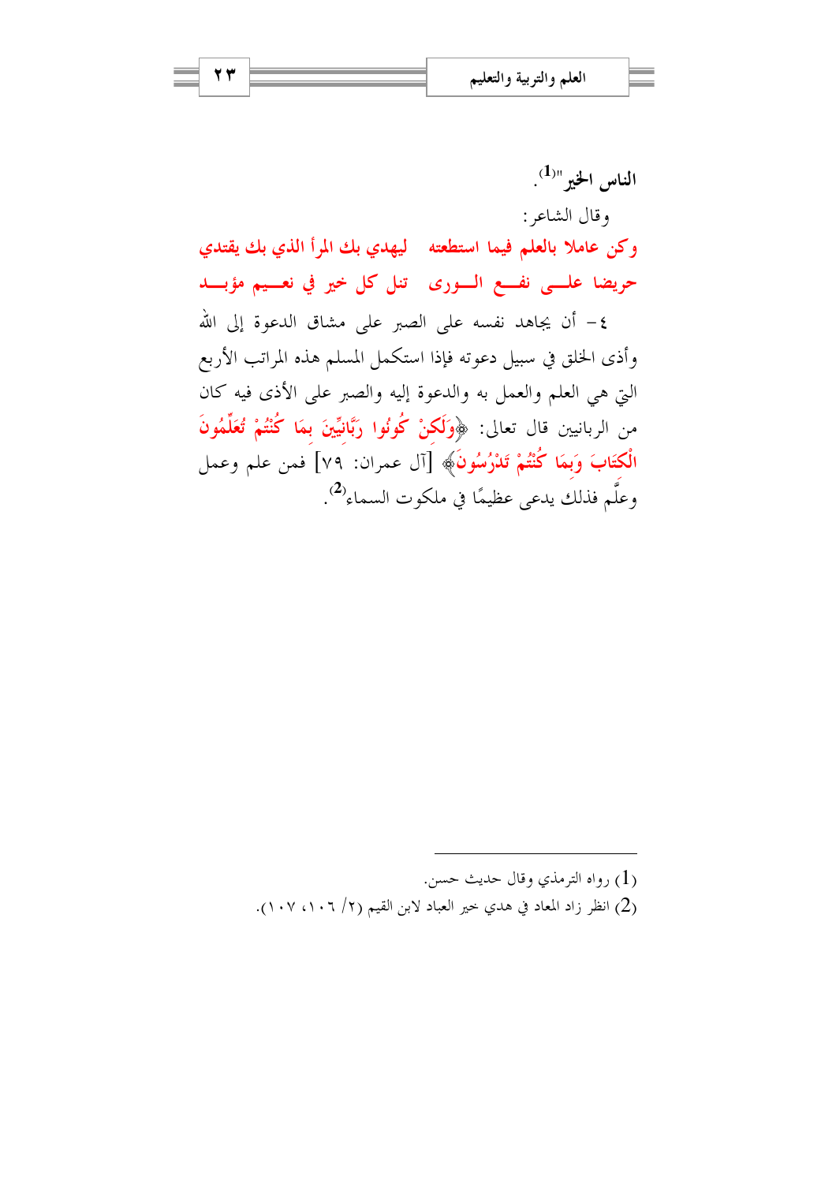**الناس الخير**"[1].

وقال الشاعر:

**وكن عاملا بالعلم فيما استطعته   ليهدي بك المرأ الذي بك يقتدي**

**حريضا على نفع الورى   تنل كل خير في نعيم مؤبد**

٤- أن يجاهد نفسه على الصبر على مشاق الدعوة إلى الله وأذى الخلق في سبيل دعوته فإذا استكمل المسلم هذه المراتب الأربع التي هي العلم والعمل به والدعوة إليه والصبر على الأذى فيه كان من الربانيين قال تعالى: **﴿وَلَكِنْ كُونُوا رَبَّانِيِّينَ بِمَا كُنْتُمْ تُعَلِّمُونَ الْكِتَابَ وَبِمَا كُنْتُمْ تَدْرُسُونَ﴾** [آل عمران: ٧٩] فمن علم وعمل وعلَّم فذلك يدعى عظيمًا في ملكوت السماء[2].

---

(1) رواه الترمذي وقال حديث حسن.

(2) انظر زاد المعاد في هدي خير العباد لابن القيم (٢/ ١٠٦، ١٠٧).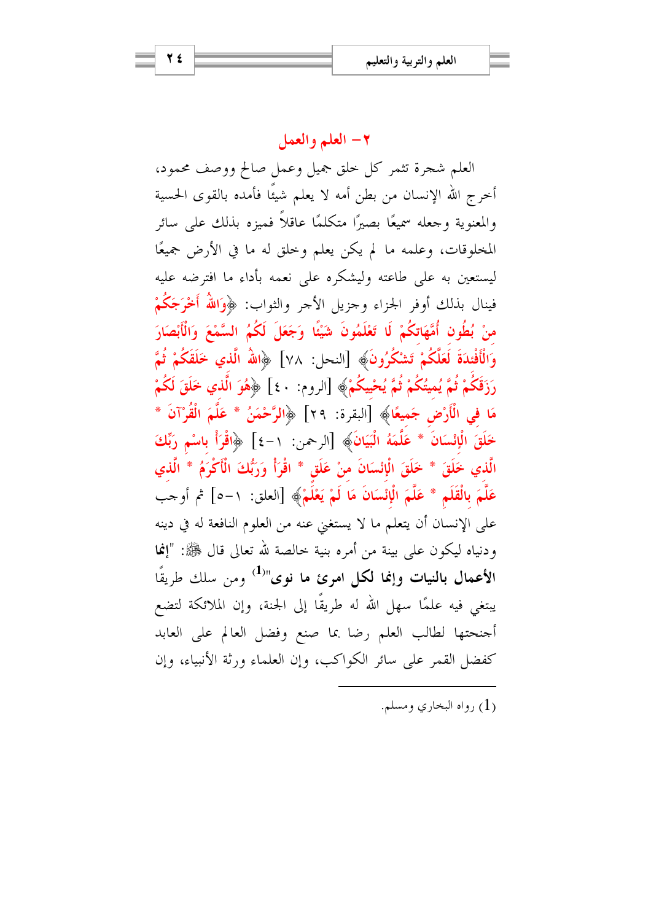## ٢- العلم والعمل

العلم شجرة تثمر كل خلق جميل وعمل صالح ووصف محمود، أخرج الله الإنسان من بطن أمه لا يعلم شيئًا فأمده بالقوى الحسية والمعنوية وجعله سميعًا بصيرًا متكلمًا عاقلاً فميزه بذلك على سائر المخلوقات، وعلمه ما لم يكن يعلم وخلق له ما في الأرض جميعًا ليستعين به على طاعته وليشكره على نعمه بأداء ما افترضه عليه فينال بذلك أوفر الجزاء وجزيل الأجر والثواب: ﴿وَاللَّهُ أَخْرَجَكُمْ مِنْ بُطُونِ أُمَّهَاتِكُمْ لَا تَعْلَمُونَ شَيْئًا وَجَعَلَ لَكُمُ السَّمْعَ وَالْأَبْصَارَ وَالْأَفْئِدَةَ لَعَلَّكُمْ تَشْكُرُونَ﴾ [النحل: ٧٨] ﴿اللَّهُ الَّذِي خَلَقَكُمْ ثُمَّ رَزَقَكُمْ ثُمَّ يُمِيتُكُمْ ثُمَّ يُحْيِيكُمْ﴾ [الروم: ٤٠] ﴿هُوَ الَّذِي خَلَقَ لَكُمْ مَا فِي الْأَرْضِ جَمِيعًا﴾ [البقرة: ٢٩] ﴿الرَّحْمَنُ * عَلَّمَ الْقُرْآنَ * خَلَقَ الْإِنْسَانَ * عَلَّمَهُ الْبَيَانَ﴾ [الرحمن: ١-٤] ﴿اقْرَأْ بِاسْمِ رَبِّكَ الَّذِي خَلَقَ * خَلَقَ الْإِنْسَانَ مِنْ عَلَقٍ * اقْرَأْ وَرَبُّكَ الْأَكْرَمُ * الَّذِي عَلَّمَ بِالْقَلَمِ * عَلَّمَ الْإِنْسَانَ مَا لَمْ يَعْلَمْ﴾ [العلق: ١-٥] ثم أوجب على الإنسان أن يتعلم ما لا يستغني عنه من العلوم النافعة له في دينه ودنياه ليكون على بينة من أمره بنية خالصة لله تعالى قال ﷺ: "**إنما الأعمال بالنيات وإنما لكل امرئ ما نوى**"[1] ومن سلك طريقًا يبتغي فيه علمًا سهل الله له طريقًا إلى الجنة، وإن الملائكة لتضع أجنحتها لطالب العلم رضا بما صنع وفضل العالم على العابد كفضل القمر على سائر الكواكب، وإن العلماء ورثة الأنبياء، وإن

---

(1) رواه البخاري ومسلم.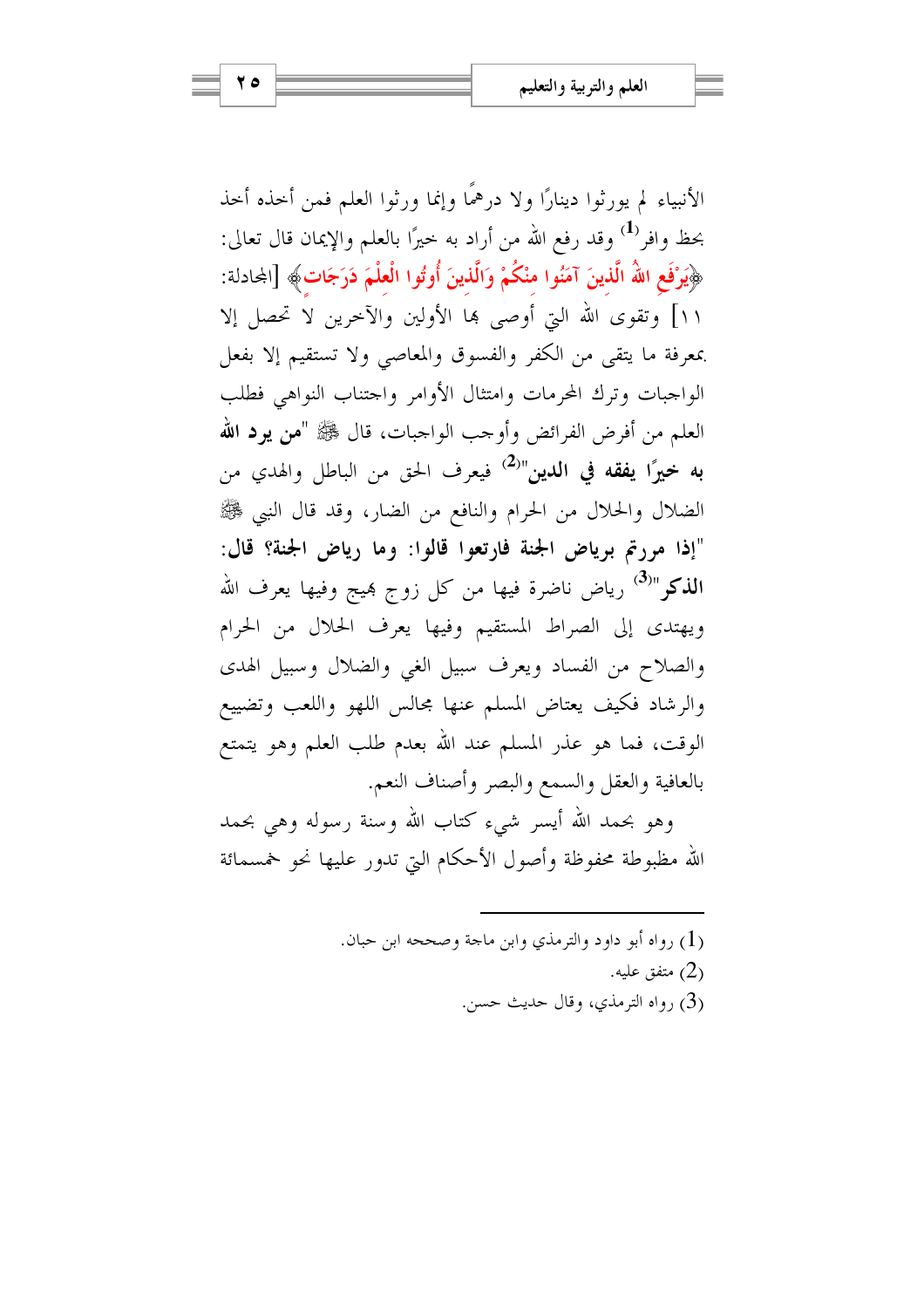الأنبياء لم يورثوا دينارًا ولا درهمًا وإنما ورثوا العلم فمن أخذه أخذ بحظ وافر[1] وقد رفع الله من أراد به خيرًا بالعلم والإيمان قال تعالى: ﴿يَرْفَعِ اللهُ الَّذِينَ آمَنُوا مِنْكُمْ وَالَّذِينَ أُوتُوا الْعِلْمَ دَرَجَاتٍ﴾ [المجادلة: ١١] وتقوى الله التي أوصى بها الأولين والآخرين لا تحصل إلا بمعرفة ما يتقى من الكفر والفسوق والمعاصي ولا تستقيم إلا بفعل الواجبات وترك المحرمات وامتثال الأوامر واجتناب النواهي فطلب العلم من أفرض الفرائض وأوجب الواجبات، قال ﷺ "**من يرد الله به خيرًا يفقه في الدين**"[2] فيعرف الحق من الباطل والهدي من الضلال والحلال من الحرام والنافع من الضار، وقد قال النبي ﷺ "**إذا مررتم برياض الجنة فارتعوا قالوا: وما رياض الجنة؟ قال: الذكر**"[3] رياض ناضرة فيها من كل زوج بهيج وفيها يعرف الله ويهتدى إلى الصراط المستقيم وفيها يعرف الحلال من الحرام والصلاح من الفساد ويعرف سبيل الغي والضلال وسبيل الهدى والرشاد فكيف يعتاض المسلم عنها مجالس اللهو واللعب وتضييع الوقت، فما هو عذر المسلم عند الله بعدم طلب العلم وهو يتمتع بالعافية والعقل والسمع والبصر وأصناف النعم.

وهو بحمد الله أيسر شيء كتاب الله وسنة رسوله وهي بحمد الله مظبوطة محفوظة وأصول الأحكام التي تدور عليها نحو خمسمائة

---

(1) رواه أبو داود والترمذي وابن ماجة وصححه ابن حبان.

(2) متفق عليه.

(3) رواه الترمذي، وقال حديث حسن.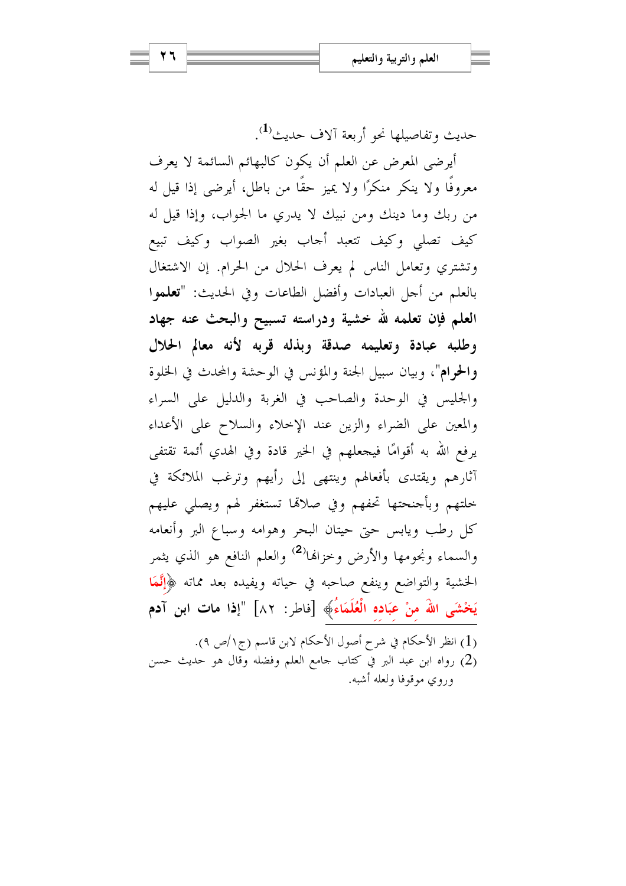حديث وتفاصيلها نحو أربعة آلاف حديث[1].

أيرضى المعرض عن العلم أن يكون كالبهائم السائمة لا يعرف معروفًا ولا ينكر منكرًا ولا يميز حقًا من باطل، أيرضى إذا قيل له من ربك وما دينك ومن نبيك لا يدري ما الجواب، وإذا قيل له كيف تصلي وكيف تتعبد أجاب بغير الصواب وكيف تبيع وتشتري وتعامل الناس لم يعرف الحلال من الحرام. إن الاشتغال بالعلم من أجل العبادات وأفضل الطاعات وفي الحديث: "**تعلموا العلم فإن تعلمه لله خشية ودراسته تسبيح والبحث عنه جهاد وطلبه عبادة وتعليمه صدقة وبذله قربه لأنه معالم الحلال والحرام**"، وبيان سبيل الجنة والمؤنس في الوحشة والمحدث في الخلوة والجليس في الوحدة والصاحب في الغربة والدليل على السراء والمعين على الضراء والزين عند الإخلاء والسلاح على الأعداء يرفع الله به أقوامًا فيجعلهم في الخير قادة وفي الهدي أئمة تقتفى آثارهم ويقتدى بأفعالهم وينتهى إلى رأيهم وترغب الملائكة في خلتهم وبأجنحتها تحفهم وفي صلاتها تستغفر لهم ويصلي عليهم كل رطب ويابس حتى حيتان البحر وهوامه وسباع البر وأنعامه والسماء ونجومها والأرض وخزانها[2] والعلم النافع هو الذي يثمر الخشية والتواضع وينفع صاحبه في حياته ويفيده بعد مماته ﴿**إِنَّمَا يَخْشَى اللهَ مِنْ عِبَادِهِ الْعُلَمَاءُ**﴾ [فاطر: ٨٢] "**إذا مات ابن آدم**

---

(1) انظر الأحكام في شرح أصول الأحكام لابن قاسم (ج١/ص ٩).

(2) رواه ابن عبد البر في كتاب جامع العلم وفضله وقال هو حديث حسن وروي موقوفا ولعله أشبه.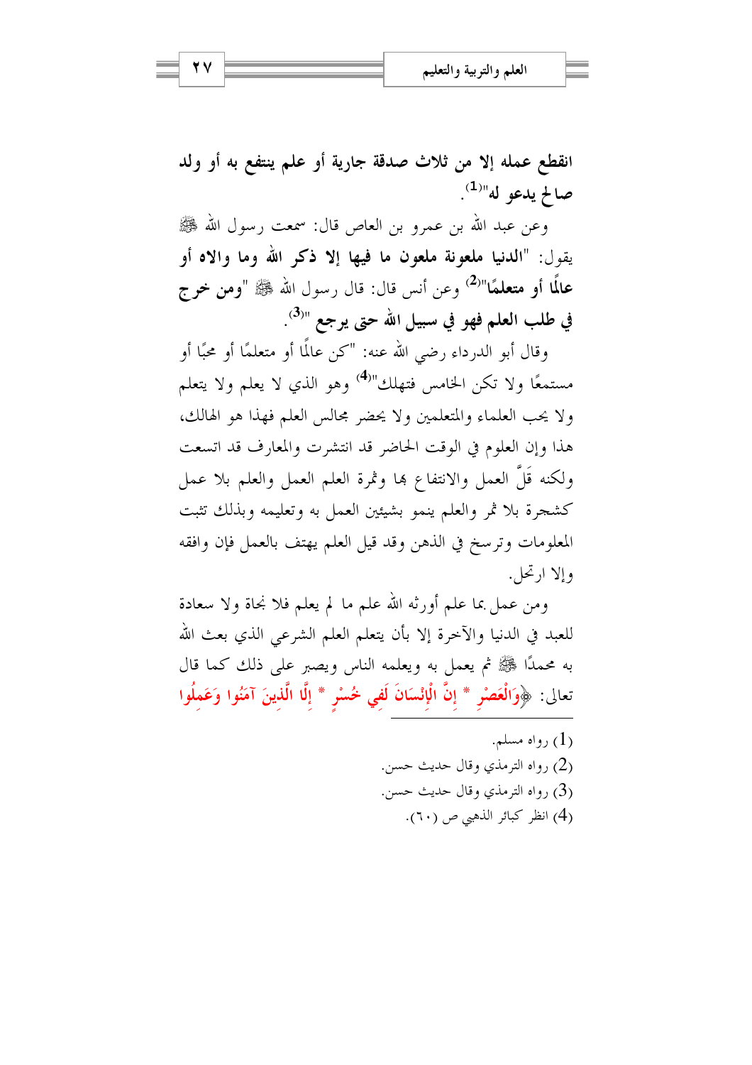**انقطع عمله إلا من ثلاث صدقة جارية أو علم ينتفع به أو ولد صالح يدعو له**"[1].

وعن عبد الله بن عمرو بن العاص قال: سمعت رسول الله ﷺ يقول: "**الدنيا ملعونة ملعون ما فيها إلا ذكر الله وما والاه أو عالمًا أو متعلمًا**"[2] وعن أنس قال: قال رسول الله ﷺ "**ومن خرج في طلب العلم فهو في سبيل الله حتى يرجع** "[3].

وقال أبو الدرداء رضي الله عنه: "كن عالمًا أو متعلمًا أو محبًا أو مستمعًا ولا تكن الخامس فتهلك"[4] وهو الذي لا يعلم ولا يتعلم ولا يحب العلماء والمتعلمين ولا يحضر مجالس العلم فهذا هو الهالك، هذا وإن العلوم في الوقت الحاضر قد انتشرت والمعارف قد اتسعت ولكنه قَلَّ العمل والانتفاع بها وثمرة العلم العمل والعلم بلا عمل كشجرة بلا ثمر والعلم ينمو بشيئين العمل به وتعليمه وبذلك تثبت المعلومات وترسخ في الذهن وقد قيل العلم يهتف بالعمل فإن وافقه وإلا ارتحل.

ومن عمل بما علم أورثه الله علم ما لم يعلم فلا نجاة ولا سعادة للعبد في الدنيا والآخرة إلا بأن يتعلم العلم الشرعي الذي بعث الله به محمدًا ﷺ ثم يعمل به ويعلمه الناس ويصبر على ذلك كما قال تعالى: ﴿وَالْعَصْرِ * إِنَّ الْإِنْسَانَ لَفِي خُسْرٍ * إِلَّا الَّذِينَ آمَنُوا وَعَمِلُوا

---

(1) رواه مسلم.

(2) رواه الترمذي وقال حديث حسن.

(3) رواه الترمذي وقال حديث حسن.

(4) انظر كبائر الذهبي ص (٦٠).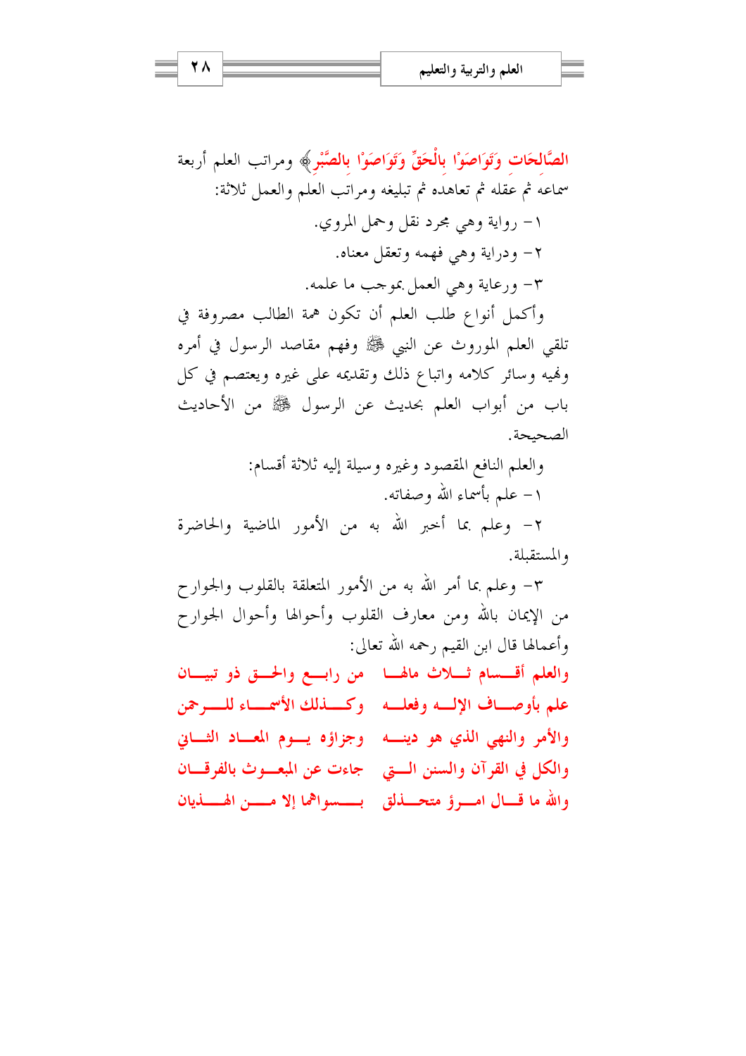الصَّالِحَاتِ وَتَوَاصَوْاْ بِالْحَقِّ وَتَوَاصَوْاْ بِالصَّبْرِ﴾ ومراتب العلم أربعة سماعه ثم عقله ثم تعاهده ثم تبليغه ومراتب العلم والعمل ثلاثة:

١- رواية وهي مجرد نقل وحمل المروي.

٢- ودراية وهي فهمه وتعقل معناه.

٣- ورعاية وهي العمل بموجب ما علمه.

وأكمل أنواع طلب العلم أن تكون همة الطالب مصروفة في تلقي العلم الموروث عن النبي ﷺ وفهم مقاصد الرسول في أمره ونهيه وسائر كلامه واتباع ذلك وتقديمه على غيره ويعتصم في كل باب من أبواب العلم بحديث عن الرسول ﷺ من الأحاديث الصحيحة.

والعلم النافع المقصود وغيره وسيلة إليه ثلاثة أقسام:

١- علم بأسماء الله وصفاته.

٢- وعلم بما أخبر الله به من الأمور الماضية والحاضرة والمستقبلة.

٣- وعلم بما أمر الله به من الأمور المتعلقة بالقلوب والجوارح من الإيمان بالله ومن معارف القلوب وأحوالها وأحوال الجوارح وأعمالها قال ابن القيم رحمه الله تعالى:

والعلم أقسام ثلاث مالها ... من رابع والحق ذو تبيان

علم بأوصاف الإله وفعله ... وكذلك الأسماء للرحمن

والأمر والنهي الذي هو دينه ... وجزاؤه يوم المعاد الثاني

والكل في القرآن والسنن التي ... جاءت عن المبعوث بالفرقان

والله ما قال امرؤ متحذلق ... بسواهما إلا من الهذيان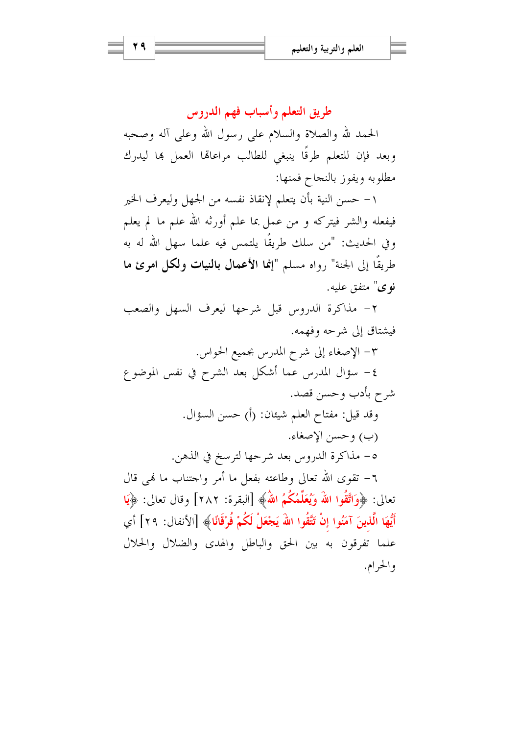## طريق التعلم وأسباب فهم الدروس

الحمد لله والصلاة والسلام على رسول الله وعلى آله وصحبه وبعد فإن للتعلم طرقًا ينبغي للطالب مراعاتها العمل بها ليدرك مطلوبه ويفوز بالنجاح فمنها:

١- حسن النية بأن يتعلم لإنقاذ نفسه من الجهل وليعرف الخير فيفعله والشر فيتركه و من عمل بما علم أورثه الله علم ما لم يعلم وفي الحديث: "من سلك طريقًا يلتمس فيه علما سهل الله له به طريقًا إلى الجنة" رواه مسلم "**إنما الأعمال بالنيات ولكل امرئ ما نوى**" متفق عليه.

٢- مذاكرة الدروس قبل شرحها ليعرف السهل والصعب فيشتاق إلى شرحه وفهمه.

٣- الإصغاء إلى شرح المدرس بجميع الحواس.

٤- سؤال المدرس عما أشكل بعد الشرح في نفس الموضوع شرح بأدب وحسن قصد.

وقد قيل: مفتاح العلم شيئان: (أ) حسن السؤال.

(ب) وحسن الإصغاء.

٥- مذاكرة الدروس بعد شرحها لترسخ في الذهن.

٦- تقوى الله تعالى وطاعته بفعل ما أمر واجتناب ما نهى قال تعالى: ﴿وَاتَّقُوا اللهَ وَيُعَلِّمُكُمُ اللهُ﴾ [البقرة: ٢٨٢] وقال تعالى: ﴿يَا أَيُّهَا الَّذِينَ آمَنُوا إِنْ تَتَّقُوا اللهَ يَجْعَلْ لَكُمْ فُرْقَانًا﴾ [الأنفال: ٢٩] أي علما تفرقون به بين الحق والباطل والهدى والضلال والحلال والحرام.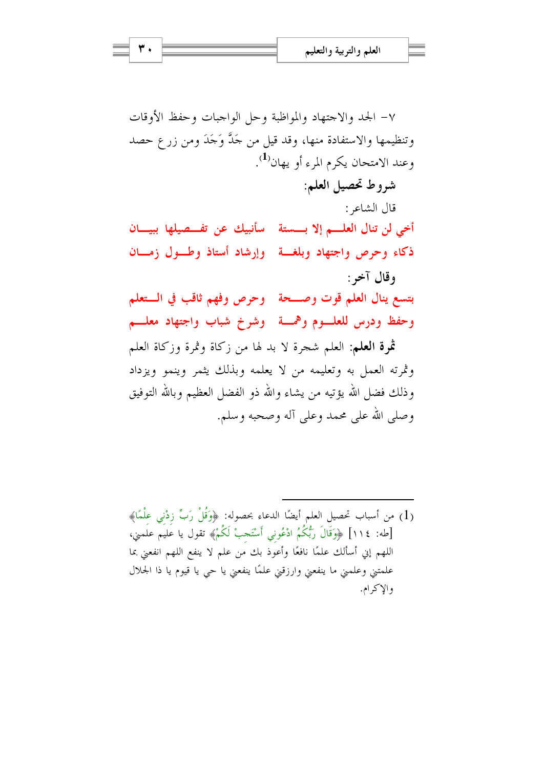٧- الجد والاجتهاد والمواظبة وحل الواجبات وحفظ الأوقات وتنظيمها والاستفادة منها، وقد قيل من جَدَّ وَجَدَ ومن زرع حصد وعند الامتحان يكرم المرء أو يهان[1].

**شروط تحصيل العلم:**

قال الشاعر:

أخي لن تنال العلم إلا بستة ... سأنبيك عن تفصيلها ببيان
ذكاء وحرص واجتهاد وبلغة ... وإرشاد أستاذ وطول زمان

**وقال آخر:**

بتسع ينال العلم قوت وصحة ... وحرص وفهم ثاقب في التعلم
وحفظ ودرس للعلوم وهمة ... وشرخ شباب واجتهاد معلم

**ثمرة العلم:** العلم شجرة لا بد لها من زكاة وثمرة وزكاة العلم وثمرته العمل به وتعليمه من لا يعلمه وبذلك يثمر وينمو ويزداد وذلك فضل الله يؤتيه من يشاء والله ذو الفضل العظيم وبالله التوفيق وصلى الله على محمد وعلى آله وصحبه وسلم.

---

(1) من أسباب تحصيل العلم أيضًا الدعاء بحصوله: ﴿وَقُلْ رَبِّ زِدْنِي عِلْمًا﴾ [طه: ١١٤] ﴿وَقَالَ رَبُّكُمُ ادْعُونِي أَسْتَجِبْ لَكُمْ﴾ تقول يا عليم علمني، اللهم إني أسألك علمًا نافعًا وأعوذ بك من علم لا ينفع اللهم انفعني بما علمتني وعلمني ما ينفعني وارزقني علمًا ينفعني يا حي يا قيوم يا ذا الجلال والإكرام.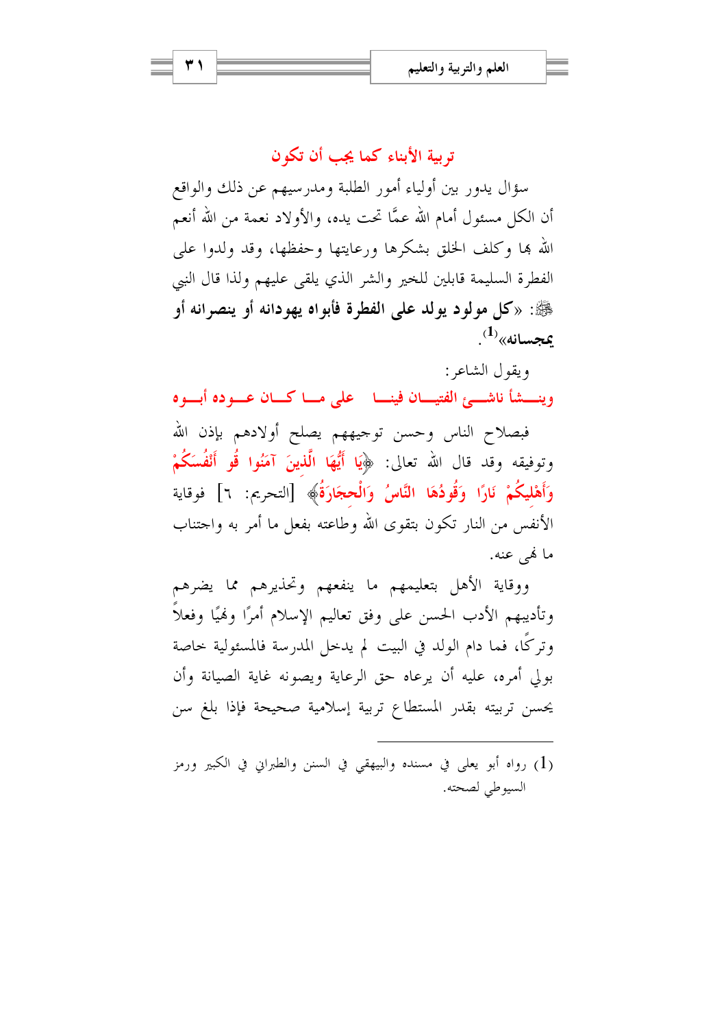## تربية الأبناء كما يجب أن تكون

سؤال يدور بين أولياء أمور الطلبة ومدرسيهم عن ذلك والواقع أن الكل مسئول أمام الله عمَّا تحت يده، والأولاد نعمة من الله أنعم الله بها وكلف الخلق بشكرها ورعايتها وحفظها، وقد ولدوا على الفطرة السليمة قابلين للخير والشر الذي يلقى عليهم ولذا قال النبي ﷺ: «**كل مولود يولد على الفطرة فأبواه يهودانه أو ينصرانه أو يمجسانه**»[1].

ويقول الشاعر:

وينشأ ناشئ الفتيان فينا  على ما كان عوده أبوه

فبصلاح الناس وحسن توجيههم يصلح أولادهم بإذن الله وتوفيقه وقد قال الله تعالى: ﴿يَا أَيُّهَا الَّذِينَ آمَنُوا قُو أَنْفُسَكُمْ وَأَهْلِيكُمْ نَارًا وَقُودُهَا النَّاسُ وَالْحِجَارَةُ﴾ [التحريم: ٦] فوقاية الأنفس من النار تكون بتقوى الله وطاعته بفعل ما أمر به واجتناب ما نهى عنه.

ووقاية الأهل بتعليمهم ما ينفعهم وتحذيرهم مما يضرهم وتأديبهم الأدب الحسن على وفق تعاليم الإسلام أمرًا ونهيًا وفعلاً وتركًا، فما دام الولد في البيت لم يدخل المدرسة فالمسئولية خاصة بولي أمره، عليه أن يرعاه حق الرعاية ويصونه غاية الصيانة وأن يحسن تربيته بقدر المستطاع تربية إسلامية صحيحة فإذا بلغ سن

---

(1) رواه أبو يعلى في مسنده والبيهقي في السنن والطبراني في الكبير ورمز السيوطي لصحته.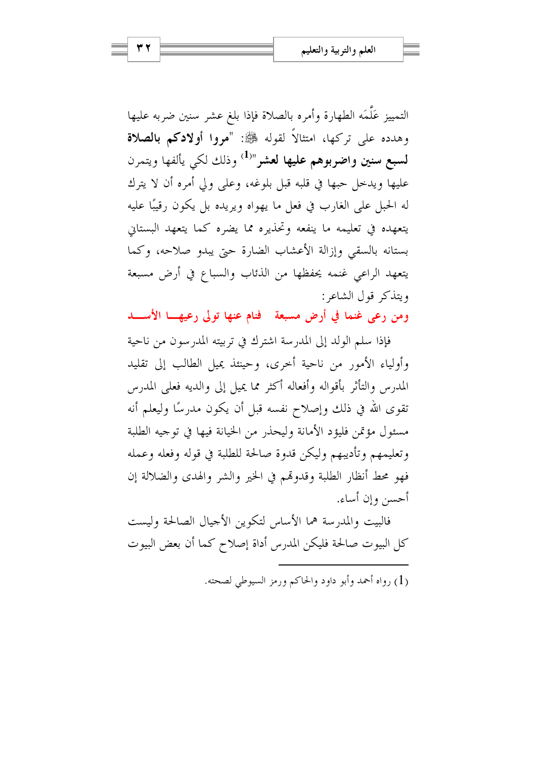التمييز عَلَّمَه الطهارة وأمره بالصلاة فإذا بلغ عشر سنين ضربه عليها وهدده على تركها، امتثالاً لقوله ﷺ: "**مروا أولادكم بالصلاة لسبع سنين واضربوهم عليها لعشر**"[1] وذلك لكي يألفها ويتمرن عليها ويدخل حبها في قلبه قبل بلوغه، وعلى ولي أمره أن لا يترك له الحبل على الغارب في فعل ما يهواه ويريده بل يكون رقيبًا عليه يتعهده في تعليمه ما ينفعه وتحذيره مما يضره كما يتعهد البستاني بستانه بالسقي وإزالة الأعشاب الضارة حتى يبدو صلاحه، وكما يتعهد الراعي غنمه يحفظها من الذئاب والسباع في أرض مسبعة ويتذكر قول الشاعر:

**ومن رعى غنما في أرض مسبعة فنام عنها تولى رعيها الأسد**

فإذا سلم الولد إلى المدرسة اشترك في تربيته المدرسون من ناحية وأولياء الأمور من ناحية أخرى، وحينئذ يميل الطالب إلى تقليد المدرس والتأثر بأقواله وأفعاله أكثر مما يميل إلى والديه فعلى المدرس تقوى الله في ذلك وإصلاح نفسه قبل أن يكون مدرسًا وليعلم أنه مسئول مؤتمن فليؤد الأمانة وليحذر من الخيانة فيها في توجيه الطلبة وتعليمهم وتأديبهم وليكن قدوة صالحة للطلبة في قوله وفعله وعمله فهو محط أنظار الطلبة وقدوتهم في الخير والشر والهدى والضلالة إن أحسن وإن أساء.

فالبيت والمدرسة هما الأساس لتكوين الأجيال الصالحة وليست كل البيوت صالحة فليكن المدرس أداة إصلاح كما أن بعض البيوت

---

(1) رواه أحمد وأبو داود والحاكم ورمز السيوطي لصحته.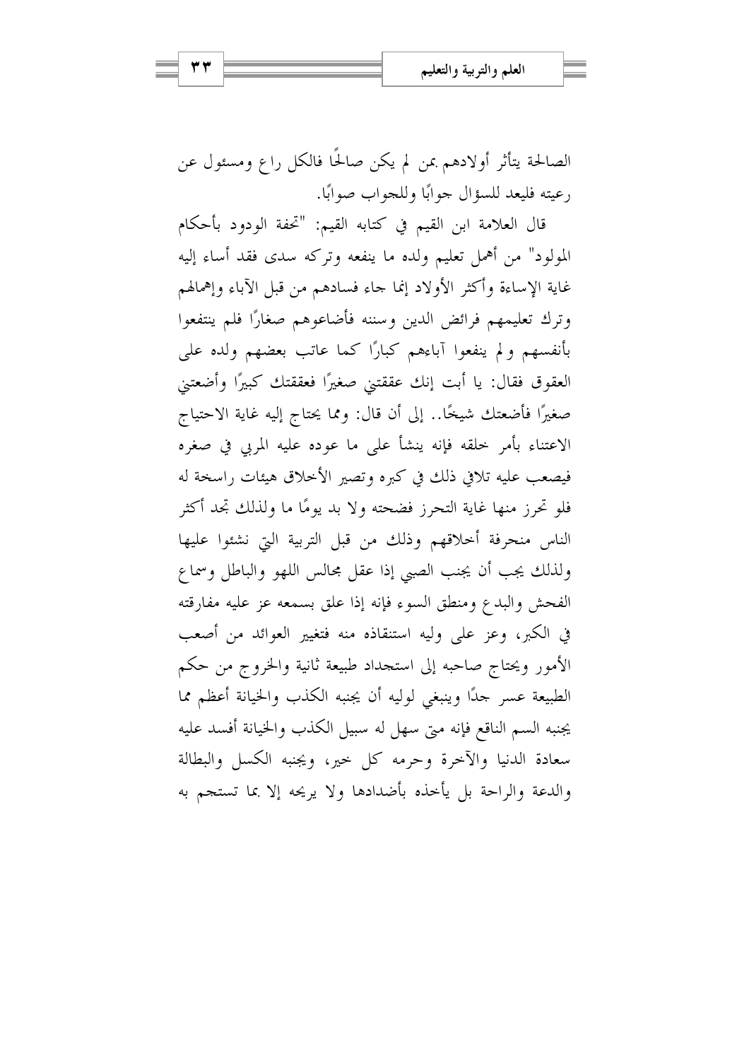الصالحة يتأثر أولادهم بمن لم يكن صالحًا فالكل راع ومسئول عن رعيته فليعد للسؤال جوابًا وللجواب صوابًا.

قال العلامة ابن القيم في كتابه القيم: "تحفة الودود بأحكام المولود" من أهمل تعليم ولده ما ينفعه وتركه سدى فقد أساء إليه غاية الإساءة وأكثر الأولاد إنما جاء فسادهم من قبل الآباء وإهمالهم وترك تعليمهم فرائض الدين وسننه فأضاعوهم صغارًا فلم ينتفعوا بأنفسهم ولم ينفعوا آباءهم كبارًا كما عاتب بعضهم ولده على العقوق فقال: يا أبت إنك عققتني صغيرًا فعققتك كبيرًا وأضعتني صغيرًا فأضعتك شيخًا.. إلى أن قال: ومما يحتاج إليه غاية الاحتياج الاعتناء بأمر خلقه فإنه ينشأ على ما عوده عليه المربي في صغره فيصعب عليه تلافي ذلك في كبره وتصير الأخلاق هيئات راسخة له فلو تحرز منها غاية التحرز فضحته ولا بد يومًا ما ولذلك تجد أكثر الناس منحرفة أخلاقهم وذلك من قبل التربية التي نشئوا عليها ولذلك يجب أن يجنب الصبي إذا عقل مجالس اللهو والباطل وسماع الفحش والبدع ومنطق السوء فإنه إذا علق بسمعه عز عليه مفارقته في الكبر، وعز على وليه استنقاذه منه فتغيير العوائد من أصعب الأمور ويحتاج صاحبه إلى استجداد طبيعة ثانية والخروج من حكم الطبيعة عسر جدًا وينبغي لوليه أن يجنبه الكذب والخيانة أعظم مما يجنبه السم الناقع فإنه متى سهل له سبيل الكذب والخيانة أفسد عليه سعادة الدنيا والآخرة وحرمه كل خير، ويجنبه الكسل والبطالة والدعة والراحة بل يأخذه بأضدادها ولا يريحه إلا بما تستجم به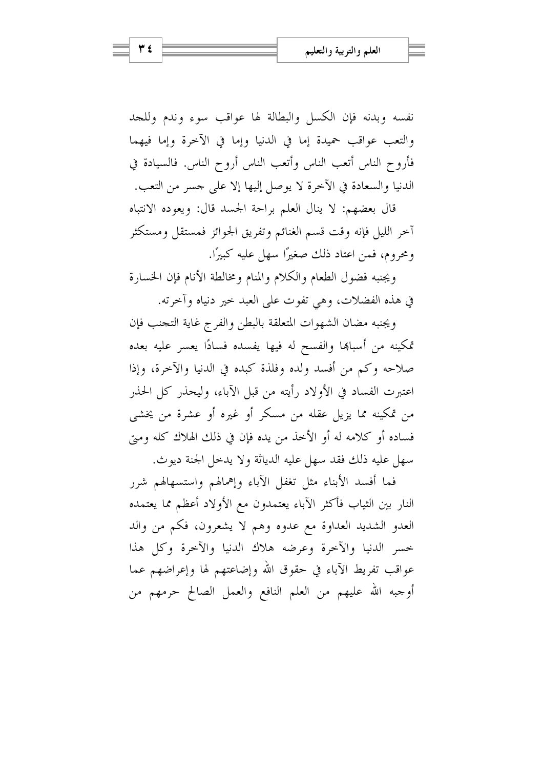نفسه وبدنه فإن الكسل والبطالة لها عواقب سوء وندم وللجد والتعب عواقب حميدة إما في الدنيا وإما في الآخرة وإما فيهما فأروح الناس أتعب الناس وأتعب الناس أروح الناس. فالسيادة في الدنيا والسعادة في الآخرة لا يوصل إليها إلا على جسر من التعب.

قال بعضهم: لا ينال العلم براحة الجسد قال: ويعوده الانتباه آخر الليل فإنه وقت قسم الغنائم وتفريق الجوائز فمستقل ومستكثر ومحروم، فمن اعتاد ذلك صغيرًا سهل عليه كبيرًا.

ويجنبه فضول الطعام والكلام والمنام ومخالطة الأنام فإن الخسارة في هذه الفضلات، وهي تفوت على العبد خير دنياه وآخرته.

ويجنبه مضان الشهوات المتعلقة بالبطن والفرج غاية التجنب فإن تمكينه من أسبابها والفسح له فيها يفسده فسادًا يعسر عليه بعده صلاحه وكم من أفسد ولده وفلذة كبده في الدنيا والآخرة، وإذا اعتبرت الفساد في الأولاد رأيته من قبل الآباء، وليحذر كل الحذر من تمكينه مما يزيل عقله من مسكر أو غيره أو عشرة من يخشى فساده أو كلامه له أو الأخذ من يده فإن في ذلك الهلاك كله ومتى سهل عليه ذلك فقد سهل عليه الدياثة ولا يدخل الجنة ديوث.

فما أفسد الأبناء مثل تغفل الآباء وإهمالهم واستسهالهم شرر النار بين الثياب فأكثر الآباء يعتمدون مع الأولاد أعظم مما يعتمده العدو الشديد العداوة مع عدوه وهم لا يشعرون، فكم من والد خسر الدنيا والآخرة وعرضه هلاك الدنيا والآخرة وكل هذا عواقب تفريط الآباء في حقوق الله وإضاعتهم لها وإعراضهم عما أوجبه الله عليهم من العلم النافع والعمل الصالح حرمهم من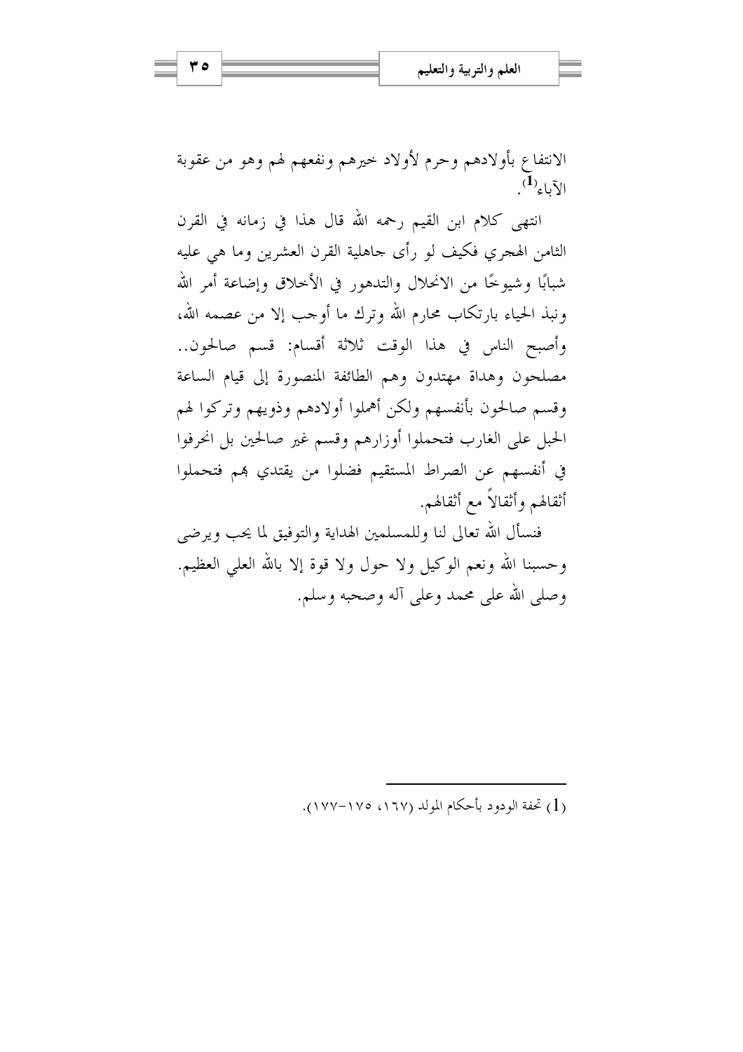الانتفاع بأولادهم وحرم لأولاد خيرهم ونفعهم لهم وهو من عقوبة الآباء[1].

انتهى كلام ابن القيم رحمه الله قال هذا في زمانه في القرن الثامن الهجري فكيف لو رأى جاهلية القرن العشرين وما هي عليه شبابًا وشيوخًا من الانحلال والتدهور في الأخلاق وإضاعة أمر الله ونبذ الحياء بارتكاب محارم الله وترك ما أوجب إلا من عصمه الله، وأصبح الناس في هذا الوقت ثلاثة أقسام: قسم صالحون.. مصلحون وهداة مهتدون وهم الطائفة المنصورة إلى قيام الساعة وقسم صالحون بأنفسهم ولكن أهملوا أولادهم وذويهم وتركوا لهم الحبل على الغارب فتحملوا أوزارهم وقسم غير صالحين بل انحرفوا في أنفسهم عن الصراط المستقيم فضلوا من يقتدي بهم فتحملوا أثقالهم وأثقالاً مع أثقالهم.

فنسأل الله تعالى لنا وللمسلمين الهداية والتوفيق لما يحب ويرضى وحسبنا الله ونعم الوكيل ولا حول ولا قوة إلا بالله العلي العظيم. وصلى الله على محمد وعلى آله وصحبه وسلم.

---

(1) تحفة الودود بأحكام المولد (١٦٧، ١٧٥-١٧٧).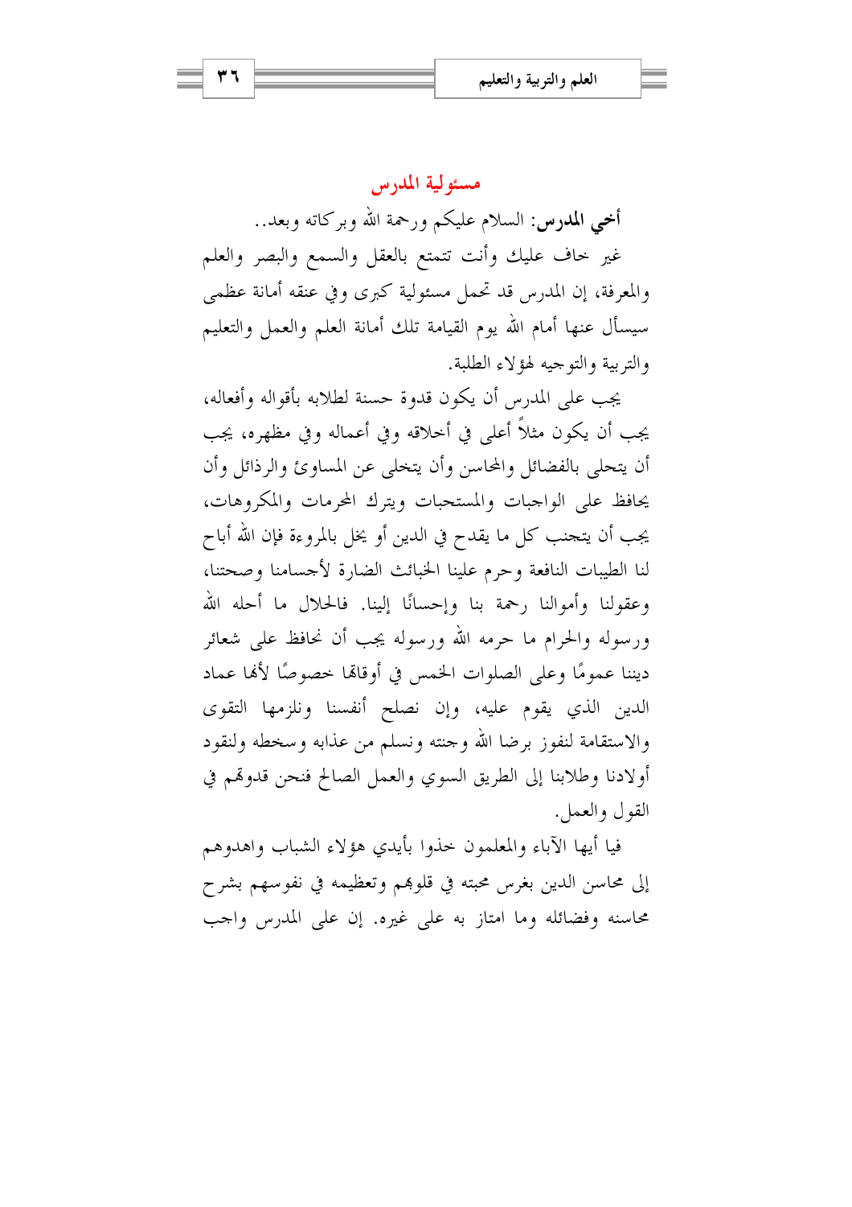## مسئولية المدرس

**أخي المدرس**: السلام عليكم ورحمة الله وبركاته وبعد..

غير خاف عليك وأنت تتمتع بالعقل والسمع والبصر والعلم والمعرفة، إن المدرس قد تحمل مسئولية كبرى وفي عنقه أمانة عظمى سيسأل عنها أمام الله يوم القيامة تلك أمانة العلم والعمل والتعليم والتربية والتوجيه لهؤلاء الطلبة.

يجب على المدرس أن يكون قدوة حسنة لطلابه بأقواله وأفعاله، يجب أن يكون مثلاً أعلى في أخلاقه وفي أعماله وفي مظهره، يجب أن يتحلى بالفضائل والمحاسن وأن يتخلى عن المساوئ والرذائل وأن يحافظ على الواجبات والمستحبات ويترك المحرمات والمكروهات، يجب أن يتجنب كل ما يقدح في الدين أو يخل بالمروءة فإن الله أباح لنا الطيبات النافعة وحرم علينا الخبائث الضارة لأجسامنا وصحتنا، وعقولنا وأموالنا رحمة بنا وإحسانًا إلينا. فالحلال ما أحله الله ورسوله والحرام ما حرمه الله ورسوله يجب أن نحافظ على شعائر ديننا عمومًا وعلى الصلوات الخمس في أوقاتها خصوصًا لأنها عماد الدين الذي يقوم عليه، وإن نصلح أنفسنا ونلزمها التقوى والاستقامة لنفوز برضا الله وجنته ونسلم من عذابه وسخطه ولنقود أولادنا وطلابنا إلى الطريق السوي والعمل الصالح فنحن قدوتهم في القول والعمل.

فيا أيها الآباء والمعلمون خذوا بأيدي هؤلاء الشباب واهدوهم إلى محاسن الدين بغرس محبته في قلوبهم وتعظيمه في نفوسهم بشرح محاسنه وفضائله وما امتاز به على غيره. إن على المدرس واجب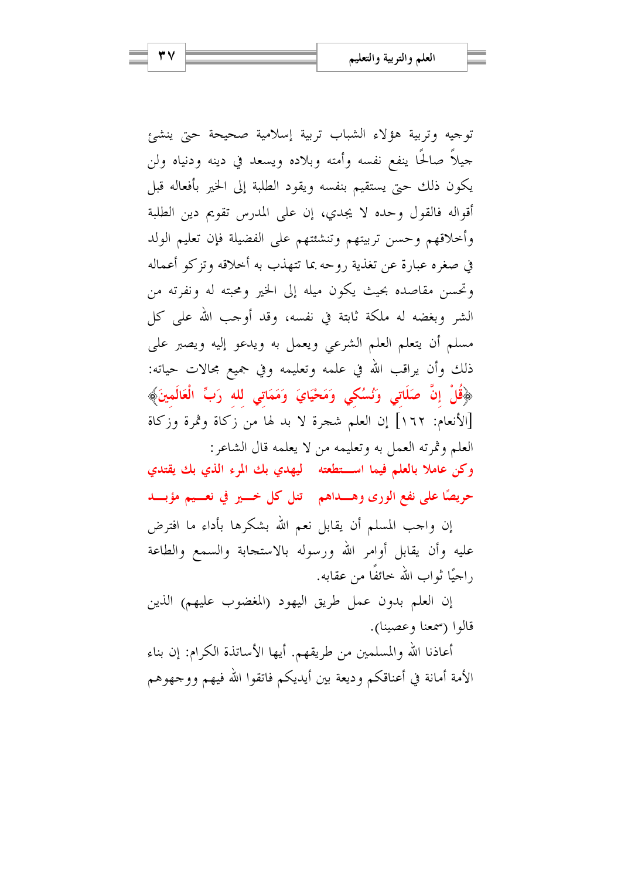توجيه وتربية هؤلاء الشباب تربية إسلامية صحيحة حتى ينشئ جيلاً صالحًا ينفع نفسه وأمته وبلاده ويسعد في دينه ودنياه ولن يكون ذلك حتى يستقيم بنفسه ويقود الطلبة إلى الخير بأفعاله قبل أقواله فالقول وحده لا يجدي، إن على المدرس تقويم دين الطلبة وأخلاقهم وحسن تربيتهم وتنشئتهم على الفضيلة فإن تعليم الولد في صغره عبارة عن تغذية روحه بما تتهذب به أخلاقه وتزكو أعماله وتحسن مقاصده بحيث يكون ميله إلى الخير ومحبته له ونفرته من الشر وبغضه له ملكة ثابتة في نفسه، وقد أوجب الله على كل مسلم أن يتعلم العلم الشرعي ويعمل به ويدعو إليه ويصبر على ذلك وأن يراقب الله في علمه وتعليمه وفي جميع مجالات حياته: ﴿قُلْ إِنَّ صَلَاتِي وَنُسُكِي وَمَحْيَايَ وَمَمَاتِي لِلهِ رَبِّ الْعَالَمِينَ﴾ [الأنعام: ١٦٢] إن العلم شجرة لا بد لها من زكاة وثمرة وزكاة العلم وثمرته العمل به وتعليمه من لا يعلمه قال الشاعر:

**وكن عاملا بالعلم فيما استطعته ليهدي بك المرء الذي بك يقتدي**

**حريصًا على نفع الورى وهداهم تنل كل خير في نعيم مؤبد**

إن واجب المسلم أن يقابل نعم الله بشكرها بأداء ما افترض عليه وأن يقابل أوامر الله ورسوله بالاستجابة والسمع والطاعة راجيًا ثواب الله خائفًا من عقابه.

إن العلم بدون عمل طريق اليهود (المغضوب عليهم) الذين قالوا (سمعنا وعصينا).

أعاذنا الله والمسلمين من طريقهم. أيها الأساتذة الكرام: إن بناء الأمة أمانة في أعناقكم وديعة بين أيديكم فاتقوا الله فيهم ووجهوهم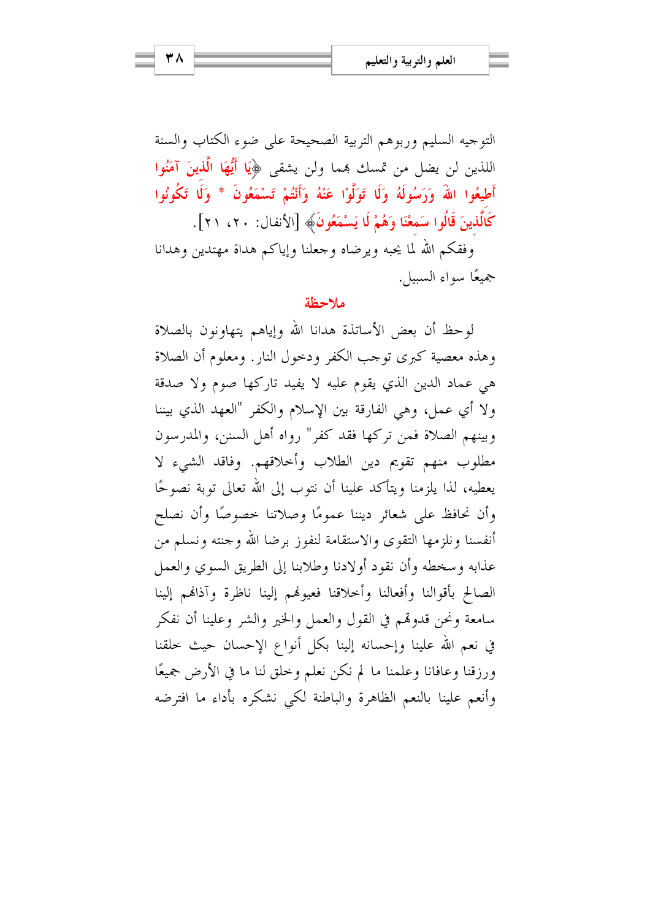التوجيه السليم وربوهم التربية الصحيحة على ضوء الكتاب والسنة اللذين لن يضل من تمسك بهما ولن يشقى ﴿يَا أَيُّهَا الَّذِينَ آمَنُوا أَطِيعُوا اللهَ وَرَسُولَهُ وَلَا تَوَلَّوْا عَنْهُ وَأَنْتُمْ تَسْمَعُونَ * وَلَا تَكُونُوا كَالَّذِينَ قَالُوا سَمِعْنَا وَهُمْ لَا يَسْمَعُونَ﴾ [الأنفال: ٢٠، ٢١].

وفقكم الله لما يحبه ويرضاه وجعلنا وإياكم هداة مهتدين وهدانا جميعًا سواء السبيل.

## ملاحظة

لوحظ أن بعض الأساتذة هدانا الله وإياهم يتهاونون بالصلاة وهذه معصية كبرى توجب الكفر ودخول النار. ومعلوم أن الصلاة هي عماد الدين الذي يقوم عليه لا يفيد تاركها صوم ولا صدقة ولا أي عمل، وهي الفارقة بين الإسلام والكفر "العهد الذي بيننا وبينهم الصلاة فمن تركها فقد كفر" رواه أهل السنن، والمدرسون مطلوب منهم تقويم دين الطلاب وأخلاقهم. وفاقد الشيء لا يعطيه، لذا يلزمنا ويتأكد علينا أن نتوب إلى الله تعالى توبة نصوحًا وأن نحافظ على شعائر ديننا عمومًا وصلاتنا خصوصًا وأن نصلح أنفسنا ونلزمها التقوى والاستقامة لنفوز برضا الله وجنته ونسلم من عذابه وسخطه وأن نقود أولادنا وطلابنا إلى الطريق السوي والعمل الصالح بأقوالنا وأفعالنا وأخلاقنا فعيونهم إلينا ناظرة وآذانهم إلينا سامعة ونحن قدوتهم في القول والعمل والخير والشر وعلينا أن نفكر في نعم الله علينا وإحسانه إلينا بكل أنواع الإحسان حيث خلقنا ورزقنا وعافانا وعلمنا ما لم نكن نعلم وخلق لنا ما في الأرض جميعًا وأنعم علينا بالنعم الظاهرة والباطنة لكي نشكره بأداء ما افترضه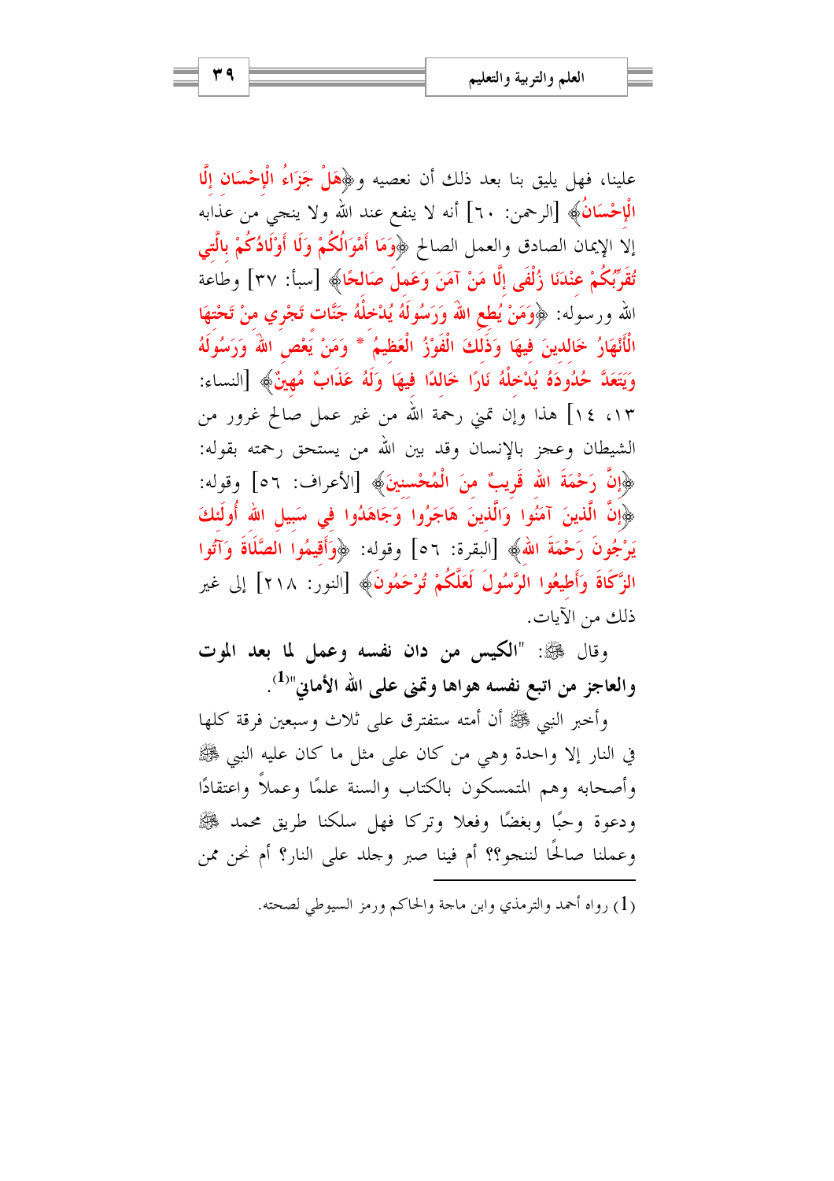علينا، فهل يليق بنا بعد ذلك أن نعصيه و﴿هَلْ جَزَاءُ الْإِحْسَانِ إِلَّا الْإِحْسَانُ﴾ [الرحمن: ٦٠] أنه لا ينفع عند الله ولا ينجي من عذابه إلا الإيمان الصادق والعمل الصالح ﴿وَمَا أَمْوَالُكُمْ وَلَا أَوْلَادُكُمْ بِالَّتِي تُقَرِّبُكُمْ عِنْدَنَا زُلْفَى إِلَّا مَنْ آمَنَ وَعَمِلَ صَالِحًا﴾ [سبأ: ٣٧] وطاعة الله ورسوله: ﴿وَمَنْ يُطِعِ اللهَ وَرَسُولَهُ يُدْخِلْهُ جَنَّاتٍ تَجْرِي مِنْ تَحْتِهَا الْأَنْهَارُ خَالِدِينَ فِيهَا وَذَلِكَ الْفَوْزُ الْعَظِيمُ * وَمَنْ يَعْصِ اللهَ وَرَسُولَهُ وَيَتَعَدَّ حُدُودَهُ يُدْخِلْهُ نَارًا خَالِدًا فِيهَا وَلَهُ عَذَابٌ مُهِينٌ﴾ [النساء: ١٣، ١٤] هذا وإن تمني رحمة الله من غير عمل صالح غرور من الشيطان وعجز بالإنسان وقد بين الله من يستحق رحمته بقوله: ﴿إِنَّ رَحْمَةَ اللهِ قَرِيبٌ مِنَ الْمُحْسِنِينَ﴾ [الأعراف: ٥٦] وقوله: ﴿إِنَّ الَّذِينَ آمَنُوا وَالَّذِينَ هَاجَرُوا وَجَاهَدُوا فِي سَبِيلِ اللهِ أُولَئِكَ يَرْجُونَ رَحْمَةَ اللهِ﴾ [البقرة: ٥٦] وقوله: ﴿وَأَقِيمُوا الصَّلَاةَ وَآتُوا الزَّكَاةَ وَأَطِيعُوا الرَّسُولَ لَعَلَّكُمْ تُرْحَمُونَ﴾ [النور: ٢١٨] إلى غير ذلك من الآيات.

وقال ﷺ: **"الكيس من دان نفسه وعمل لما بعد الموت والعاجز من اتبع نفسه هواها وتمنى على الله الأماني"**(1).

وأخبر النبي ﷺ أن أمته ستفترق على ثلاث وسبعين فرقة كلها في النار إلا واحدة وهي من كان على مثل ما كان عليه النبي ﷺ وأصحابه وهم المتمسكون بالكتاب والسنة علمًا وعملاً واعتقادًا ودعوة وحبًا وبغضًا وفعلا وتركا فهل سلكنا طريق محمد ﷺ وعملنا صالحًا لننجو؟؟ أم فينا صبر وجلد على النار؟ أم نحن من

---

(1) رواه أحمد والترمذي وابن ماجة والحاكم ورمز السيوطي لصحته.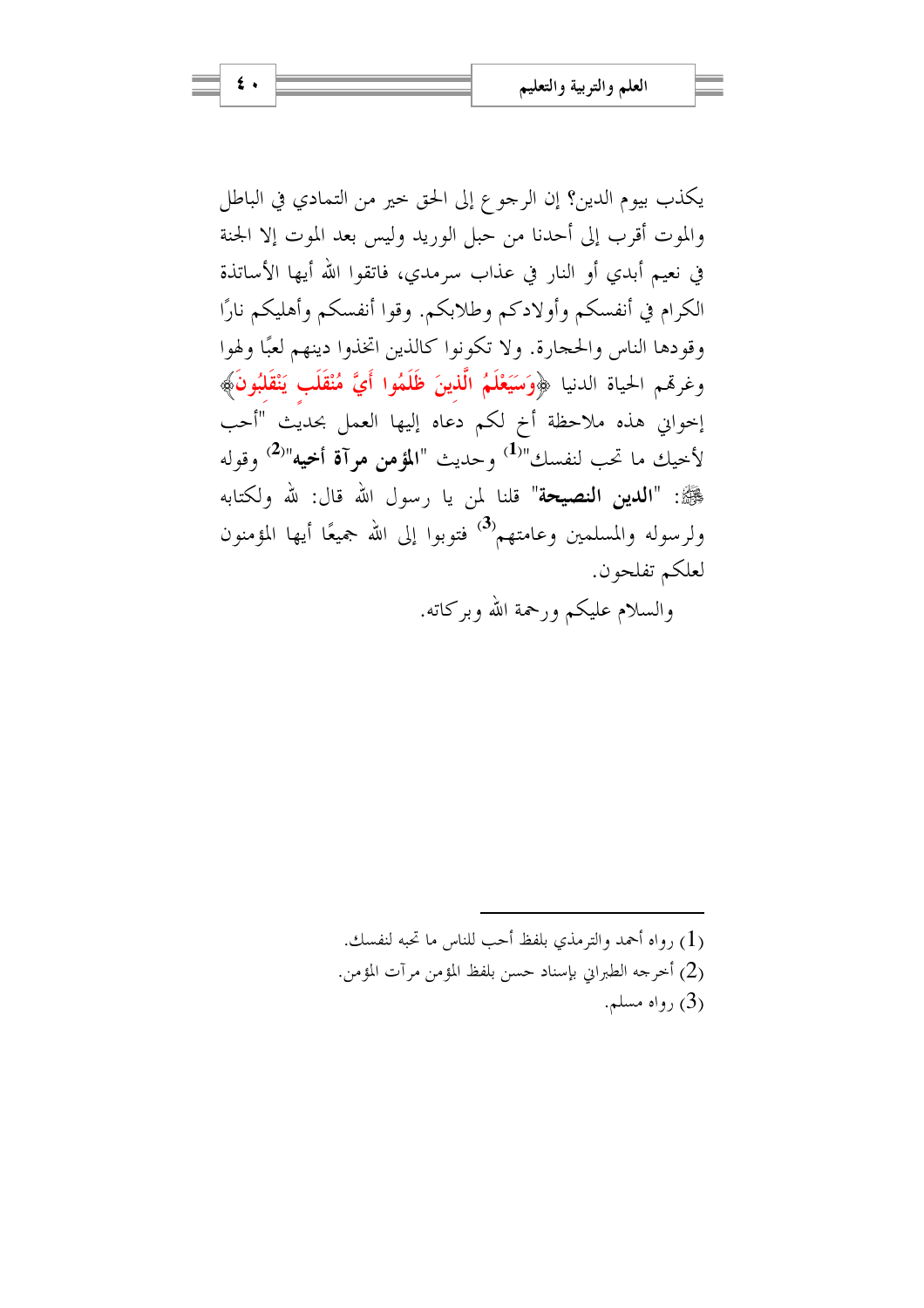يكذب بيوم الدين؟ إن الرجوع إلى الحق خير من التمادي في الباطل والموت أقرب إلى أحدنا من حبل الوريد وليس بعد الموت إلا الجنة في نعيم أبدي أو النار في عذاب سرمدي، فاتقوا الله أيها الأساتذة الكرام في أنفسكم وأولادكم وطلابكم. وقوا أنفسكم وأهليكم نارًا وقودها الناس والحجارة. ولا تكونوا كالذين اتخذوا دينهم لعبًا ولهوا وغرهم الحياة الدنيا ﴿وَسَيَعْلَمُ الَّذِينَ ظَلَمُوا أَيَّ مُنْقَلَبٍ يَنْقَلِبُونَ﴾ إخواني هذه ملاحظة أخ لكم دعاه إليها العمل بحديث "أحب لأخيك ما تحب لنفسك"[1] وحديث "**المؤمن مرآة أخيه**"[2] وقوله ﷺ: "**الدين النصيحة**" قلنا لمن يا رسول الله قال: لله ولكتابه ولرسوله والمسلمين وعامتهم[3] فتوبوا إلى الله جميعًا أيها المؤمنون لعلكم تفلحون.

والسلام عليكم ورحمة الله وبركاته.

---

(1) رواه أحمد والترمذي بلفظ أحب للناس ما تحبه لنفسك.

(2) أخرجه الطبراني بإسناد حسن بلفظ المؤمن مرآت المؤمن.

(3) رواه مسلم.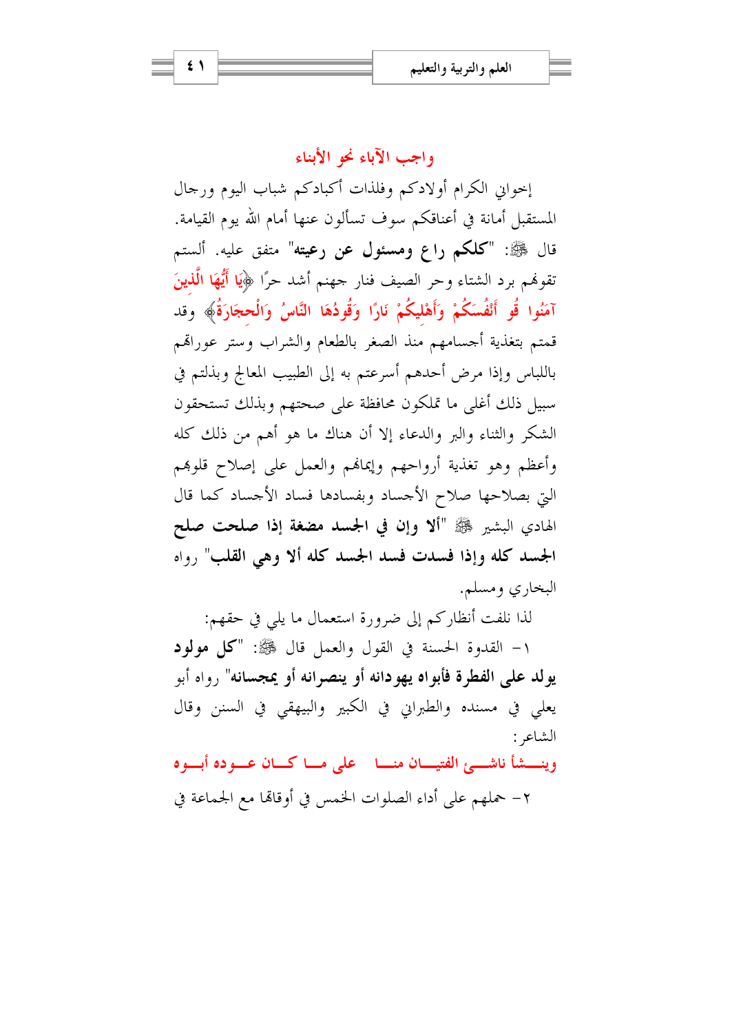## واجب الآباء نحو الأبناء

إخواني الكرام أولادكم وفلذات أكبادكم شباب اليوم ورجال المستقبل أمانة في أعناقكم سوف تسألون عنها أمام الله يوم القيامة. قال ﷺ: "**كلكم راعٍ ومسئول عن رعيته**" متفق عليه. ألستم تقوهم برد الشتاء وحر الصيف فنار جهنم أشد حرًا ﴿يَا أَيُّهَا الَّذِينَ آمَنُوا قُوا أَنْفُسَكُمْ وَأَهْلِيكُمْ نَارًا وَقُودُهَا النَّاسُ وَالْحِجَارَةُ﴾ وقد قمتم بتغذية أجسامهم منذ الصغر بالطعام والشراب وستر عوراتهم باللباس وإذا مرض أحدهم أسرعتم به إلى الطبيب المعالج وبذلتم في سبيل ذلك أغلى ما تملكون محافظة على صحتهم وبذلك تستحقون الشكر والثناء والبر والدعاء إلا أن هناك ما هو أهم من ذلك كله وأعظم وهو تغذية أرواحهم وإيمانهم والعمل على إصلاح قلوبهم التي بصلاحها صلاح الأجساد وبفسادها فساد الأجساد كما قال الهادي البشير ﷺ "**ألا وإن في الجسد مضغة إذا صلحت صلح الجسد كله وإذا فسدت فسد الجسد كله ألا وهي القلب**" رواه البخاري ومسلم.

لذا نلفت أنظاركم إلى ضرورة استعمال ما يلي في حقهم:

١- القدوة الحسنة في القول والعمل قال ﷺ: "**كل مولود يولد على الفطرة فأبواه يهودانه أو ينصرانه أو يمجسانه**" رواه أبو يعلي في مسنده والطبراني في الكبير والبيهقي في السنن وقال الشاعر:

**وينشأ ناشئ الفتيان منا ... على ما كان عوده أبوه**

٢- حملهم على أداء الصلوات الخمس في أوقاتها مع الجماعة في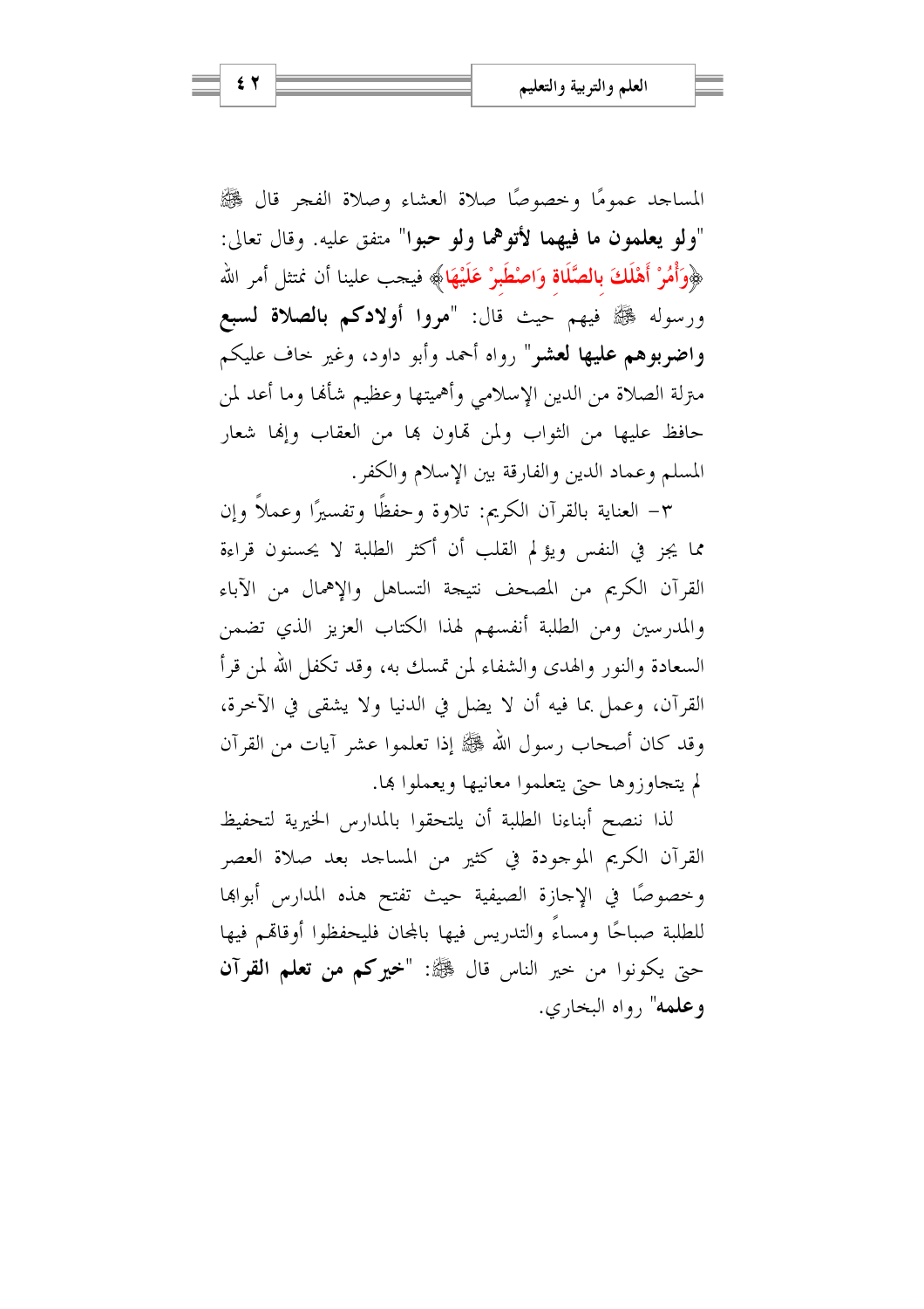المساجد عمومًا وخصوصًا صلاة العشاء وصلاة الفجر قال ﷺ "**ولو يعلمون ما فيهما لأتوهما ولو حبوا**" متفق عليه. وقال تعالى: ﴿وَأْمُرْ أَهْلَكَ بِالصَّلَاةِ وَاصْطَبِرْ عَلَيْهَا﴾ فيجب علينا أن نمتثل أمر الله ورسوله ﷺ فيهم حيث قال: "**مروا أولادكم بالصلاة لسبع واضربوهم عليها لعشر**" رواه أحمد وأبو داود، وغير خاف عليكم منزلة الصلاة من الدين الإسلامي وأهميتها وعظيم شأنها وما أعد لمن حافظ عليها من الثواب ولمن تهاون بها من العقاب وإنها شعار المسلم وعماد الدين والفارقة بين الإسلام والكفر.

٣- العناية بالقرآن الكريم: تلاوة وحفظًا وتفسيرًا وعملاً وإن مما يحز في النفس ويؤلم القلب أن أكثر الطلبة لا يحسنون قراءة القرآن الكريم من المصحف نتيجة التساهل والإهمال من الآباء والمدرسين ومن الطلبة أنفسهم لهذا الكتاب العزيز الذي تضمن السعادة والنور والهدى والشفاء لمن تمسك به، وقد تكفل الله لمن قرأ القرآن، وعمل بما فيه أن لا يضل في الدنيا ولا يشقى في الآخرة، وقد كان أصحاب رسول الله ﷺ إذا تعلموا عشر آيات من القرآن لم يتجاوزوها حتى يتعلموا معانيها ويعملوا بها.

لذا ننصح أبناءنا الطلبة أن يلتحقوا بالمدارس الخيرية لتحفيظ القرآن الكريم الموجودة في كثير من المساجد بعد صلاة العصر وخصوصًا في الإجازة الصيفية حيث تفتح هذه المدارس أبوابها للطلبة صباحًا ومساءً والتدريس فيها بالمجان فليحفظوا أوقاتهم فيها حتى يكونوا من خير الناس قال ﷺ: "**خيركم من تعلم القرآن وعلمه**" رواه البخاري.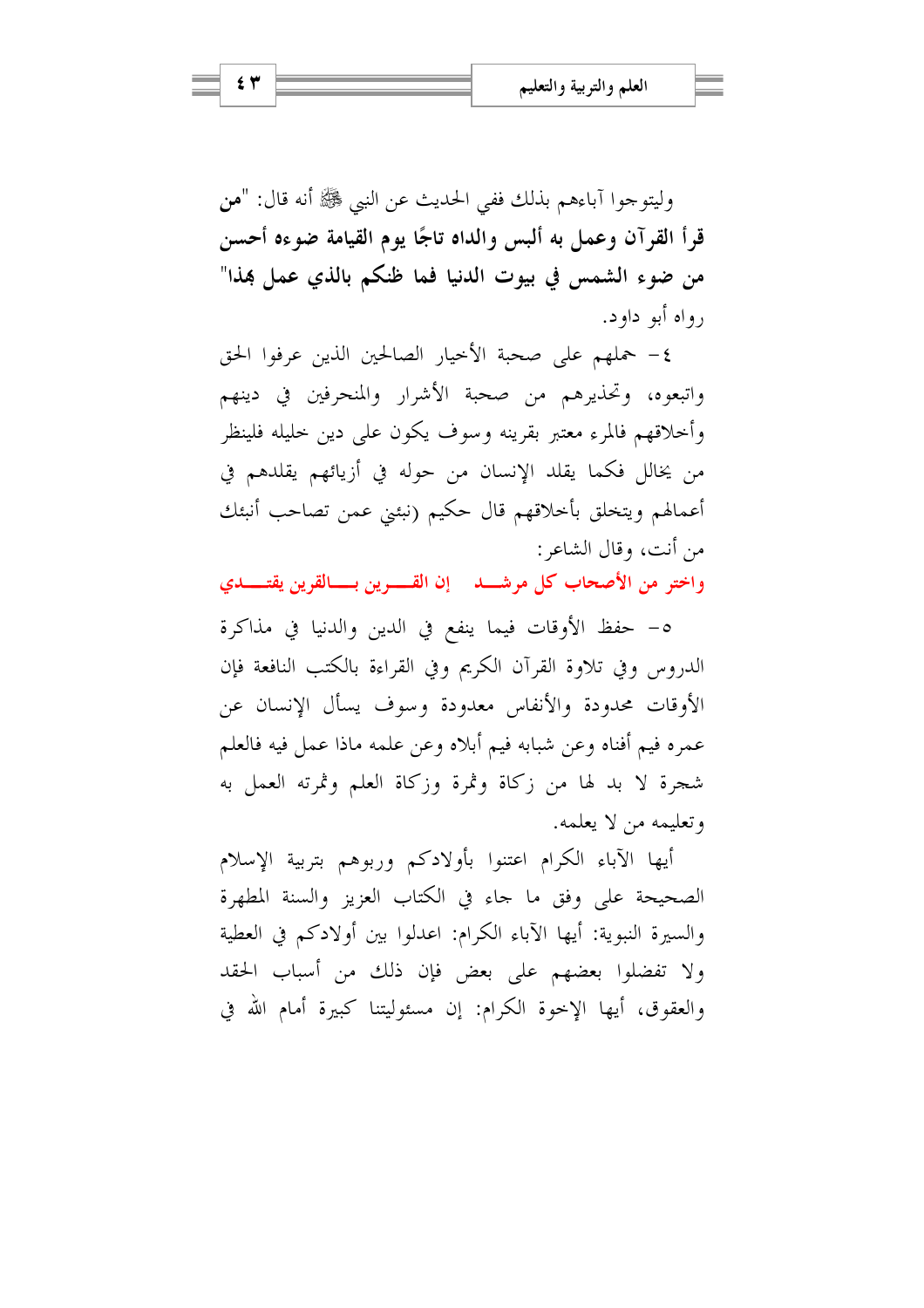وليتوجوا آباءهم بذلك ففي الحديث عن النبي ﷺ أنه قال: "**من قرأ القرآن وعمل به ألبس والداه تاجًا يوم القيامة ضوءه أحسن من ضوء الشمس في بيوت الدنيا فما ظنكم بالذي عمل بهذا**" رواه أبو داود.

٤- حملهم على صحبة الأخيار الصالحين الذين عرفوا الحق واتبعوه، وتحذيرهم من صحبة الأشرار والمنحرفين في دينهم وأخلاقهم فالمرء معتبر بقرينه وسوف يكون على دين خليله فلينظر من يخالل فكما يقلد الإنسان من حوله في أزيائهم يقلدهم في أعمالهم ويتخلق بأخلاقهم قال حكيم (نبئني عمن تصاحب أنبئك من أنت، وقال الشاعر:

**واختر من الأصحاب كل مرشـــد إن القـــرين بـــالقرين يقتـــدي**

٥- حفظ الأوقات فيما ينفع في الدين والدنيا في مذاكرة الدروس وفي تلاوة القرآن الكريم وفي القراءة بالكتب النافعة فإن الأوقات محدودة والأنفاس معدودة وسوف يسأل الإنسان عن عمره فيم أفناه وعن شبابه فيم أبلاه وعن علمه ماذا عمل فيه فالعلم شجرة لا بد لها من زكاة وثمرة وزكاة العلم وثمرته العمل به وتعليمه من لا يعلمه.

أيها الآباء الكرام اعتنوا بأولادكم وربوهم بتربية الإسلام الصحيحة على وفق ما جاء في الكتاب العزيز والسنة المطهرة والسيرة النبوية: أيها الآباء الكرام: اعدلوا بين أولادكم في العطية ولا تفضلوا بعضهم على بعض فإن ذلك من أسباب الحقد والعقوق، أيها الإخوة الكرام: إن مسئوليتنا كبيرة أمام الله في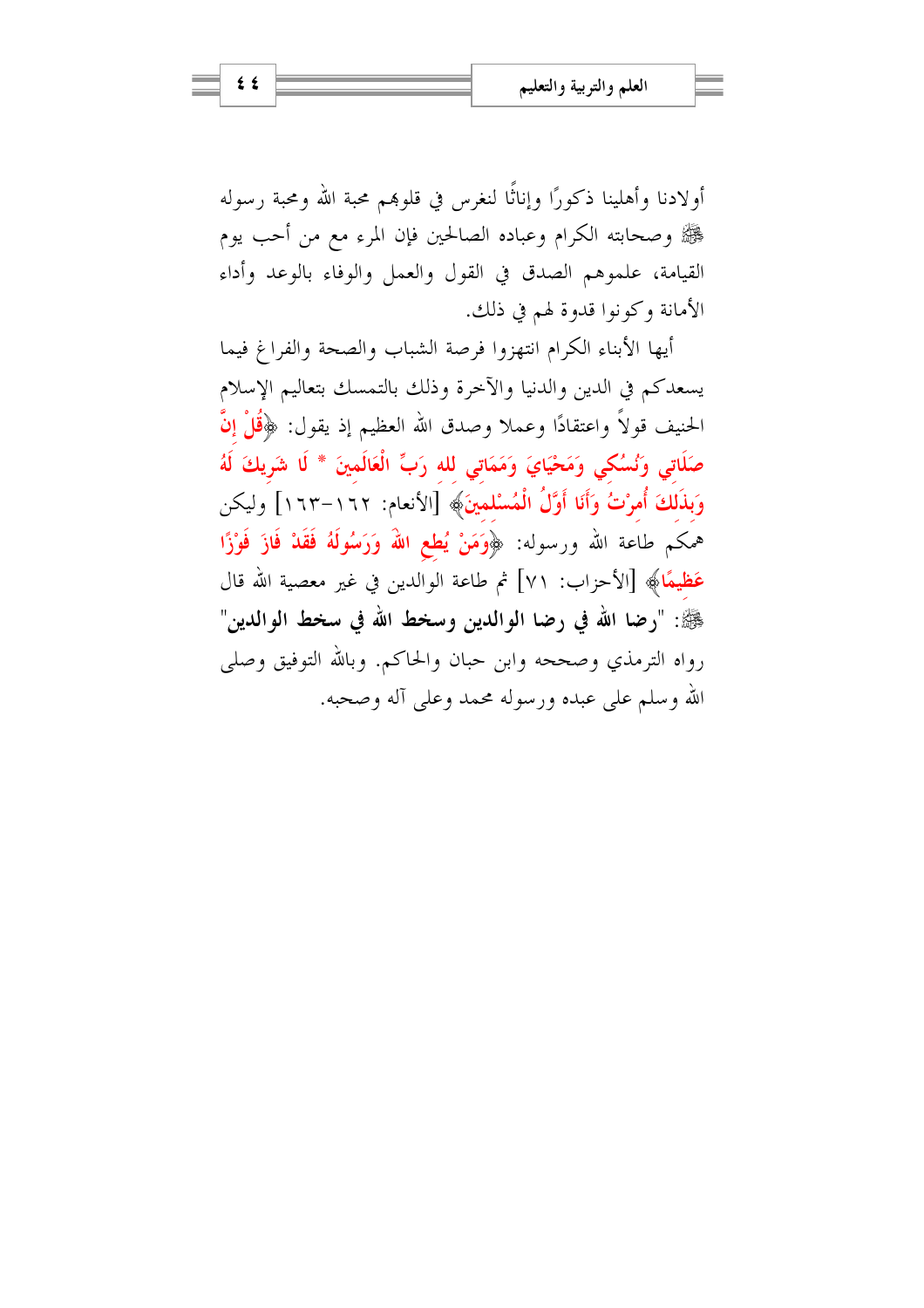أولادنا وأهلينا ذكورًا وإناثًا لنغرس في قلوبهم محبة الله ومحبة رسوله ﷺ وصحابته الكرام وعباده الصالحين فإن المرء مع من أحب يوم القيامة، علموهم الصدق في القول والعمل والوفاء بالوعد وأداء الأمانة وكونوا قدوة لهم في ذلك.

أيها الأبناء الكرام انتهزوا فرصة الشباب والصحة والفراغ فيما يسعدكم في الدين والدنيا والآخرة وذلك بالتمسك بتعاليم الإسلام الحنيف قولاً واعتقادًا وعملا وصدق الله العظيم إذ يقول: ﴿**قُلْ إِنَّ صَلَاتِي وَنُسُكِي وَمَحْيَايَ وَمَمَاتِي لله رَبِّ الْعَالَمِينَ * لَا شَرِيكَ لَهُ وَبِذَلِكَ أُمِرْتُ وَأَنَا أَوَّلُ الْمُسْلِمِينَ**﴾ [الأنعام: ١٦٢-١٦٣] وليكن همكم طاعة الله ورسوله: ﴿**وَمَنْ يُطِعِ اللهَ وَرَسُولَهُ فَقَدْ فَازَ فَوْزًا عَظِيمًا**﴾ [الأحزاب: ٧١] ثم طاعة الوالدين في غير معصية الله قال ﷺ: "**رضا الله في رضا الوالدين وسخط الله في سخط الوالدين**" رواه الترمذي وصححه وابن حبان والحاكم. وبالله التوفيق وصلى الله وسلم على عبده ورسوله محمد وعلى آله وصحبه.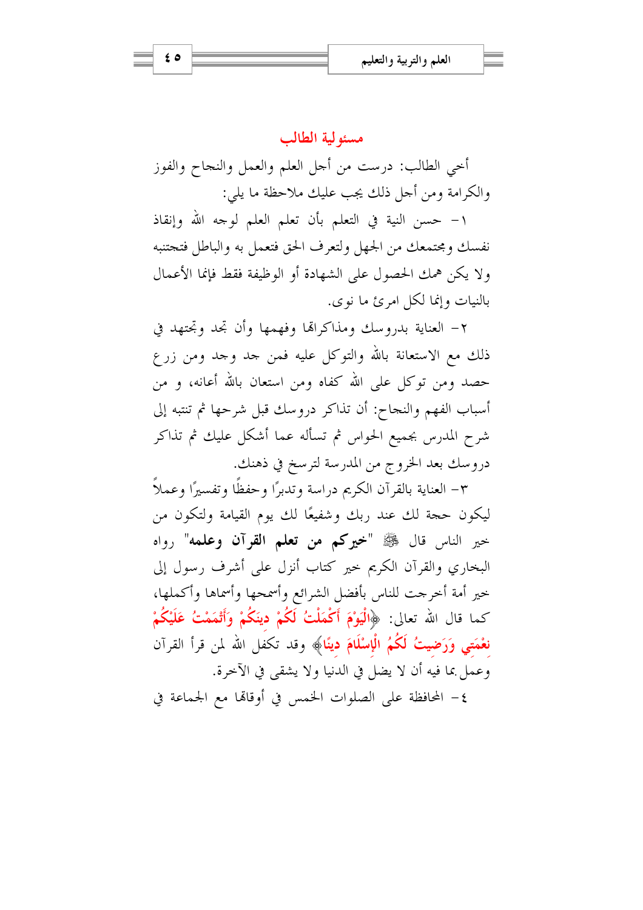## مسئولية الطالب

أخي الطالب: درست من أجل العلم والعمل والنجاح والفوز والكرامة ومن أجل ذلك يجب عليك ملاحظة ما يلي:

١- حسن النية في التعلم بأن تعلم العلم لوجه الله وإنقاذ نفسك ومجتمعك من الجهل ولتعرف الحق فتعمل به والباطل فتجتنبه ولا يكن همك الحصول على الشهادة أو الوظيفة فقط فإنما الأعمال بالنيات وإنما لكل امرئ ما نوى.

٢- العناية بدروسك ومذاكراتها وفهمها وأن تجد وتجتهد في ذلك مع الاستعانة بالله والتوكل عليه فمن جد وجد ومن زرع حصد ومن توكل على الله كفاه ومن استعان بالله أعانه، و من أسباب الفهم والنجاح: أن تذاكر دروسك قبل شرحها ثم تنتبه إلى شرح المدرس بجميع الحواس ثم تسأله عما أشكل عليك ثم تذاكر دروسك بعد الخروج من المدرسة لترسخ في ذهنك.

٣- العناية بالقرآن الكريم دراسة وتدبرًا وحفظًا وتفسيرًا وعملاً ليكون حجة لك عند ربك وشفيعًا لك يوم القيامة ولتكون من خير الناس قال ﷺ "**خيركم من تعلم القرآن وعلمه**" رواه البخاري والقرآن الكريم خير كتاب أنزل على أشرف رسول إلى خير أمة أخرجت للناس بأفضل الشرائع وأسمحها وأسماها وأكملها، كما قال الله تعالى: ﴿الْيَوْمَ أَكْمَلْتُ لَكُمْ دِينَكُمْ وَأَتْمَمْتُ عَلَيْكُمْ نِعْمَتِي وَرَضِيتُ لَكُمُ الْإِسْلَامَ دِينًا﴾ وقد تكفل الله لمن قرأ القرآن وعمل بما فيه أن لا يضل في الدنيا ولا يشقى في الآخرة.

٤- المحافظة على الصلوات الخمس في أوقاتها مع الجماعة في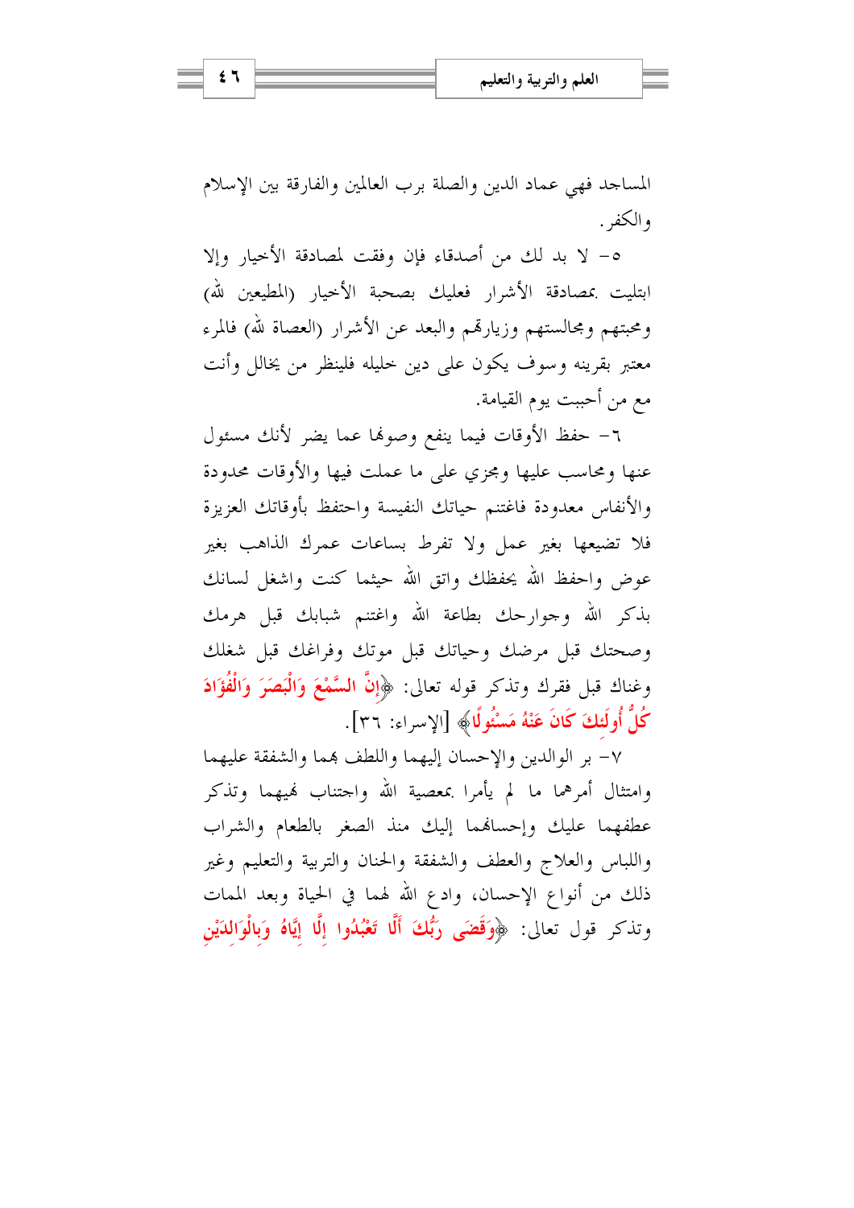المساجد فهي عماد الدين والصلة برب العالمين والفارقة بين الإسلام والكفر.

٥- لا بد لك من أصدقاء فإن وفقت لمصادقة الأخيار وإلا ابتليت بمصادقة الأشرار فعليك بصحبة الأخيار (المطيعين لله) ومحبتهم ومجالستهم وزيارتهم والبعد عن الأشرار (العصاة لله) فالمرء معتبر بقرينه وسوف يكون على دين خليله فلينظر من يخالل وأنت مع من أحببت يوم القيامة.

٦- حفظ الأوقات فيما ينفع وصونها عما يضر لأنك مسئول عنها ومحاسب عليها ومجزي على ما عملت فيها والأوقات محدودة والأنفاس معدودة فاغتنم حياتك النفيسة واحتفظ بأوقاتك العزيزة فلا تضيعها بغير عمل ولا تفرط بساعات عمرك الذاهب بغير عوض واحفظ الله يحفظك واتق الله حيثما كنت واشغل لسانك بذكر الله وجوارحك بطاعة الله واغتنم شبابك قبل هرمك وصحتك قبل مرضك وحياتك قبل موتك وفراغك قبل شغلك وغناك قبل فقرك وتذكر قوله تعالى: ﴿إِنَّ السَّمْعَ وَالْبَصَرَ وَالْفُؤَادَ كُلُّ أُولَئِكَ كَانَ عَنْهُ مَسْئُولًا﴾ [الإسراء: ٣٦].

٧- بر الوالدين والإحسان إليهما واللطف بهما والشفقة عليهما وامتثال أمرهما ما لم يأمرا بمعصية الله واجتناب نهيهما وتذكر عطفهما عليك وإحسانهما إليك منذ الصغر بالطعام والشراب واللباس والعلاج والعطف والشفقة والحنان والتربية والتعليم وغير ذلك من أنواع الإحسان، وادع الله لهما في الحياة وبعد الممات وتذكر قول تعالى: ﴿وَقَضَى رَبُّكَ أَلَّا تَعْبُدُوا إِلَّا إِيَّاهُ وَبِالْوَالِدَيْنِ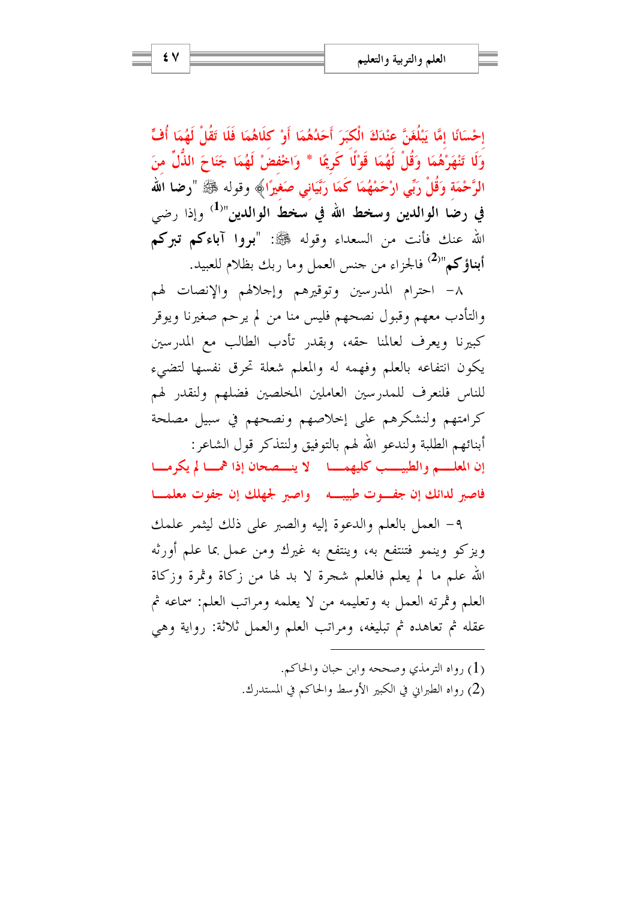إحْسَانًا إِمَّا يَبْلُغَنَّ عِنْدَكَ الْكِبَرَ أَحَدُهُمَا أَوْ كِلَاهُمَا فَلَا تَقُلْ لَهُمَا أُفٍّ وَلَا تَنْهَرْهُمَا وَقُلْ لَهُمَا قَوْلًا كَرِيمًا * وَاخْفِضْ لَهُمَا جَنَاحَ الذُّلِّ مِنَ الرَّحْمَةِ وَقُلْ رَبِّ ارْحَمْهُمَا كَمَا رَبَّيَانِي صَغِيرًا﴾ وقوله ﷺ "**رضا الله في رضا الوالدين وسخط الله في سخط الوالدين**"[1] وإذا رضي الله عنك فأنت من السعداء وقوله ﷺ: "**بروا آباءكم تبركم أبناؤكم**"[2] فالجزاء من جنس العمل وما ربك بظلام للعبيد.

٨- احترام المدرسين وتوقيرهم وإجلالهم والإنصات لهم والتأدب معهم وقبول نصحهم فليس منا من لم يرحم صغيرنا ويوقر كبيرنا ويعرف لعالمنا حقه، وبقدر تأدب الطالب مع المدرسين يكون انتفاعه بالعلم وفهمه له والمعلم شعلة تحرق نفسها لتضيء للناس فلنعرف للمدرسين العاملين المخلصين فضلهم ولنقدر لهم كرامتهم ولنشكرهم على إخلاصهم ونصحهم في سبيل مصلحة أبنائهم الطلبة ولندعو الله لهم بالتوفيق ولنتذكر قول الشاعر:

**إن المعلم والطبيب كليهما    لا ينصحان إذا هما لم يكرما**

**فاصبر لدائك إن جفوت طبيبه    واصبر لجهلك إن جفوت معلما**

٩- العمل بالعلم والدعوة إليه والصبر على ذلك ليثمر علمك ويزكو وينمو فتنتفع به، وينتفع به غيرك ومن عمل بما علم أورثه الله علم ما لم يعلم فالعلم شجرة لا بد لها من زكاة وثمرة وزكاة العلم وثمرته العمل به وتعليمه من لا يعلمه ومراتب العلم: سماعه ثم عقله ثم تعاهده ثم تبليغه، ومراتب العلم والعمل ثلاثة: رواية وهي

---

(1) رواه الترمذي وصححه وابن حبان والحاكم.

(2) رواه الطبراني في الكبير الأوسط والحاكم في المستدرك.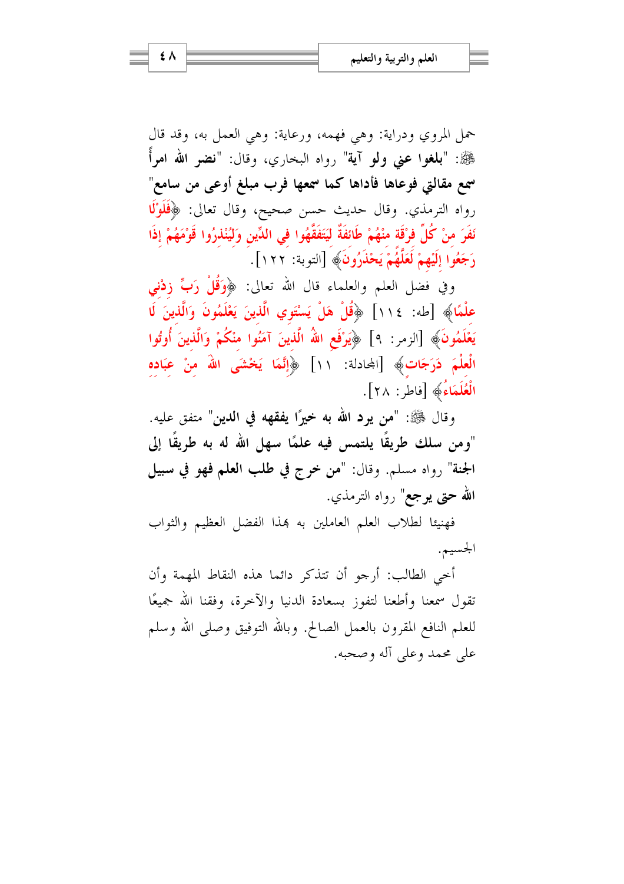حمل المروي ودراية: وهي فهمه، ورعاية: وهي العمل به، وقد قال ﷺ: "**بلغوا عني ولو آية**" رواه البخاري، وقال: "**نضر الله امرأ سمع مقالتي فوعاها فأداها كما سمعها فرب مبلغ أوعى من سامع**" رواه الترمذي. وقال حديث حسن صحيح، وقال تعالى: ﴿**فَلَوْلَا نَفَرَ مِنْ كُلِّ فِرْقَةٍ مِنْهُمْ طَائِفَةٌ لِيَتَفَقَّهُوا فِي الدِّينِ وَلِيُنْذِرُوا قَوْمَهُمْ إِذَا رَجَعُوا إِلَيْهِمْ لَعَلَّهُمْ يَحْذَرُونَ**﴾ [التوبة: ١٢٢].

وفي فضل العلم والعلماء قال الله تعالى: ﴿**وَقُلْ رَبِّ زِدْنِي عِلْمًا**﴾ [طه: ١١٤] ﴿**قُلْ هَلْ يَسْتَوِي الَّذِينَ يَعْلَمُونَ وَالَّذِينَ لَا يَعْلَمُونَ**﴾ [الزمر: ٩] ﴿**يَرْفَعِ اللهُ الَّذِينَ آمَنُوا مِنْكُمْ وَالَّذِينَ أُوتُوا الْعِلْمَ دَرَجَاتٍ**﴾ [المجادلة: ١١] ﴿**إِنَّمَا يَخْشَى اللهَ مِنْ عِبَادِهِ الْعُلَمَاءُ**﴾ [فاطر: ٢٨].

وقال ﷺ: "**من يرد الله به خيرًا يفقهه في الدين**" متفق عليه. "**ومن سلك طريقًا يلتمس فيه علمًا سهل الله له به طريقًا إلى الجنة**" رواه مسلم. وقال: "**من خرج في طلب العلم فهو في سبيل الله حتى يرجع**" رواه الترمذي.

فهنيئا لطلاب العلم العاملين به بهذا الفضل العظيم والثواب الجسيم.

أخي الطالب: أرجو أن تتذكر دائما هذه النقاط المهمة وأن تقول سمعنا وأطعنا لتفوز بسعادة الدنيا والآخرة، وفقنا الله جميعًا للعلم النافع المقرون بالعمل الصالح. وبالله التوفيق وصلى الله وسلم على محمد وعلى آله وصحبه.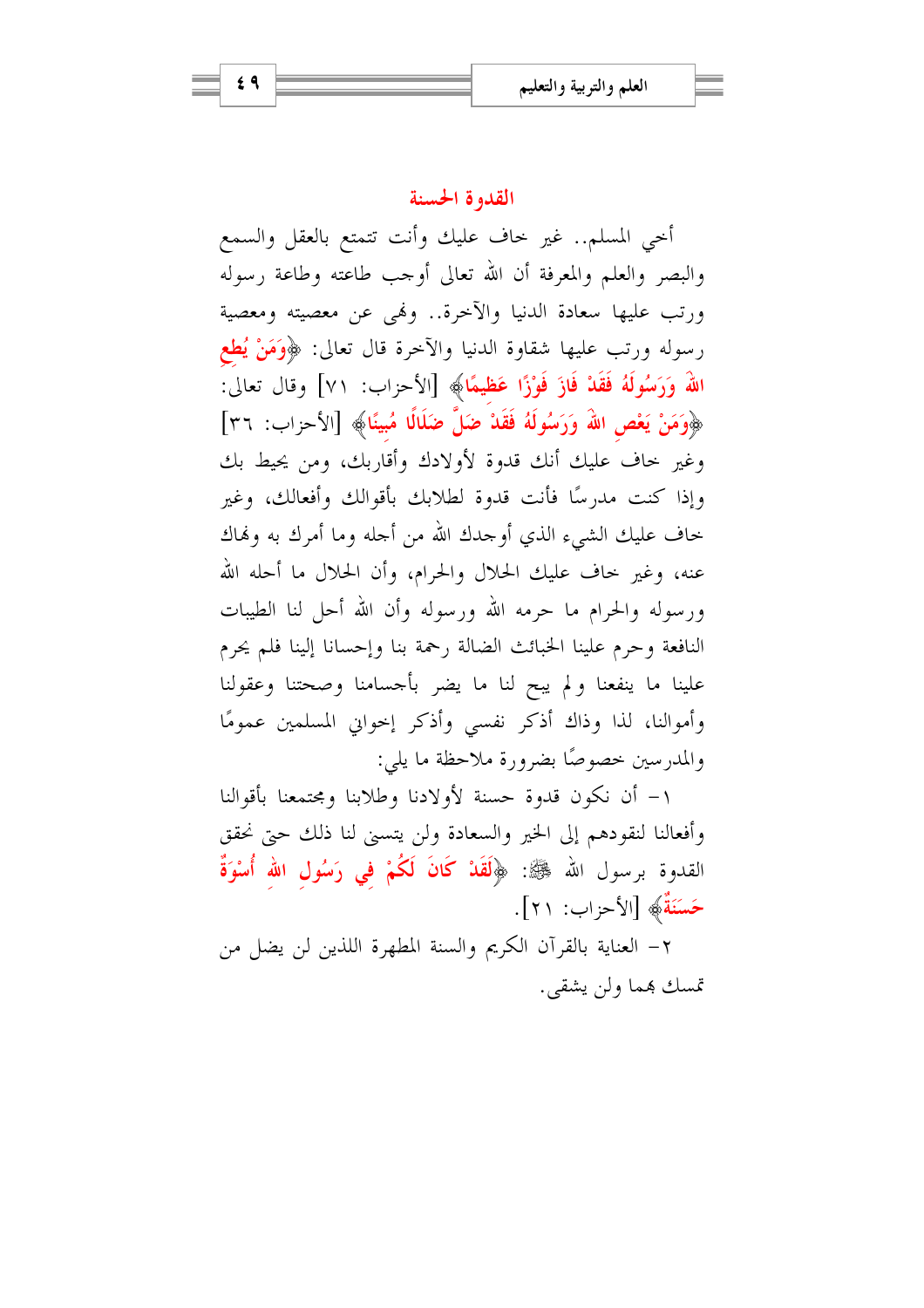## القدوة الحسنة

أخي المسلم.. غير خاف عليك وأنت تتمتع بالعقل والسمع والبصر والعلم والمعرفة أن الله تعالى أوجب طاعته وطاعة رسوله ورتب عليها سعادة الدنيا والآخرة.. ونهى عن معصيته ومعصية رسوله ورتب عليها شقاوة الدنيا والآخرة قال تعالى: ﴿وَمَنْ يُطِعِ اللهَ وَرَسُولَهُ فَقَدْ فَازَ فَوْزًا عَظِيمًا﴾ [الأحزاب: ٧١] وقال تعالى: ﴿وَمَنْ يَعْصِ اللهَ وَرَسُولَهُ فَقَدْ ضَلَّ ضَلَالًا مُبِينًا﴾ [الأحزاب: ٣٦] وغير خاف عليك أنك قدوة لأولادك وأقاربك، ومن يحيط بك وإذا كنت مدرسًا فأنت قدوة لطلابك بأقوالك وأفعالك، وغير خاف عليك الشيء الذي أوجدك الله من أجله وما أمرك به ونهاك عنه، وغير خاف عليك الحلال والحرام، وأن الحلال ما أحله الله ورسوله والحرام ما حرمه الله ورسوله وأن الله أحل لنا الطيبات النافعة وحرم علينا الخبائث الضالة رحمة بنا وإحسانا إلينا فلم يحرم علينا ما ينفعنا ولم يبح لنا ما يضر بأجسامنا وصحتنا وعقولنا وأموالنا، لذا وذاك أذكر نفسي وأذكر إخواني المسلمين عمومًا والمدرسين خصوصًا بضرورة ملاحظة ما يلي:

١- أن نكون قدوة حسنة لأولادنا وطلابنا ومجتمعنا بأقوالنا وأفعالنا لنقودهم إلى الخير والسعادة ولن يتسنى لنا ذلك حتى نحقق القدوة برسول الله ﷺ: ﴿لَقَدْ كَانَ لَكُمْ فِي رَسُولِ اللهِ أُسْوَةٌ حَسَنَةٌ﴾ [الأحزاب: ٢١].

٢- العناية بالقرآن الكريم والسنة المطهرة اللذين لن يضل من تمسك بهما ولن يشقى.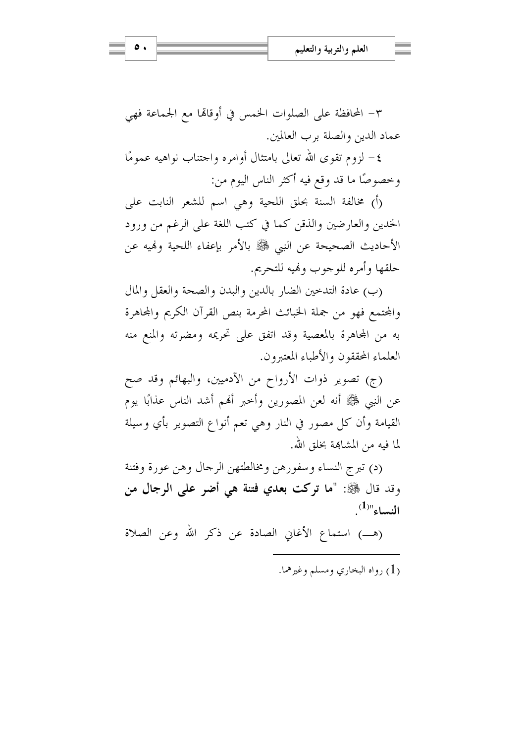٣- المحافظة على الصلوات الخمس في أوقاتها مع الجماعة فهي عماد الدين والصلة برب العالمين.

٤- لزوم تقوى الله تعالى بامتثال أوامره واجتناب نواهيه عمومًا وخصوصًا ما قد وقع فيه أكثر الناس اليوم من:

(أ) مخالفة السنة بحلق اللحية وهي اسم للشعر النابت على الخدين والعارضين والذقن كما في كتب اللغة على الرغم من ورود الأحاديث الصحيحة عن النبي ﷺ بالأمر بإعفاء اللحية ونهيه عن حلقها وأمره للوجوب ونهيه للتحريم.

(ب) عادة التدخين الضار بالدين والبدن والصحة والعقل والمال والمجتمع فهو من جملة الخبائث المحرمة بنص القرآن الكريم والمجاهرة به من المجاهرة بالمعصية وقد اتفق على تحريمه ومضرته والمنع منه العلماء المحققون والأطباء المعتبرون.

(ج) تصوير ذوات الأرواح من الآدميين، والبهائم وقد صح عن النبي ﷺ أنه لعن المصورين وأخبر أنهم أشد الناس عذابًا يوم القيامة وأن كل مصور في النار وهي تعم أنواع التصوير بأي وسيلة لما فيه من المشابهة بخلق الله.

(د) تبرج النساء وسفورهن ومخالطتهن الرجال وهن عورة وفتنة وقد قال ﷺ: "**ما تركت بعدي فتنة هي أضر على الرجال من النساء**"[1].

(هـ) استماع الأغاني الصادة عن ذكر الله وعن الصلاة

---

[1] رواه البخاري ومسلم وغيرهما.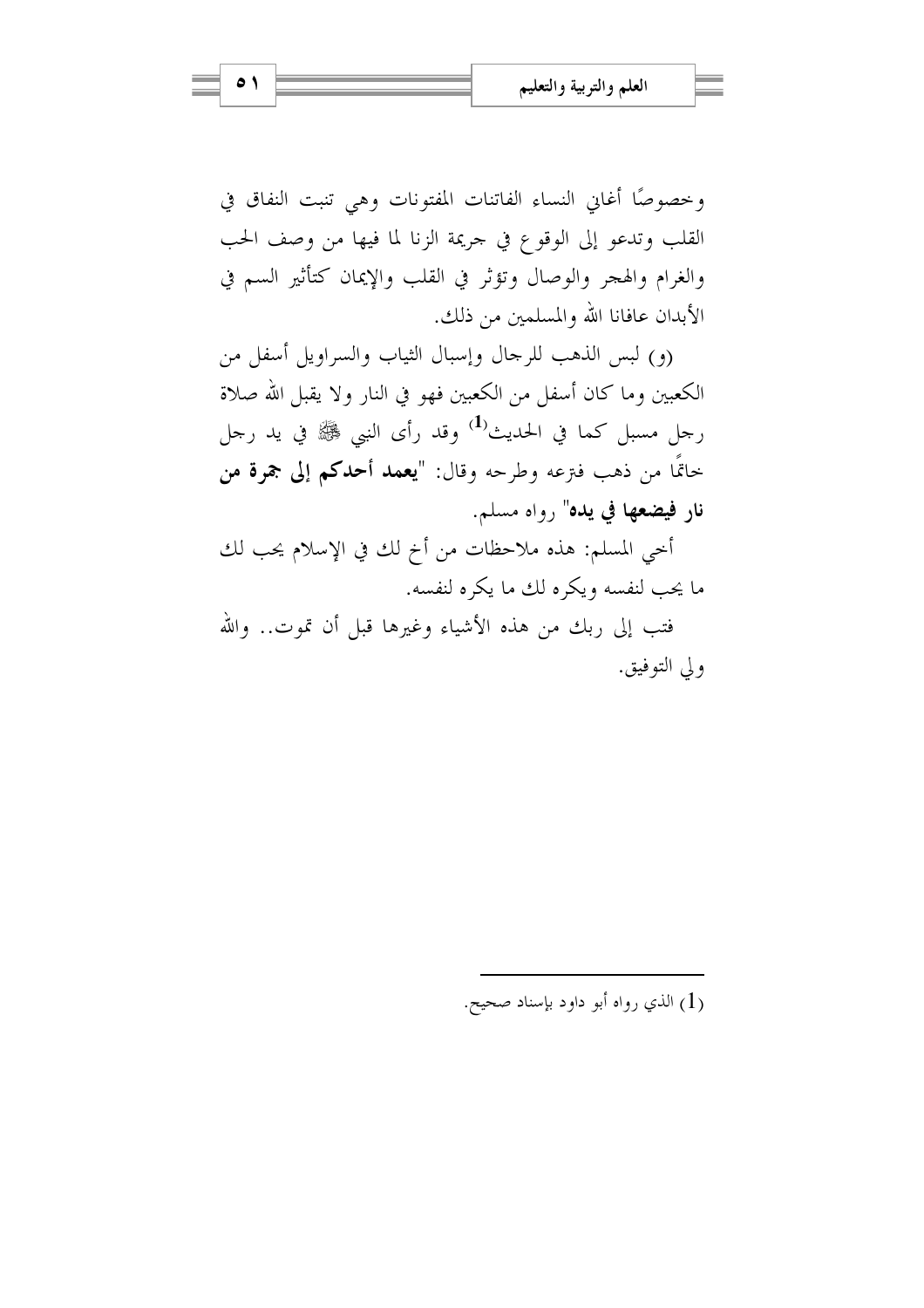وخصوصًا أغاني النساء الفاتنات المفتونات وهي تنبت النفاق في القلب وتدعو إلى الوقوع في جريمة الزنا لما فيها من وصف الحب والغرام والهجر والوصال وتؤثر في القلب والإيمان كتأثير السم في الأبدان عافانا الله والمسلمين من ذلك.

(و) لبس الذهب للرجال وإسبال الثياب والسراويل أسفل من الكعبين وما كان أسفل من الكعبين فهو في النار ولا يقبل الله صلاة رجل مسبل كما في الحديث[1] وقد رأى النبي ﷺ في يد رجل خاتمًا من ذهب فنزعه وطرحه وقال: "**يعمد أحدكم إلى جمرة من نار فيضعها في يده**" رواه مسلم.

أخي المسلم: هذه ملاحظات من أخ لك في الإسلام يحب لك ما يحب لنفسه ويكره لك ما يكره لنفسه.

فتب إلى ربك من هذه الأشياء وغيرها قبل أن تموت.. والله ولي التوفيق.

---

(1) الذي رواه أبو داود بإسناد صحيح.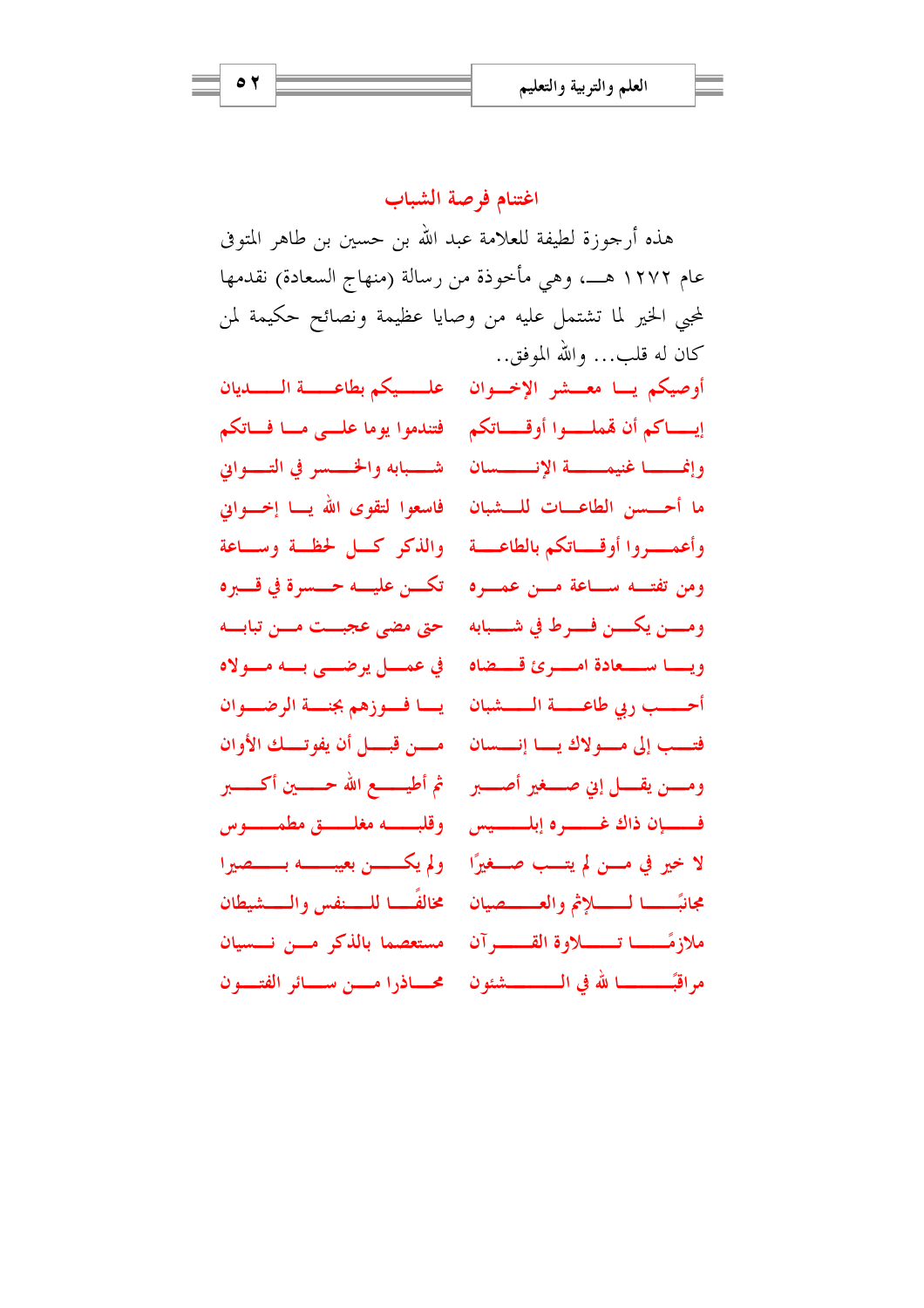## اغتنام فرصة الشباب

هذه أرجوزة لطيفة للعلامة عبد الله بن حسين بن طاهر المتوفى عام ١٢٧٢ هـ، وهي مأخوذة من رسالة (منهاج السعادة) نقدمها لمحبي الخير لما تشتمل عليه من وصايا عظيمة ونصائح حكيمة لمن كان له قلب... والله الموفق..

أوصيكم يا معشر الإخوان — عليكم بطاعة الديان

إياكم أن تهملوا أوقاتكم — فتندموا يوما على ما فاتكم

وإنما غنيمة الإنسان — شبابه والخسر في التواني

ما أحسن الطاعات للشبان — فاسعوا لتقوى الله يا إخواني

وأعمروا أوقاتكم بالطاعة — والذكر كل لحظة وساعة

ومن تفته ساعة من عمره — تكن عليه حسرة في قبره

ومن يكن فرط في شبابه — حتى مضى عجبت من تبابه

ويا سعادة امرئ قضاه — في عمل يرضى به مولاه

أحب ربي طاعة الشبان — يا فوزهم بجنة الرضوان

فتب إلى مولاك يا إنسان — من قبل أن يفوتك الأوان

ومن يقل إني صغير أصبر — ثم أطيع الله حين أكبر

فإن ذاك غره إبليس — وقلبه مغلق مطموس

لا خير في من لم يتب صغيرًا — ولم يكن بعيبه بصيرا

مجانبًا للإثم والعصيان — مخالفًا للنفس والشيطان

ملازمًا تلاوة القرآن — مستعصما بالذكر من نسيان

مراقبًا لله في الشئون — محاذرا من سائر الفتون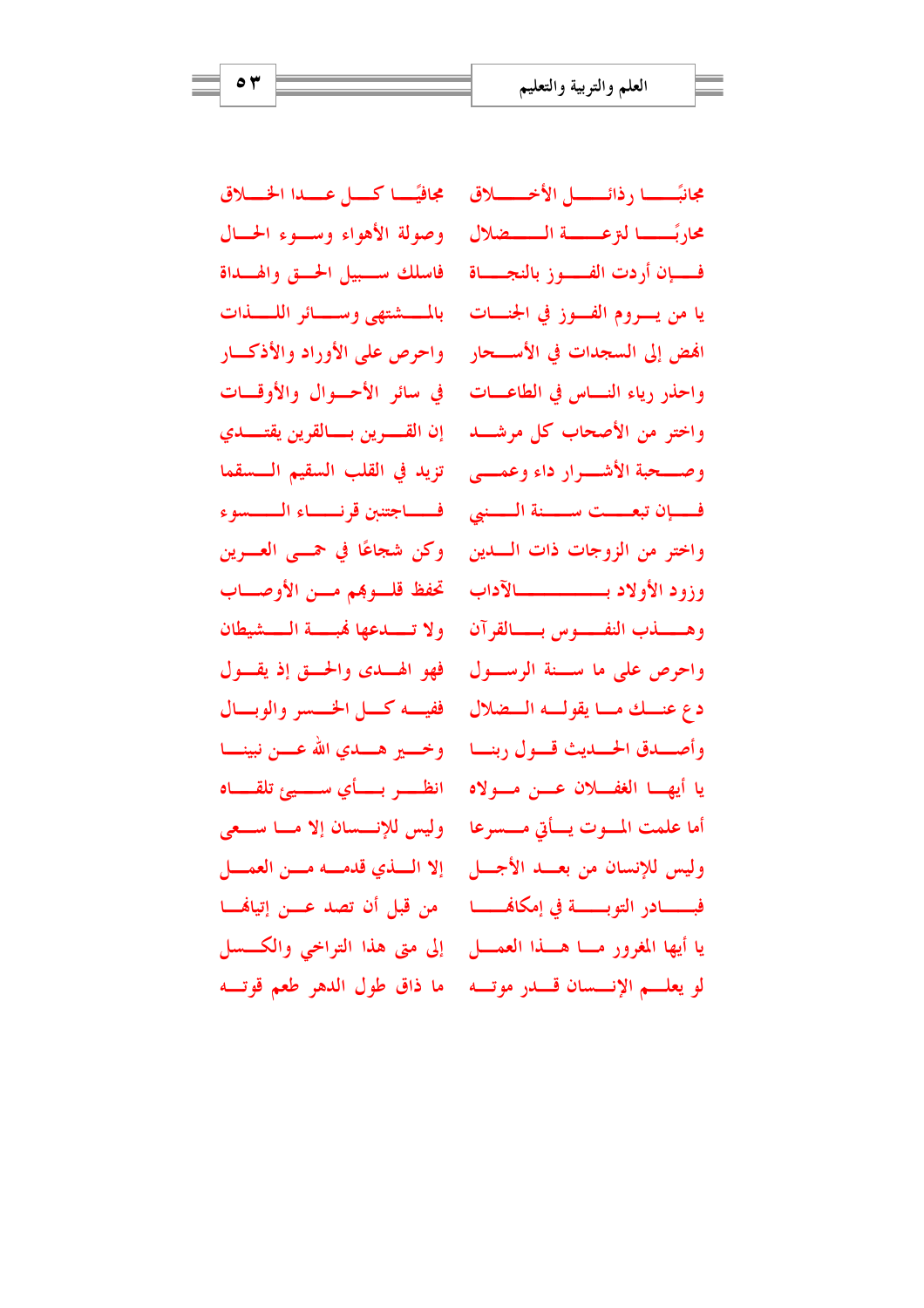مجانبًا رذائل الأخلاق ... مجافيًا كل عدا الخلاق

محاربًا لنزعة الضلال ... وصولة الأهواء وسوء الحال

فإن أردت الفوز بالنجاة ... فاسلك سبيل الحق والهداة

يا من يروم الفوز في الجنات ... بالمشتهى وسائر اللذات

انهض إلى السجدات في الأسحار ... واحرص على الأوراد والأذكار

واحذر رياء الناس في الطاعات ... في سائر الأحوال والأوقات

واختر من الأصحاب كل مرشد ... إن القرين بالقرين يقتدي

وصحبة الأشرار داء وعمى ... تزيد في القلب السقيم السقما

فإن تبعت سنة النبي ... فاجتنبن قرناء السوء

واختر من الزوجات ذات الدين ... وكن شجاعًا في حمى العرين

وزود الأولاد بالآداب ... تحفظ قلوبهم من الأوصاب

وهذب النفوس بالقرآن ... ولا تدعها نهبة الشيطان

واحرص على ما سنة الرسول ... فهو الهدى والحق إذ يقول

دع عنك ما يقوله الضلال ... ففيه كل الخسر والوبال

وأصدق الحديث قول ربنا ... وخير هدي الله عن نبينا

يا أيها الغفلان عن مولاه ... انظر بأي سيئ تلقاه

أما علمت الموت يأتي مسرعا ... وليس للإنسان إلا ما سعى

وليس للإنسان من بعد الأجل ... إلا الذي قدمه من العمل

فبادر التوبة في إمكانها ... من قبل أن تصد عن إتيانها

يا أيها المغرور ما هذا العمل ... إلى متى هذا التراخي والكسل

لو يعلم الإنسان قدر موته ... ما ذاق طول الدهر طعم قوته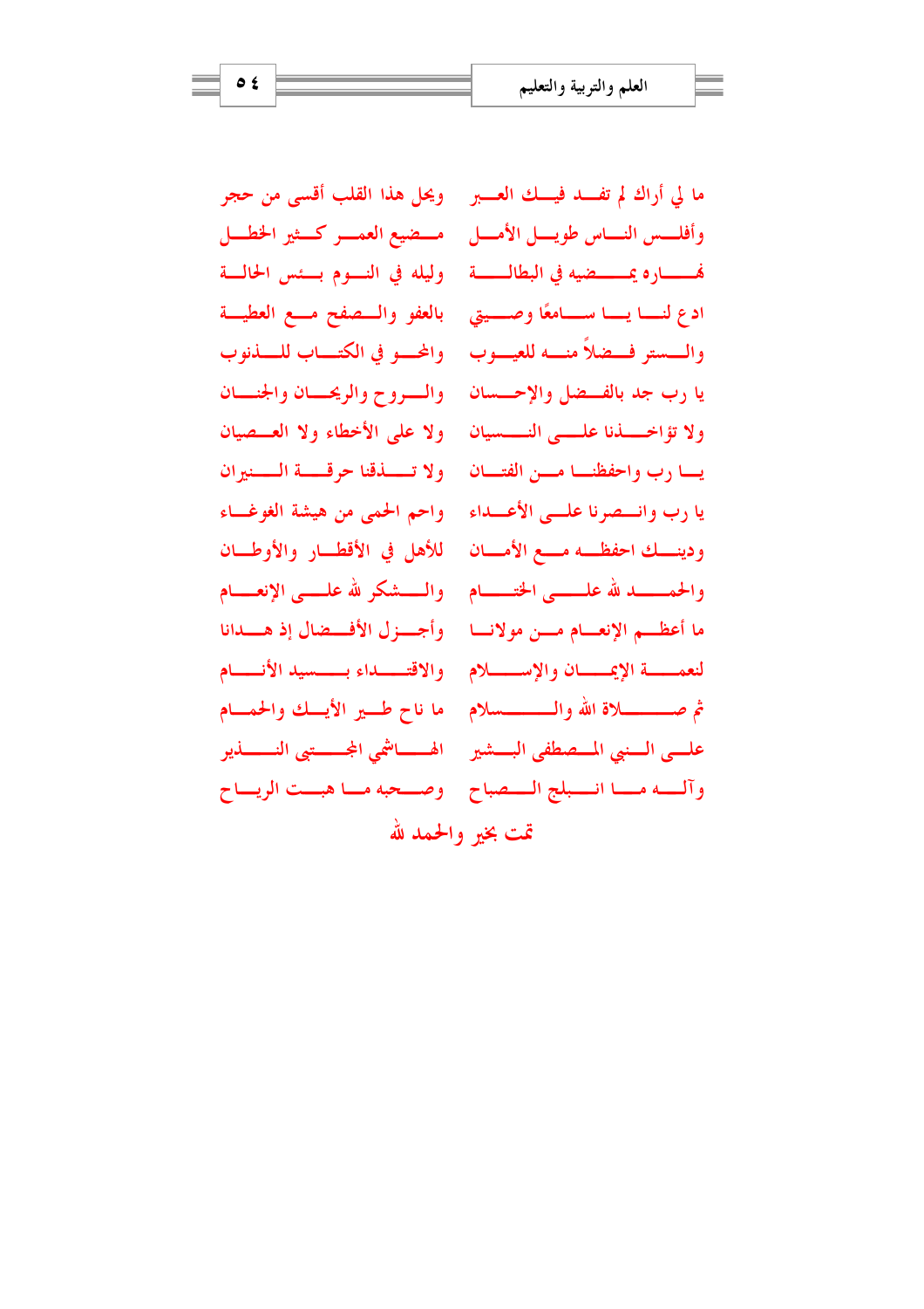ما لي أراك لم تفد فيك العبر ... ويحل هذا القلب أقسى من حجر

وأفلس الناس طويل الأمل ... مضيع العمر كثير الخطل

نهاره يمضيه في البطالة ... وليله في النوم بئس الحالة

ادع لنا يا سامعًا وصيتي ... بالعفو والصفح مع العطية

والستر فضلاً منه للعيوب ... والمحو في الكتاب للذنوب

يا رب جد بالفضل والإحسان ... والروح والريحان والجنان

ولا تؤاخذنا على النسيان ... ولا على الأخطاء ولا العصيان

يا رب واحفظنا من الفتان ... ولا تذقنا حرقة النيران

يا رب وانصرنا على الأعداء ... واحم الحمى من هيشة الغوغاء

ودينك احفظه مع الأمان ... للأهل في الأقطار والأوطان

والحمد لله على الختام ... والشكر لله على الإنعام

ما أعظم الإنعام من مولانا ... وأجزل الأفضال إذ هدانا

لنعمة الإيمان والإسلام ... والاقتداء بسيد الأنام

ثم صلاة الله والسلام ... ما ناح طير الأيك والحمام

على النبي المصطفى البشير ... الهاشمي المجتبى النذير

وآله ما انبلج الصباح ... وصحبه ما هبت الرياح

تمت بخير والحمد لله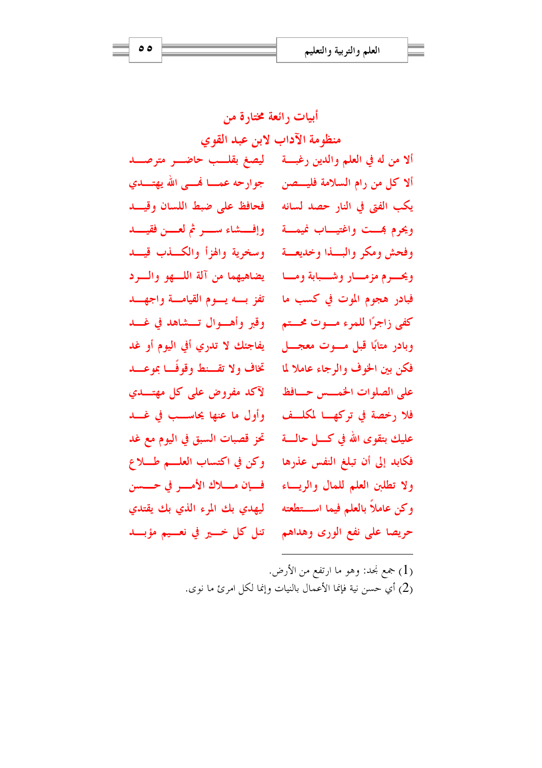## أبيات رائعة مختارة من منظومة الآداب لابن عبد القوي

ألا من له في العلم والدين رغبة ... ليصغ بقلب حاضر مترصد

ألا كل من رام السلامة فليصن ... جوارحه عما نهى الله يهتدي

يكب الفتى في النار حصد لسانه ... فحافظ على ضبط اللسان وقيد

ويحرم بهت واغتياب نميمة ... وإفشاء سر ثم لعن فقيد

وفحش ومكر والبذا وخديعة ... وسخرية والهزأ والكذب قيد

ويحرم مزمار وشبابة وما ... يضاهيهما من آلة اللهو والرد

فبادر هجوم الموت في كسب ما ... تفز به يوم القيامة واجهد

كفى زاجرًا للمرء موت محتم ... وقبر وأهوال تشاهد في غد

وبادر متابًا قبل موت معجل ... يفاجئك لا تدري أفي اليوم أو غد

فكن بين الخوف والرجاء عاملا لما ... تخاف ولا تقنط وقوفًا بموعد

على الصلوات الخمس حافظ ... لآكد مفروض على كل مهتدي

فلا رخصة في تركها لمكلف ... وأول ما عنها يحاسب في غد

عليك بتقوى الله في كل حالة ... تحز قصبات السبق في اليوم مع غد

فكابد إلى أن تبلغ النفس عذرها ... وكن في اكتساب العلم طلاع

ولا تطلبن العلم للمال والرياء ... فإن ملاك الأمر في حسن

وكن عاملاً بالعلم فيما استطعته ... ليهدي بك المرء الذي بك يقتدي

حريصا على نفع الورى وهداهم ... تنل كل خير في نعيم مؤبد

---

(1) جمع نجد: وهو ما ارتفع من الأرض.

(2) أي حسن نية فإنما الأعمال بالنيات وإنما لكل امرئ ما نوى.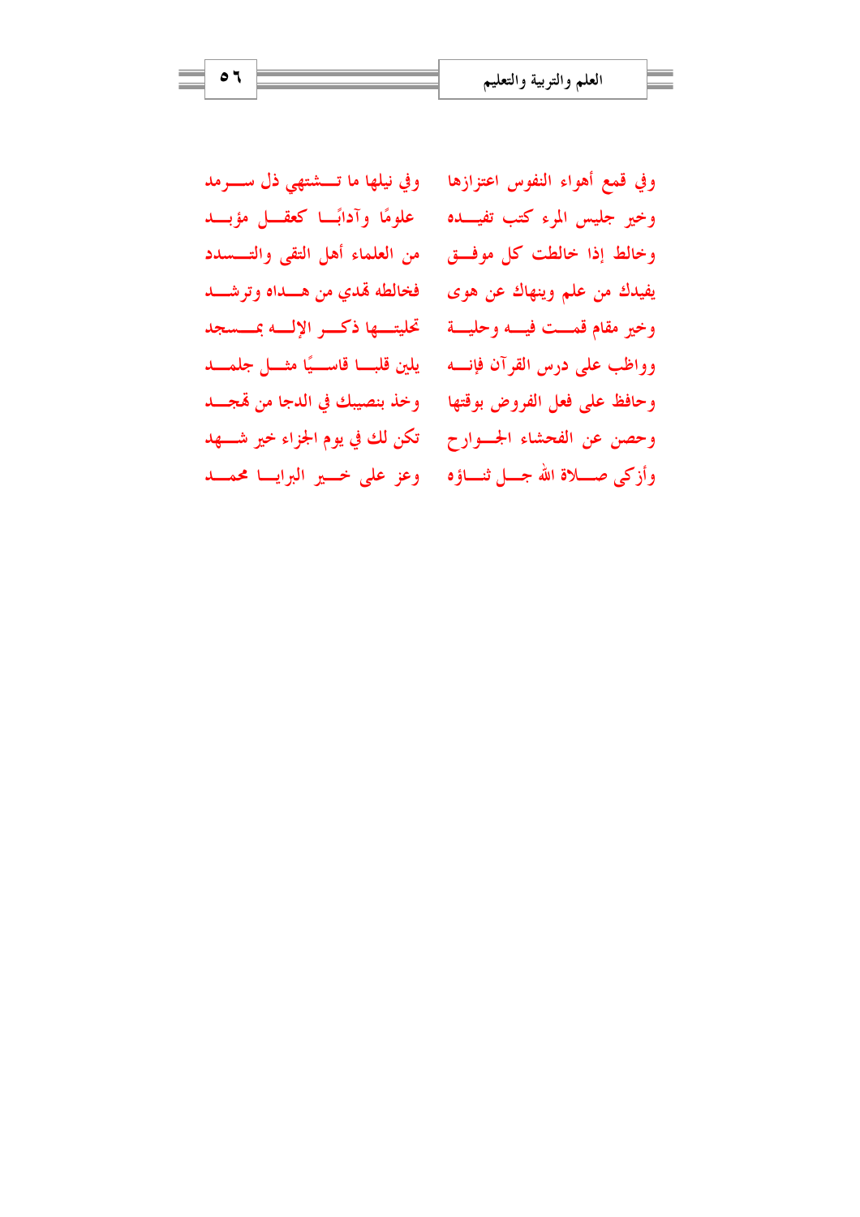وفي قمع أهواء النفوس اعتزازها ... وفي نيلها ما تـشتهي ذل سـرمد

وخير جليس المرء كتب تفيـده ... علومًا وآدابًا كعقـل مؤبـد

وخالط إذا خالطت كل موفـق ... من العلماء أهل التقى والتسـدد

يفيدك من علم وينهاك عن هوى ... فخالطه تهدي من هـداه وترشـد

وخير مقام قمـت فيـه وحليـة ... تحليتـها ذكـر الإلـه بمسـجد

وواظب على درس القرآن فإنـه ... يلين قلبـا قاسـيًا مثـل جلمـد

وحافظ على فعل الفروض بوقتها ... وخذ بنصيبك في الدجا من تهجـد

وحصن عن الفحشاء الجـوارح ... تكن لك في يوم الجزاء خير شـهد

وأزكى صـلاة الله جـل ثنـاؤه ... وعز على خـير البرايـا محمـد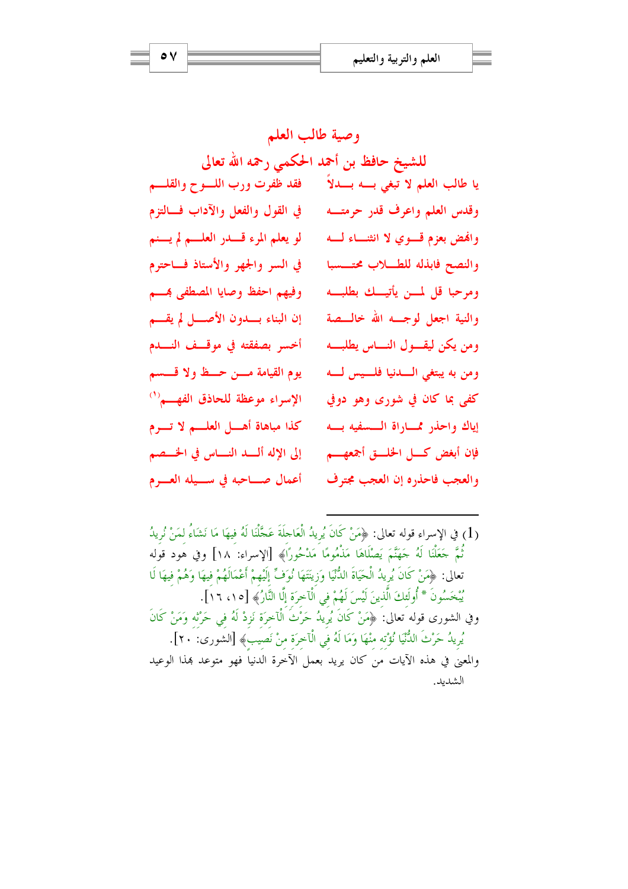## وصية طالب العلم

### للشيخ حافظ بن أحمد الحكمي رحمه الله تعالى

يا طالب العلم لا تبغي به بدلاً ... فقد ظفرت ورب اللوح والقلم

وقدس العلم واعرف قدر حرمته ... في القول والفعل والآداب فالتزم

وانهض بعزم قوي لا انثناء له ... لو يعلم المرء قدر العلم لم ينم

والنصح فابذله للطلاب محتسبا ... في السر والجهر والأستاذ فاحترم

ومرحبا قل لمن يأتيك بطلبه ... وفيهم احفظ وصايا المصطفى بهم

والنية اجعل لوجه الله خالصة ... إن البناء بدون الأصل لم يقم

ومن يكن ليقول الناس يطلبه ... أخسر بصفقته في موقف الندم

ومن به يبتغي الدنيا فليس له ... يوم القيامة من حظ ولا قسم

كفى بما كان في شورى وهو دوفي ... الإسراء موعظة للحاذق الفهم[1]

إياك واحذر مماراة السفيه به ... كذا مباهاة أهل العلم لا ترم

فإن أبغض كل الخلق أجمعهم ... إلى الإله ألد الناس في الخصم

والعجب فاحذره إن العجب مجترف ... أعمال صاحبه في سيله العرم

---

(1) في الإسراء قوله تعالى: ﴿مَنْ كَانَ يُرِيدُ الْعَاجِلَةَ عَجَّلْنَا لَهُ فِيهَا مَا نَشَاءُ لِمَنْ نُرِيدُ ثُمَّ جَعَلْنَا لَهُ جَهَنَّمَ يَصْلَاهَا مَذْمُومًا مَدْحُورًا﴾ [الإسراء: ١٨] وفي هود قوله تعالى: ﴿مَنْ كَانَ يُرِيدُ الْحَيَاةَ الدُّنْيَا وَزِينَتَهَا نُوَفِّ إِلَيْهِمْ أَعْمَالَهُمْ فِيهَا وَهُمْ فِيهَا لَا يُبْخَسُونَ * أُولَئِكَ الَّذِينَ لَيْسَ لَهُمْ فِي الْآخِرَةِ إِلَّا النَّارُ﴾ [١٥، ١٦].

وفي الشورى قوله تعالى: ﴿مَنْ كَانَ يُرِيدُ حَرْثَ الْآخِرَةِ نَزِدْ لَهُ فِي حَرْثِهِ وَمَنْ كَانَ يُرِيدُ حَرْثَ الدُّنْيَا نُؤْتِهِ مِنْهَا وَمَا لَهُ فِي الْآخِرَةِ مِنْ نَصِيبٍ﴾ [الشورى: ٢٠].

والمعنى في هذه الآيات من كان يريد بعمل الآخرة الدنيا فهو متوعد بهذا الوعيد الشديد.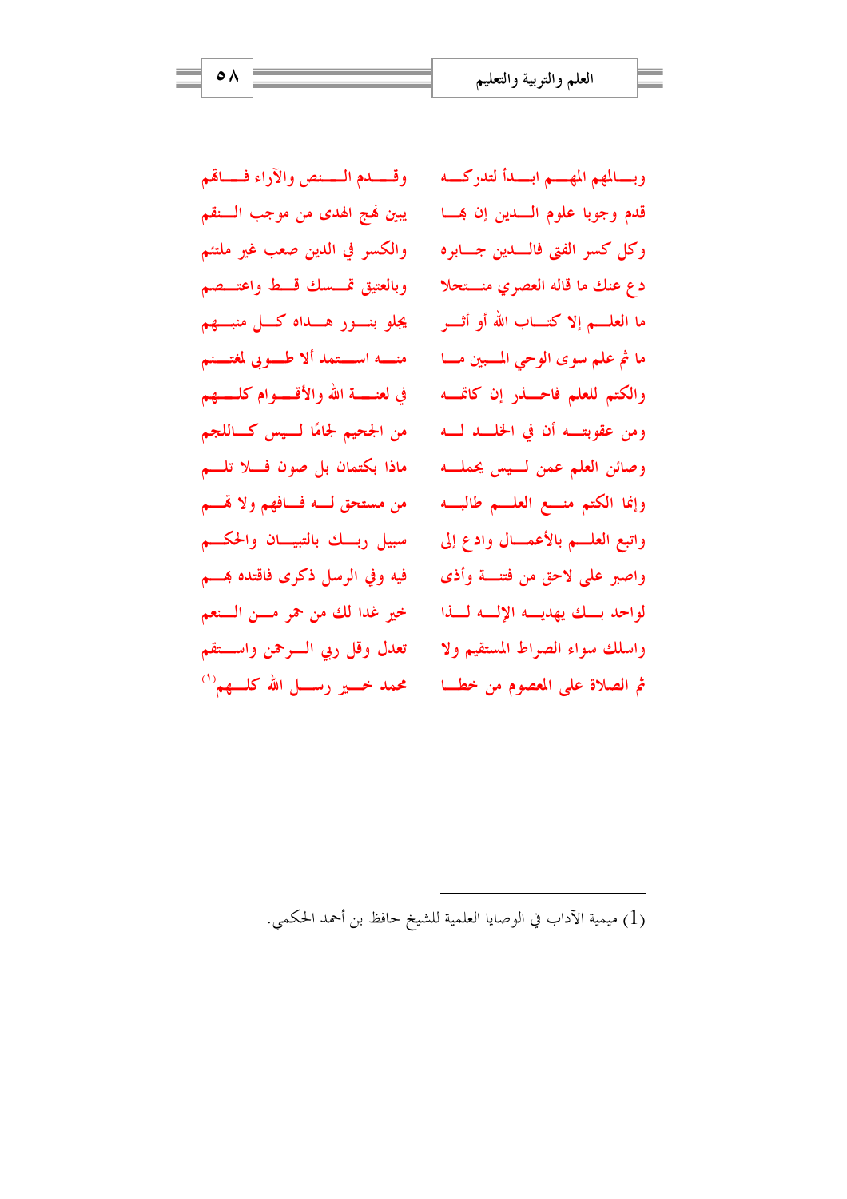وبـالمهم المهـم ابـدأ لتدركـه ... وقـدم الـنص والآراء فـاتهم

قدم وجوبا علوم الـدين إن بهـا ... يبين نهج الهدى من موجب الـنقم

وكل كسر الفتى فالـدين جـابره ... والكسر في الدين صعب غير ملتئم

دع عنك ما قاله العصري منـتحلا ... وبالعتيق تمـسك قـط واعتـصم

ما العلـم إلا كتـاب الله أو أثـر ... يجلو بنـور هـداه كـل منبـهم

ما ثم علم سوى الوحي المـبين مـا ... منـه استمد ألا طـوبى لمغتـنم

والكتم للعلم فاحـذر إن كاتمـه ... في لعنـة الله والأقـوام كلـهم

ومن عقوبتـه أن في الخلـد لـه ... من الجحيم لجامًا لـيس كـاللجم

وصائن العلم عمن لـيس يحملـه ... ماذا بكتمان بل صون فـلا تلـم

وإنما الكتم منـع العلـم طالبـه ... من مستحق لـه فـافهم ولا تهـم

واتبع العلـم بالأعمـال وادع إلى ... سبيل ربـك بالتبيـان والحكـم

واصبر على لاحق من فتنـة وأذى ... فيه وفي الرسل ذكرى فاقتده بهـم

لواحد بـك يهديـه الإلـه لـذا ... خير غدا لك من حمر مـن الـنعم

واسلك سواء الصراط المستقيم ولا ... تعدل وقل ربي الـرحمن واسـتقم

ثم الصلاة على المعصوم من خطـا ... محمد خـير رسـل الله كلـهم[1]

---

(1) ميمية الآداب في الوصايا العلمية للشيخ حافظ بن أحمد الحكمي.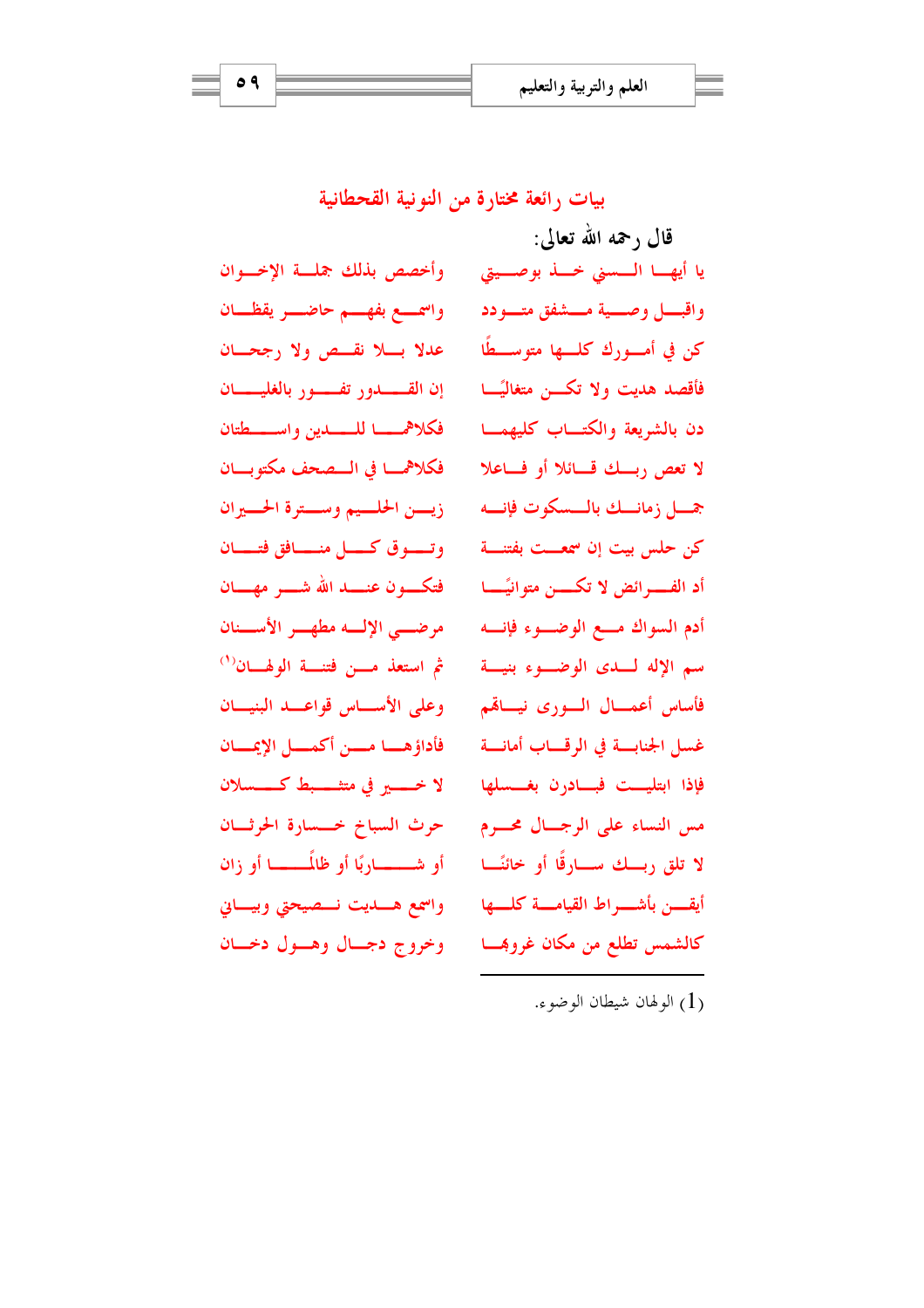## بيات رائعة مختارة من النونية القحطانية

قال رحمه الله تعالى:

يا أيها السني خذ بوصيتي ... وأخصص بذلك جملة الإخوان

واقبل وصية مشفق متودد ... واسمع بفهم حاضر يقظان

كن في أمورك كلها متوسطًا ... عدلا بلا نقص ولا رجحان

فأقصد هديت ولا تكن متغاليًا ... إن القدور تفور بالغليان

دن بالشريعة والكتاب كليهما ... فكلاهما للدين واسطتان

لا تعص ربك قائلا أو فاعلا ... فكلاهما في الصحف مكتوبان

جمل زمانك بالسكوت فإنه ... زين الحليم وسترة الحيران

كن حلس بيت إن سمعت بفتنة ... وتوق كل منافق فتان

أد الفرائض لا تكن متوانيًا ... فتكون عند الله شر مهان

أدم السواك مع الوضوء فإنه ... مرضي الإله مطهر الأسنان

سم الإله لدى الوضوء بنية ... ثم استعذ من فتنة الولهان[1]

فأساس أعمال الورى نياتهم ... وعلى الأساس قواعد البنيان

غسل الجنابة في الرقاب أمانة ... فأداؤها من أكمل الإيمان

فإذا ابتليت فبادرن بغسلها ... لا خير في متثبط كسلان

مس النساء على الرجال محرم ... حرث السباخ خسارة الحرثان

لا تلق ربك سارقًا أو خائنًا ... أو شاربًا أو ظالمًا أو زان

أيقن بأشراط القيامة كلها ... واسمع هديت نصيحتي وبياني

كالشمس تطلع من مكان غروبها ... وخروج دجال وهول دخان

---

(1) الولهان شيطان الوضوء.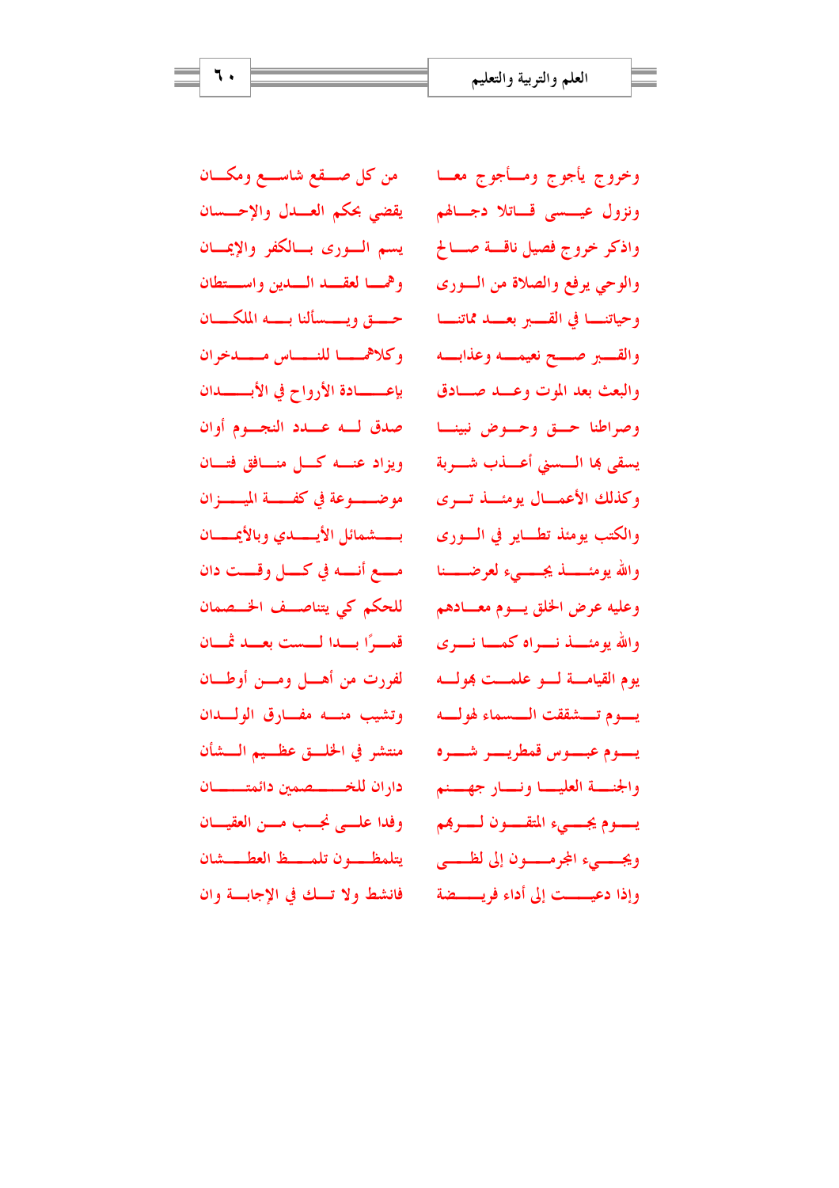وخروج يأجوج ومأجوج معا — من كل صقع شاسع ومكان

ونزول عيسى قاتلا دجالهم — يقضي بحكم العدل والإحسان

واذكر خروج فصيل ناقة صالح — يسم الورى بالكفر والإيمان

والوحي يرفع والصلاة من الورى — وهما لعقد الدين واستطان

وحياتنا في القبر بعد مماتنا — حق ويسألنا به الملكان

والقبر صح نعيمه وعذابه — وكلاهما للناس مدخران

والبعث بعد الموت وعد صادق — بإعادة الأرواح في الأبدان

وصراطنا حق وحوض نبينا — صدق له عدد النجوم أوان

يسقى بها السني أعذب شربة — ويزاد عنه كل منافق فتان

وكذلك الأعمال يومئذ ترى — موضوعة في كفة الميزان

والكتب يومئذ تطاير في الورى — بالشمائل الأيدي وبالأيمان

والله يومئذ يجيء لعرضنا — مع أنه في كل وقت دان

وعليه عرض الخلق يوم معادهم — للحكم كي يتناصف الخصمان

والله يومئذ نراه كما نرى — قمرًا بدا لست بعد ثمان

يوم القيامة لو علمت بهوله — لفررت من أهل ومن أوطان

يوم تشققت السماء لهوله — وتشيب منه مفارق الولدان

يوم عبوس قمطرير شره — منتشر في الخلق عظيم الشأن

والجنة العليا ونار جهنم — داران للخصمين دائمتان

يوم يجيء المتقون لربهم — وفدا على نجب من العقيان

ويجيء المجرمون إلى لظى — يتلمظون تلمظ العطشان

وإذا دعيت إلى أداء فريضة — فانشط ولا تك في الإجابة وان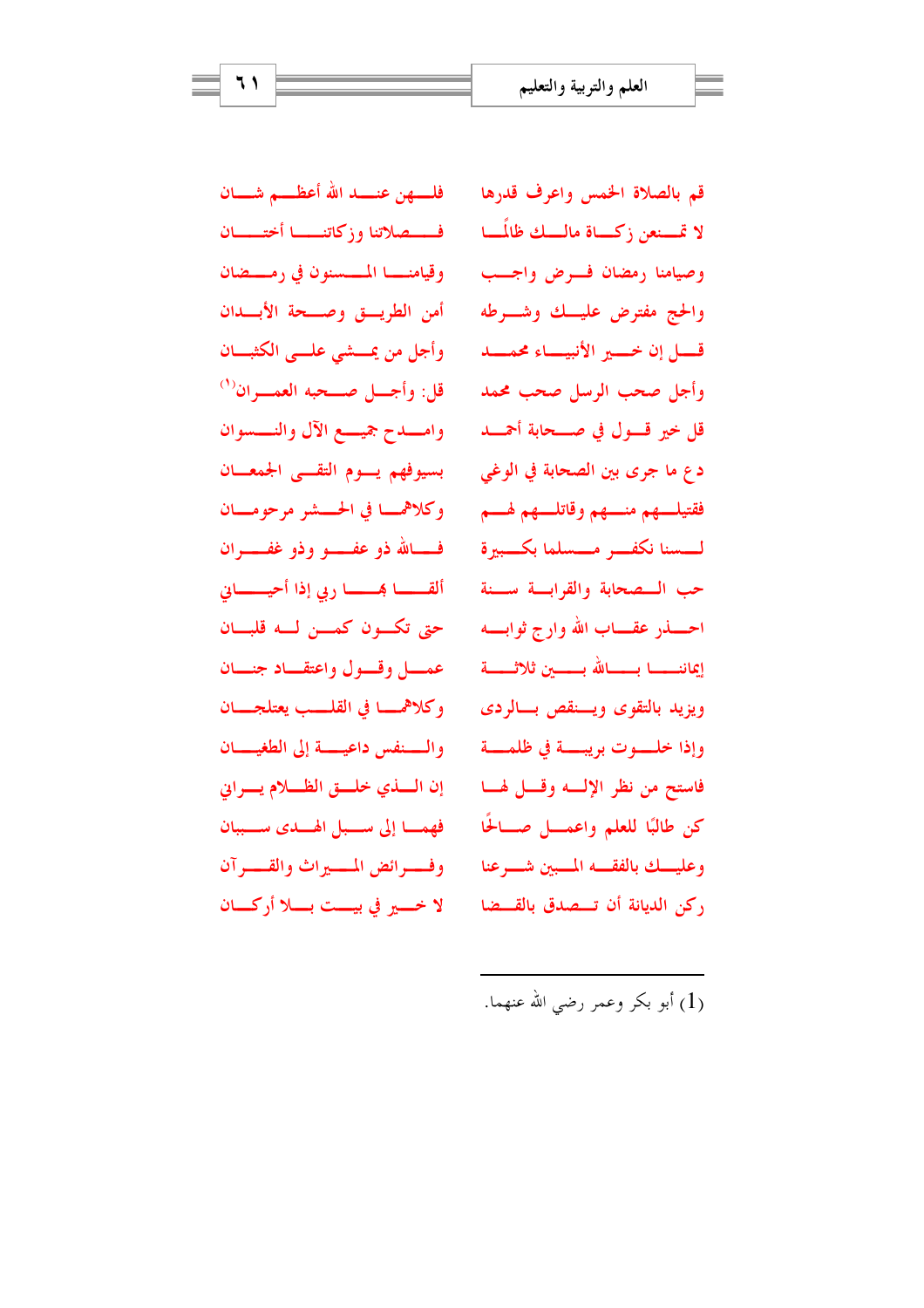قم بالصلاة الخمس واعرف قدرها ... فلهن عند الله أعظم شان

لا تمنعن زكاة مالك ظالمًا ... فصلاتنا وزكاتنا أختان

وصيامنا رمضان فرض واجب ... وقيامنا المسنون في رمضان

والحج مفترض عليك وشرطه ... أمن الطريق وصحة الأبدان

قل إن خير الأنبياء محمد ... وأجل من يمشي على الكثبان

وأجل صحب الرسل صحب محمد ... قل: وأجل صحبه العمران[1]

قل خير قول في صحابة أحمد ... وامدح جميع الآل والنسوان

دع ما جرى بين الصحابة في الوغى ... بسيوفهم يوم التقى الجمعان

فقتيلهم منهم وقاتلهم لهم ... وكلاهما في الحشر مرحومان

لسنا نكفر مسلما بكبيرة ... فالله ذو عفو وذو غفران

حب الصحابة والقرابة سنة ... ألقى بها ربي إذا أحياني

احذر عقاب الله وارج ثوابه ... حتى تكون كمن له قلبان

إيماننا بالله بين ثلاثة ... عمل وقول واعتقاد جنان

ويزيد بالتقوى وينقص بالردى ... وكلاهما في القلب يعتلجان

وإذا خلوت بريبة في ظلمة ... والنفس داعية إلى الطغيان

فاستح من نظر الإله وقل لها ... إن الذي خلق الظلام يراني

كن طالبًا للعلم واعمل صالحًا ... فهما إلى سبل الهدى سببان

وعليك بالفقه المبين شرعنا ... وفرائض الميراث والقرآن

ركن الديانة أن تصدق بالقضا ... لا خير في بيت بلا أركان

---

(1) أبو بكر وعمر رضي الله عنهما.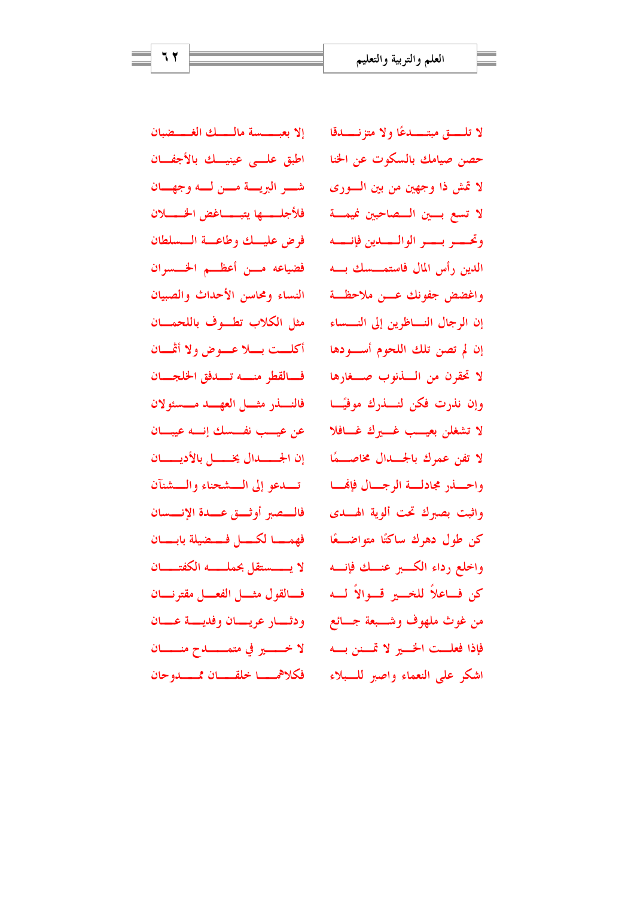لا تلــق مبتــدعًا ولا متزنــدقا ... إلا بعبســة مالــك الغــضبان

حصن صيامك بالسكوت عن الخنا ... اطبق علــى عينيــك بالأجفــان

لا تمش ذا وجهين من بين الــورى ... شــر البريــة مــن لــه وجهــان

لا تسع بــين الــصاحبين نميمــة ... فلأجلــها يتبــاغض الخــلان

وتحــر بــر الوالــدين فإنــه ... فرض عليــك وطاعــة الــسلطان

الدين رأس المال فاستمــسك بــه ... فضياعه مــن أعظــم الخــسران

واغضض جفونك عــن ملاحظــة ... النساء ومحاسن الأحداث والصبيان

إن الرجال النــاظرين إلى النــساء ... مثل الكلاب تطــوف باللحمــان

إن لم تصن تلك اللحوم أســودها ... أكلــت بــلا عــوض ولا أثمــان

لا تحقرن من الــذنوب صــغارها ... فــالقطر منــه تــدفق الخلجــان

وإن نذرت فكن لنــذرك موفيًــا ... فالنــذر مثــل العهــد مــسئولان

لا تشغلن بعيــب غــيرك غــافلا ... عن عيــب نفــسك إنــه عيبــان

لا تفن عمرك بالجــدال مخاصــمًا ... إن الجــدال يخــل بالأديــان

واحــذر مجادلــة الرجــال فإنهــا ... تــدعو إلى الــشحناء والــشنآن

واثبت بصبرك تحت ألوية الهــدى ... فالــصبر أوثــق عــدة الإنــسان

كن طول دهرك ساكتًا متواضــعًا ... فهمــا لكــل فــضيلة بابــان

واخلع رداء الكــبر عنــك فإنــه ... لا يــستقل بحملــه الكتفــان

كن فــاعلاً للخــير قــوالاً لــه ... فــالقول مثــل الفعــل مقترنــان

من غوث ملهوف وشــبعة جــائع ... ودثــار عريــان وفديــة عــان

فإذا فعلــت الخــير لا تمــنن بــه ... لا خــير في متمــدح منــان

اشكر على النعماء واصبر للــبلاء ... فكلاهمــا خلقــان ممــدوحان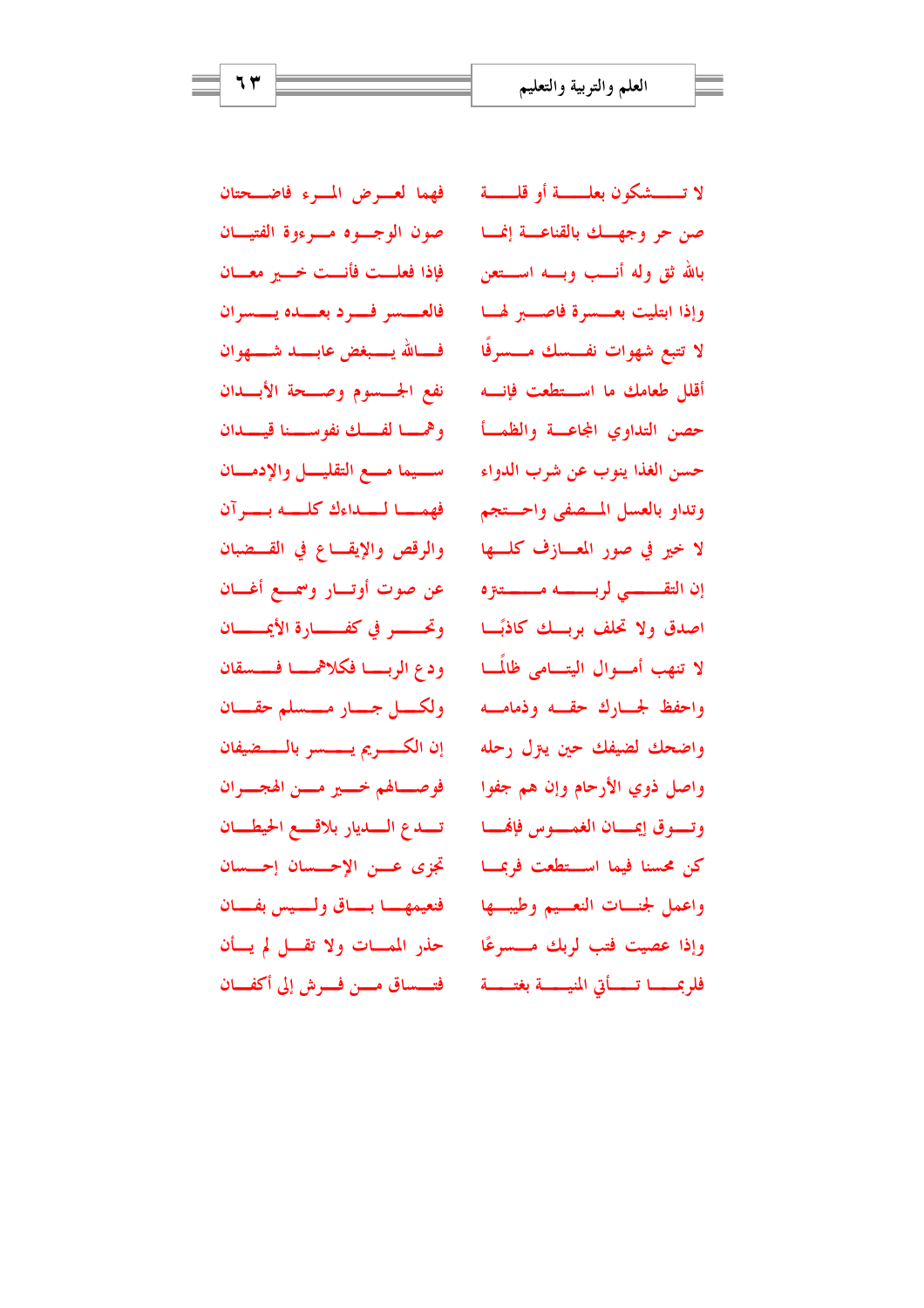لا تشكون بعلة أو قلة ... فهما لعرض المرء فاضحتان

صن حر وجهك بالقناعة إنما ... صون الوجوه مروءة الفتيان

بالله ثق وله أنب وبه استعن ... فإذا فعلت فأنت خير معان

وإذا ابتليت بعسرة فاصبر لها ... فالعسر فرد بعده يسران

لا تتبع شهوات نفسك مسرفًا ... فالله يبغض عابد شهوان

أقلل طعامك ما استطعت فإنه ... نفع الجسوم وصحة الأبدان

حصن التداوي المجاعة والظمأ ... وهما لفك نفوسنا قيدان

حسن الغذا ينوب عن شرب الدواء ... سيما مع التقليل والإدمان

وتداو بالعسل المصفى واحتجم ... فهما لداءك كله برآن

لا خير في صور المعازف كلها ... والرقص والإيقاع في القضبان

إن التقي لربه متنزه ... عن صوت أوتار وسمع أغان

اصدق ولا تحلف بربك كاذبًا ... وتحر في كفارة الأيمان

لا تنهب أموال اليتامى ظالمًا ... ودع الربا فكلاهما فسقان

واحفظ لجارك حقه وذمامه ... ولكل جار مسلم حقان

واضحك لضيفك حين يترل رحله ... إن الكريم يسر بالضيفان

واصل ذوي الأرحام وإن هم جفوا ... فوصالهم خير من الهجران

وتوق إيمان الغموس فإنها ... تدع الديار بلاقع الحيطان

كن محسنا فيما استطعت فربما ... تجزى عن الإحسان إحسان

واعمل لجنات النعيم وطيبها ... فنعيمها باق وليس بفان

وإذا عصيت فتب لربك مسرعًا ... حذر الممات ولا تقل لم يأن

فلربما تأتي المنية بغتة ... فتساق من فرش إلى أكفان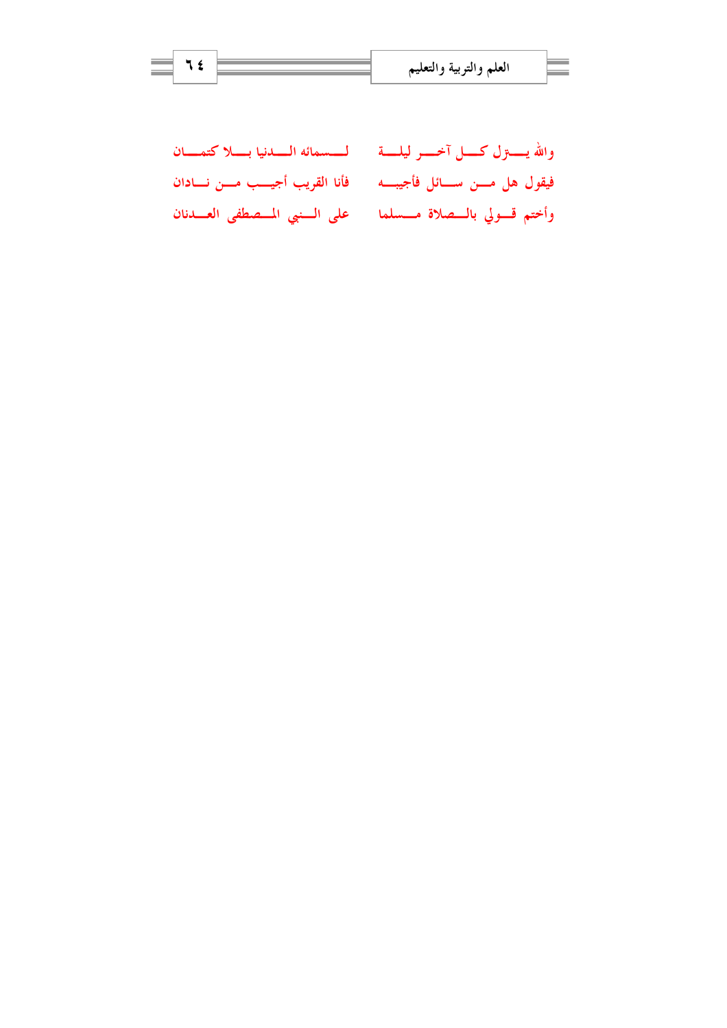والله يــــترل كــــل آخــــر ليلــــة ... لـــسمائه الـــدنيا بـــلا كتمـــان

فيقول هل مــــن ســـائل فأجيبـــه ... فأنا القريب أجيـــب مـــن نـــادان

وأختم قـــولي بالـــصلاة مـــسلما ... على الـــنبي المـــصطفى العـــدنان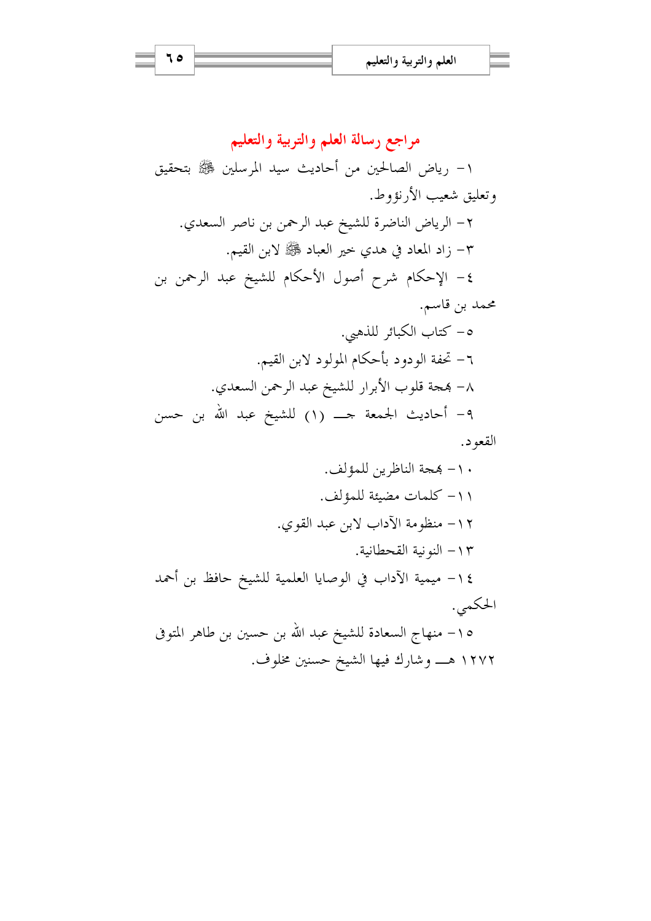## مراجع رسالة العلم والتربية والتعليم

١- رياض الصالحين من أحاديث سيد المرسلين ﷺ بتحقيق وتعليق شعيب الأرنؤوط.

٢- الرياض الناضرة للشيخ عبد الرحمن بن ناصر السعدي.

٣- زاد المعاد في هدي خير العباد ﷺ لابن القيم.

٤- الإحكام شرح أصول الأحكام للشيخ عبد الرحمن بن محمد بن قاسم.

٥- كتاب الكبائر للذهبي.

٦- تحفة الودود بأحكام المولود لابن القيم.

٨- بهجة قلوب الأبرار للشيخ عبد الرحمن السعدي.

٩- أحاديث الجمعة جـ (١) للشيخ عبد الله بن حسن القعود.

١٠- بهجة الناظرين للمؤلف.

١١- كلمات مضيئة للمؤلف.

١٢- منظومة الآداب لابن عبد القوي.

١٣- النونية القحطانية.

١٤- ميمية الآداب في الوصايا العلمية للشيخ حافظ بن أحمد الحكمي.

١٥- منهاج السعادة للشيخ عبد الله بن حسين بن طاهر المتوفى ١٢٧٢ هـ وشارك فيها الشيخ حسنين مخلوف.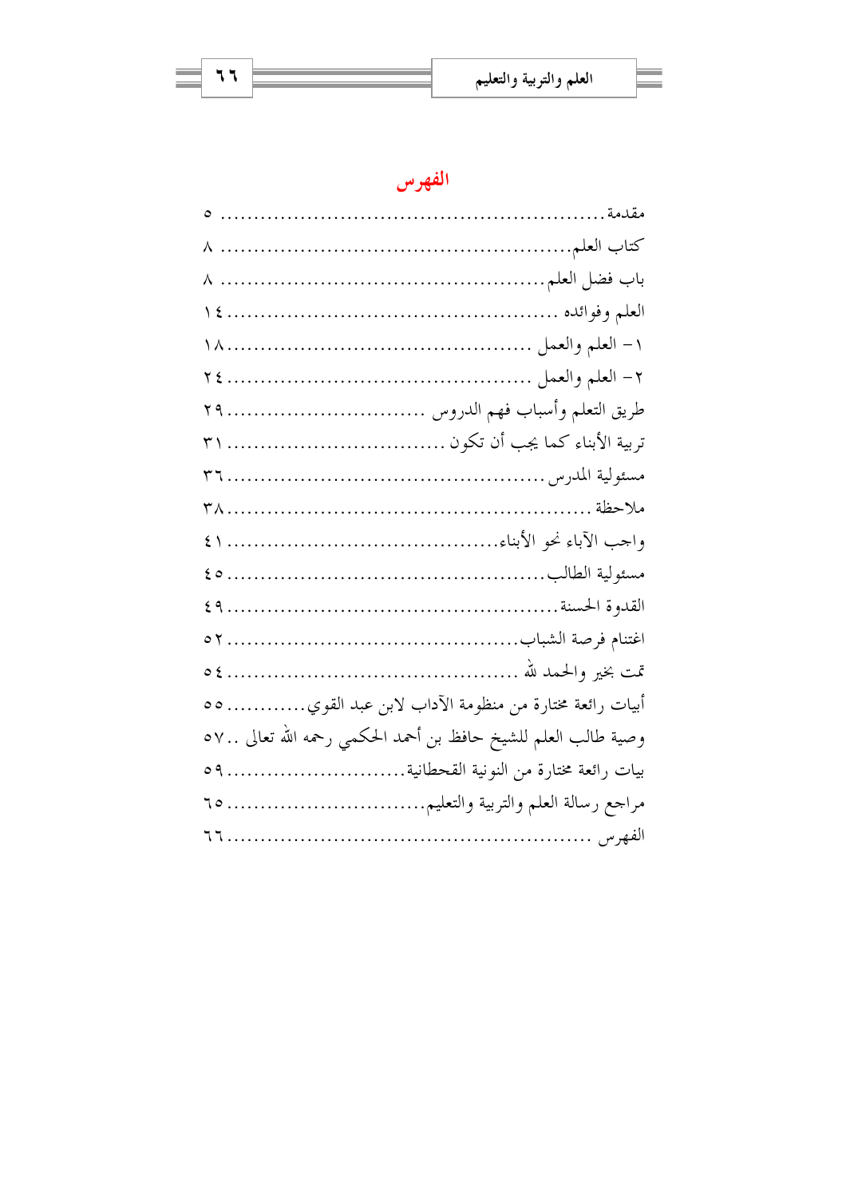## الفهرس

| | |
|---|---|
| مقدمة | ٥ |
| كتاب العلم | ٨ |
| باب فضل العلم | ٨ |
| العلم وفوائده | ١٤ |
| ١- العلم والعمل | ١٨ |
| ٢- العلم والعمل | ٢٤ |
| طريق التعلم وأسباب فهم الدروس | ٢٩ |
| تربية الأبناء كما يجب أن تكون | ٣١ |
| مسئولية المدرس | ٣٦ |
| ملاحظة | ٣٨ |
| واجب الآباء نحو الأبناء | ٤١ |
| مسئولية الطالب | ٤٥ |
| القدوة الحسنة | ٤٩ |
| اغتنام فرصة الشباب | ٥٢ |
| تمت بخير والحمد لله | ٥٤ |
| أبيات رائعة مختارة من منظومة الآداب لابن عبد القوي | ٥٥ |
| وصية طالب العلم للشيخ حافظ بن أحمد الحكمي رحمه الله تعالى | ٥٧ |
| بيات رائعة مختارة من النونية القحطانية | ٥٩ |
| مراجع رسالة العلم والتربية والتعليم | ٦٥ |
| الفهرس | ٦٦ |